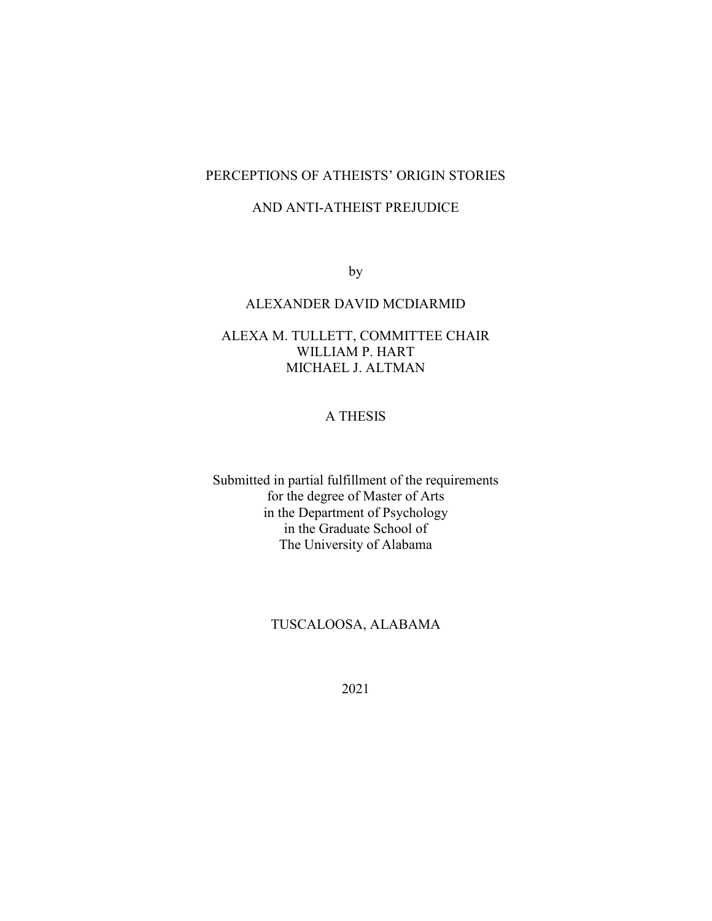# PERCEPTIONS OF ATHEISTS' ORIGIN STORIES

# AND ANTI-ATHEIST PREJUDICE

by

ALEXANDER DAVID MCDIARMID

ALEXA M. TULLETT, COMMITTEE CHAIR
WILLIAM P. HART
MICHAEL J. ALTMAN

A THESIS

Submitted in partial fulfillment of the requirements
for the degree of Master of Arts
in the Department of Psychology
in the Graduate School of
The University of Alabama

TUSCALOOSA, ALABAMA

2021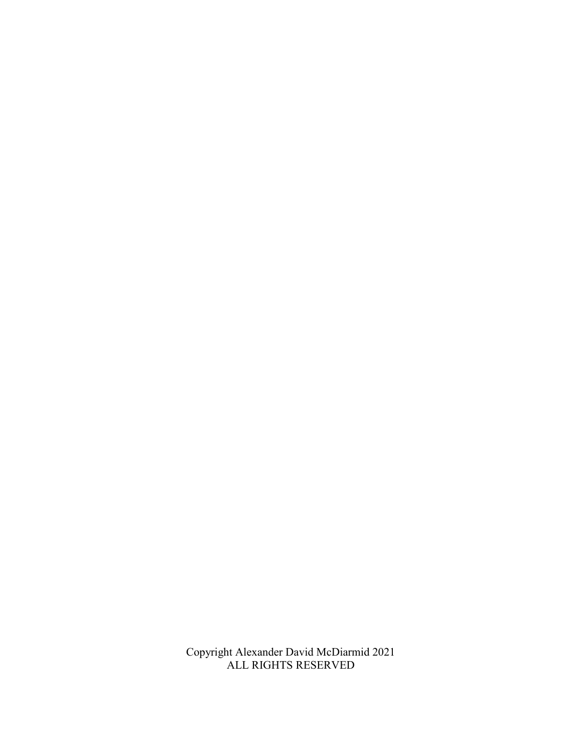Copyright Alexander David McDiarmid 2021
ALL RIGHTS RESERVED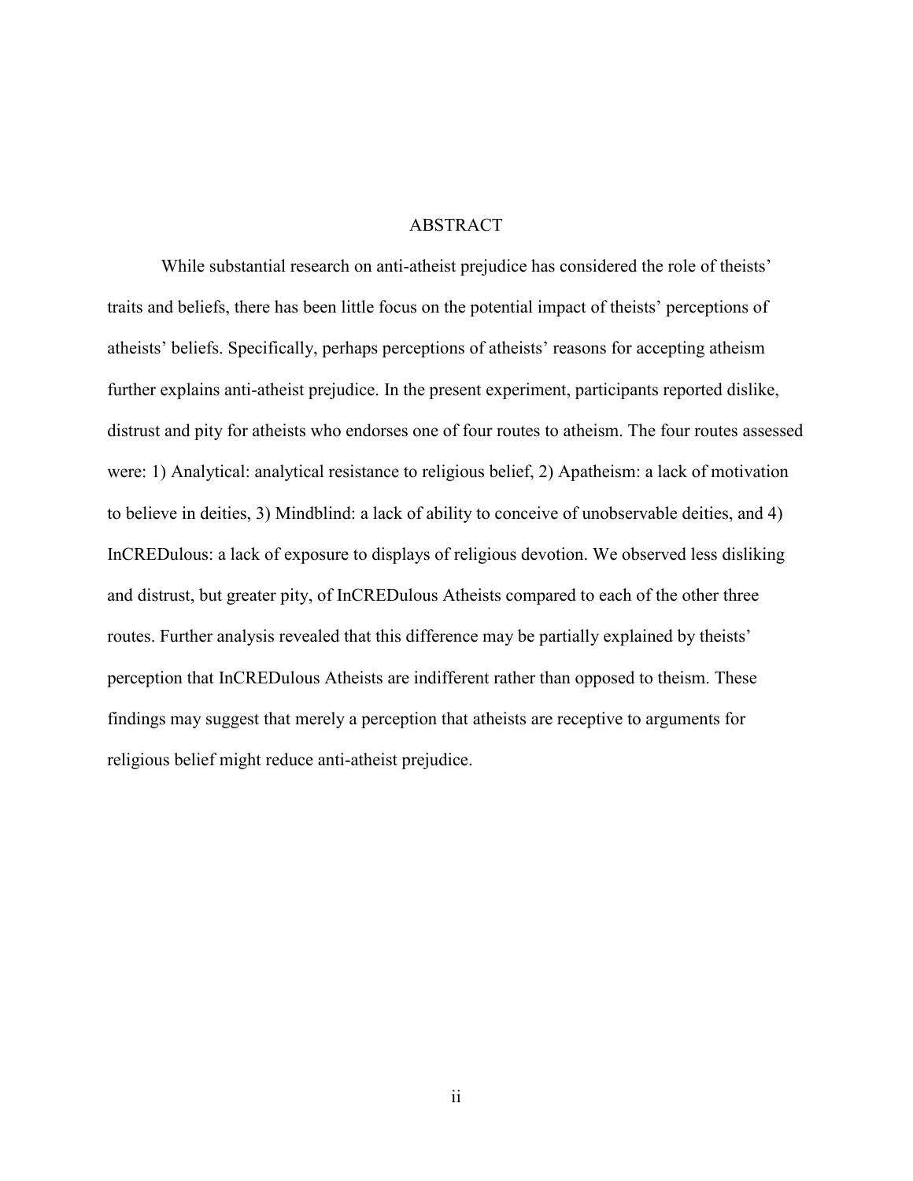# ABSTRACT

While substantial research on anti-atheist prejudice has considered the role of theists' traits and beliefs, there has been little focus on the potential impact of theists' perceptions of atheists' beliefs. Specifically, perhaps perceptions of atheists' reasons for accepting atheism further explains anti-atheist prejudice. In the present experiment, participants reported dislike, distrust and pity for atheists who endorses one of four routes to atheism. The four routes assessed were: 1) Analytical: analytical resistance to religious belief, 2) Apatheism: a lack of motivation to believe in deities, 3) Mindblind: a lack of ability to conceive of unobservable deities, and 4) InCREDulous: a lack of exposure to displays of religious devotion. We observed less disliking and distrust, but greater pity, of InCREDulous Atheists compared to each of the other three routes. Further analysis revealed that this difference may be partially explained by theists' perception that InCREDulous Atheists are indifferent rather than opposed to theism. These findings may suggest that merely a perception that atheists are receptive to arguments for religious belief might reduce anti-atheist prejudice.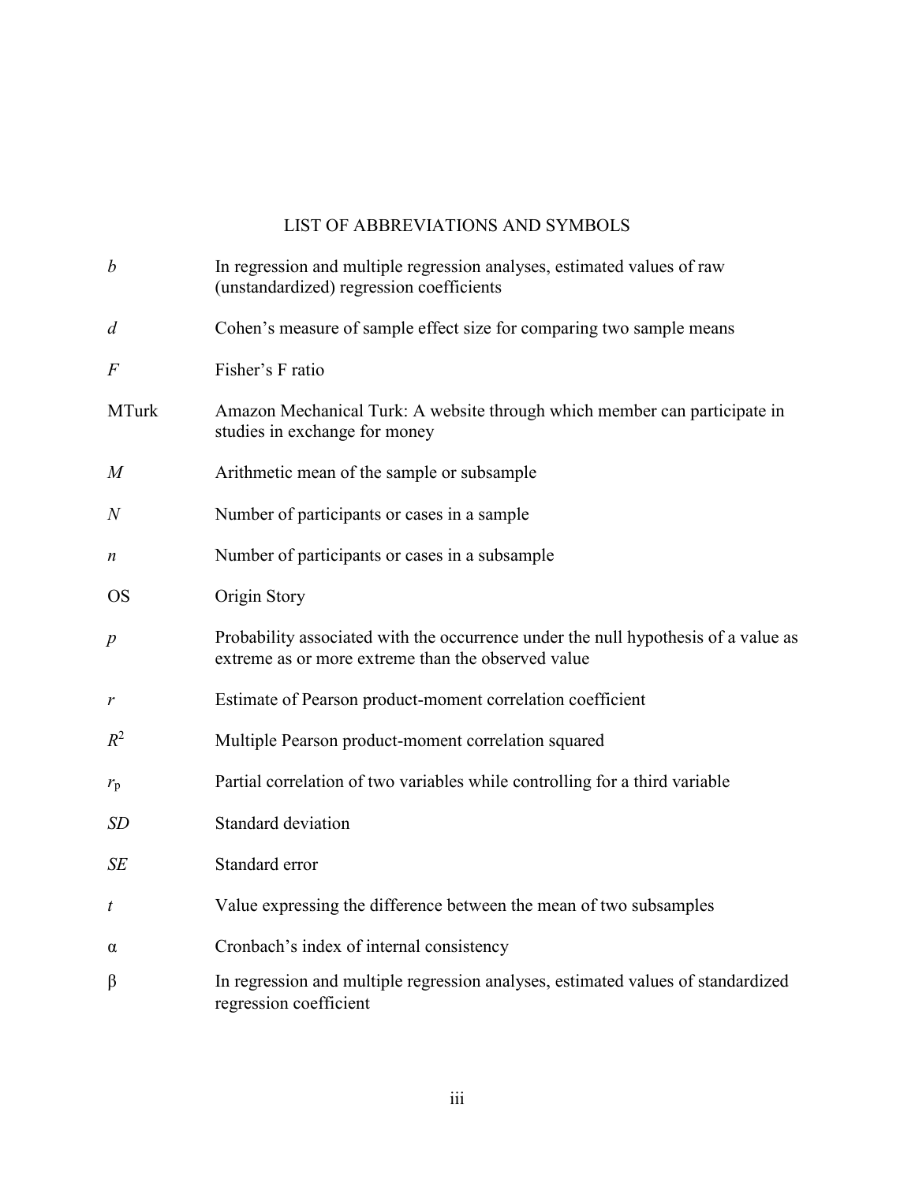# LIST OF ABBREVIATIONS AND SYMBOLS

| | |
|---|---|
| $b$ | In regression and multiple regression analyses, estimated values of raw (unstandardized) regression coefficients |
| $d$ | Cohen's measure of sample effect size for comparing two sample means |
| $F$ | Fisher's F ratio |
| MTurk | Amazon Mechanical Turk: A website through which member can participate in studies in exchange for money |
| $M$ | Arithmetic mean of the sample or subsample |
| $N$ | Number of participants or cases in a sample |
| $n$ | Number of participants or cases in a subsample |
| OS | Origin Story |
| $p$ | Probability associated with the occurrence under the null hypothesis of a value as extreme as or more extreme than the observed value |
| $r$ | Estimate of Pearson product-moment correlation coefficient |
| $R^2$ | Multiple Pearson product-moment correlation squared |
| $r_p$ | Partial correlation of two variables while controlling for a third variable |
| *SD* | Standard deviation |
| *SE* | Standard error |
| $t$ | Value expressing the difference between the mean of two subsamples |
| $\alpha$ | Cronbach's index of internal consistency |
| $\beta$ | In regression and multiple regression analyses, estimated values of standardized regression coefficient |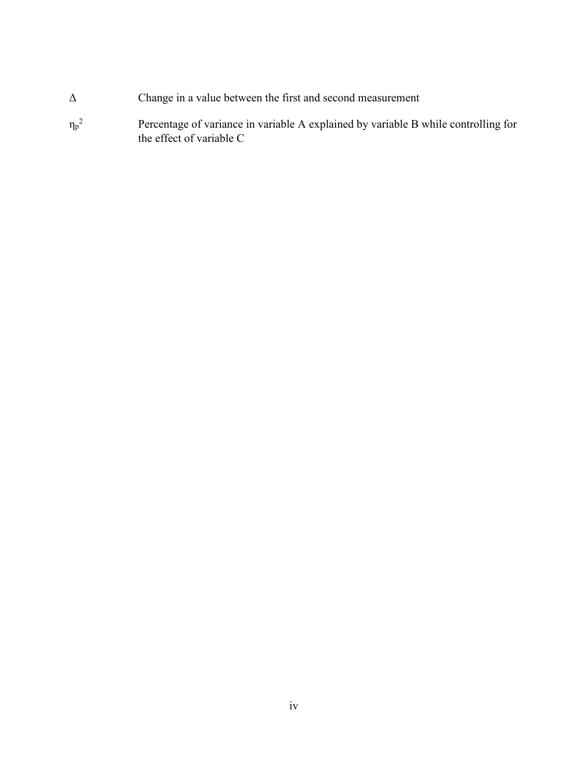$\Delta$ Change in a value between the first and second measurement

$\eta_p^2$ Percentage of variance in variable A explained by variable B while controlling for the effect of variable C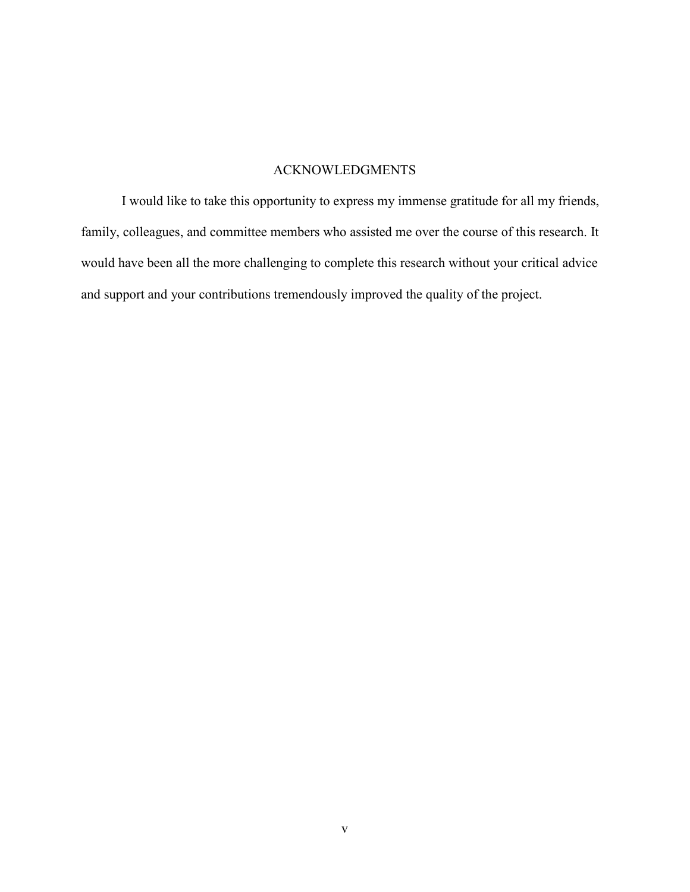# ACKNOWLEDGMENTS

I would like to take this opportunity to express my immense gratitude for all my friends, family, colleagues, and committee members who assisted me over the course of this research. It would have been all the more challenging to complete this research without your critical advice and support and your contributions tremendously improved the quality of the project.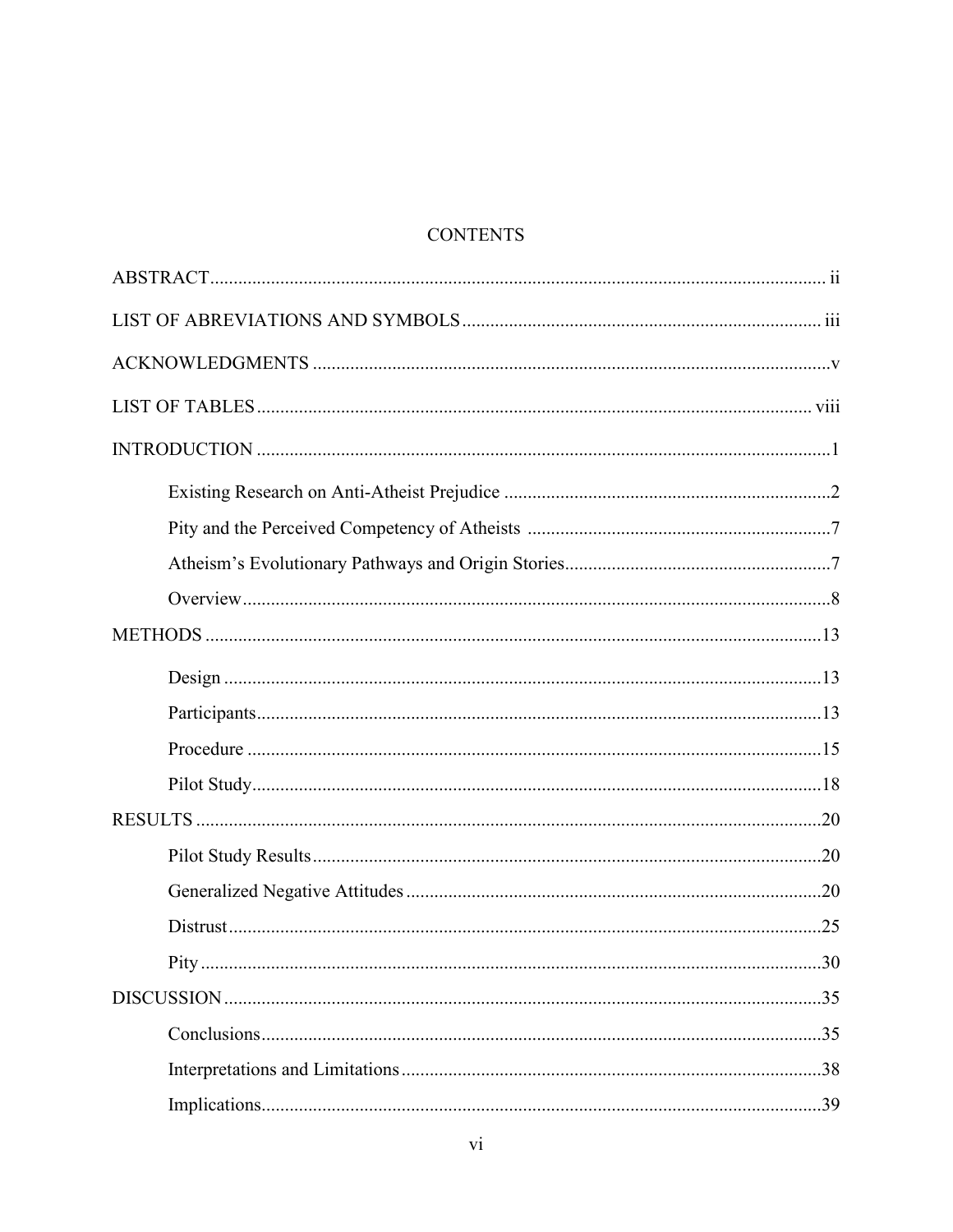# CONTENTS

ABSTRACT ........................................................................................................................ ii

LIST OF ABREVIATIONS AND SYMBOLS ............................................................................ iii

ACKNOWLEDGMENTS ......................................................................................................... v

LIST OF TABLES ............................................................................................................... viii

INTRODUCTION ................................................................................................................ 1

- Existing Research on Anti-Atheist Prejudice ........................................................... 2
- Pity and the Perceived Competency of Atheists ........................................................ 7
- Atheism's Evolutionary Pathways and Origin Stories ................................................ 7
- Overview ................................................................................................................... 8

METHODS ........................................................................................................................ 13

- Design ..................................................................................................................... 13
- Participants .............................................................................................................. 13
- Procedure ................................................................................................................. 15
- Pilot Study ............................................................................................................... 18

RESULTS ......................................................................................................................... 20

- Pilot Study Results ................................................................................................... 20
- Generalized Negative Attitudes ................................................................................ 20
- Distrust .................................................................................................................... 25
- Pity ........................................................................................................................... 30

DISCUSSION ..................................................................................................................... 35

- Conclusions .............................................................................................................. 35
- Interpretations and Limitations ................................................................................ 38
- Implications .............................................................................................................. 39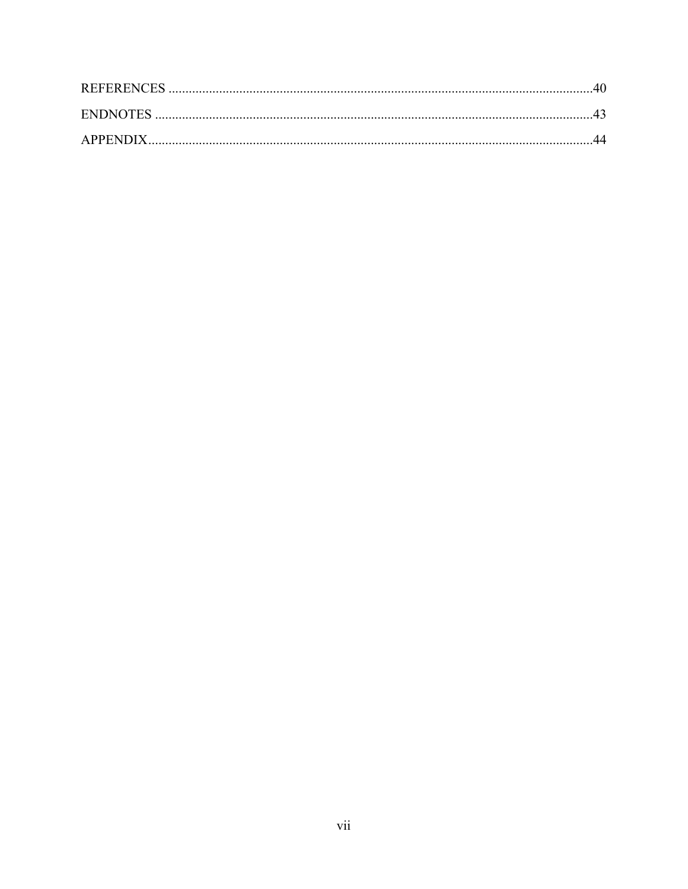REFERENCES ....................................................................................................................40

ENDNOTES .......................................................................................................................43

APPENDIX.........................................................................................................................44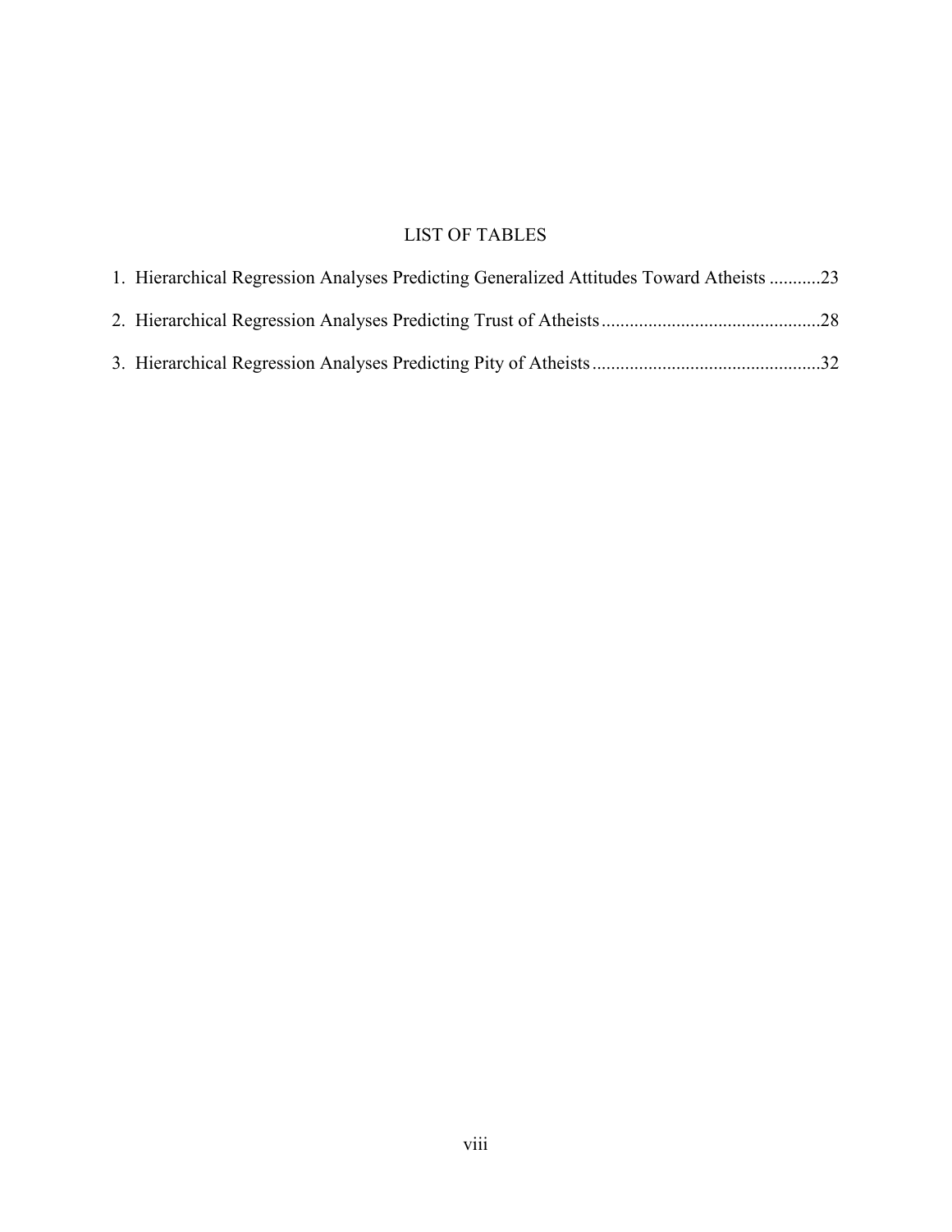# LIST OF TABLES

1. Hierarchical Regression Analyses Predicting Generalized Attitudes Toward Atheists ...........23
2. Hierarchical Regression Analyses Predicting Trust of Atheists...............................................28
3. Hierarchical Regression Analyses Predicting Pity of Atheists.................................................32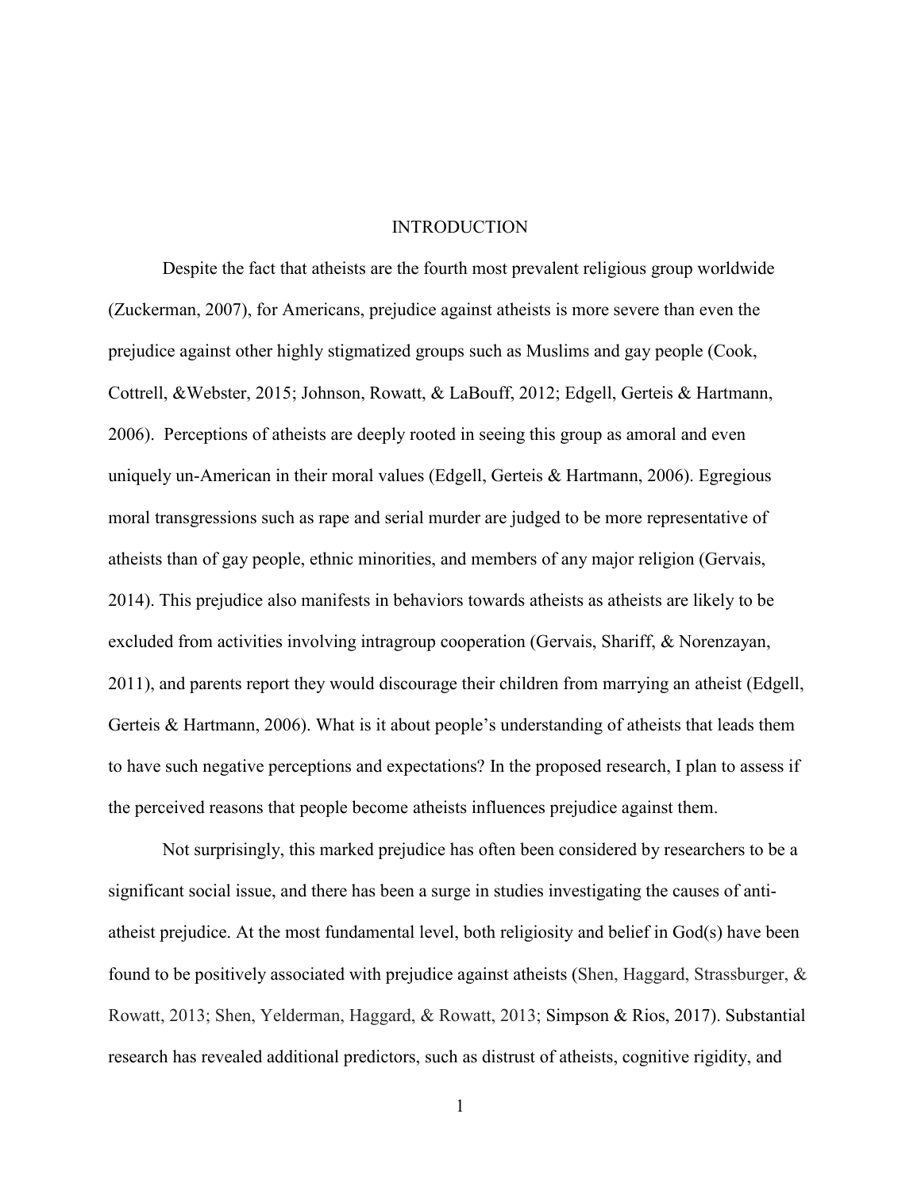# INTRODUCTION

Despite the fact that atheists are the fourth most prevalent religious group worldwide (Zuckerman, 2007), for Americans, prejudice against atheists is more severe than even the prejudice against other highly stigmatized groups such as Muslims and gay people (Cook, Cottrell, &Webster, 2015; Johnson, Rowatt, & LaBouff, 2012; Edgell, Gerteis & Hartmann, 2006). Perceptions of atheists are deeply rooted in seeing this group as amoral and even uniquely un-American in their moral values (Edgell, Gerteis & Hartmann, 2006). Egregious moral transgressions such as rape and serial murder are judged to be more representative of atheists than of gay people, ethnic minorities, and members of any major religion (Gervais, 2014). This prejudice also manifests in behaviors towards atheists as atheists are likely to be excluded from activities involving intragroup cooperation (Gervais, Shariff, & Norenzayan, 2011), and parents report they would discourage their children from marrying an atheist (Edgell, Gerteis & Hartmann, 2006). What is it about people's understanding of atheists that leads them to have such negative perceptions and expectations? In the proposed research, I plan to assess if the perceived reasons that people become atheists influences prejudice against them.

Not surprisingly, this marked prejudice has often been considered by researchers to be a significant social issue, and there has been a surge in studies investigating the causes of anti-atheist prejudice. At the most fundamental level, both religiosity and belief in God(s) have been found to be positively associated with prejudice against atheists (Shen, Haggard, Strassburger, & Rowatt, 2013; Shen, Yelderman, Haggard, & Rowatt, 2013; Simpson & Rios, 2017). Substantial research has revealed additional predictors, such as distrust of atheists, cognitive rigidity, and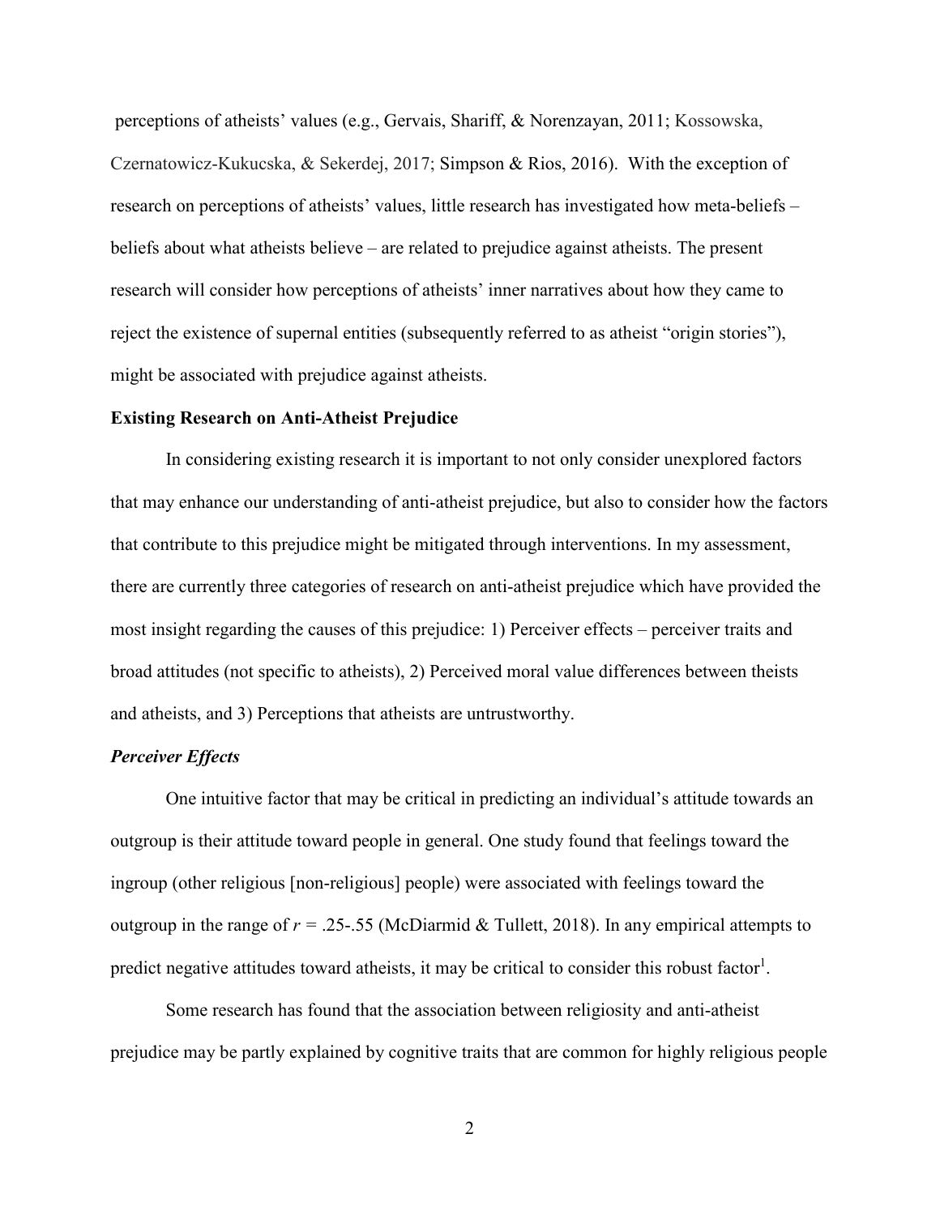perceptions of atheists' values (e.g., Gervais, Shariff, & Norenzayan, 2011; Kossowska, Czernatowicz-Kukucska, & Sekerdej, 2017; Simpson & Rios, 2016). With the exception of research on perceptions of atheists' values, little research has investigated how meta-beliefs – beliefs about what atheists believe – are related to prejudice against atheists. The present research will consider how perceptions of atheists' inner narratives about how they came to reject the existence of supernal entities (subsequently referred to as atheist "origin stories"), might be associated with prejudice against atheists.

## Existing Research on Anti-Atheist Prejudice

In considering existing research it is important to not only consider unexplored factors that may enhance our understanding of anti-atheist prejudice, but also to consider how the factors that contribute to this prejudice might be mitigated through interventions. In my assessment, there are currently three categories of research on anti-atheist prejudice which have provided the most insight regarding the causes of this prejudice: 1) Perceiver effects – perceiver traits and broad attitudes (not specific to atheists), 2) Perceived moral value differences between theists and atheists, and 3) Perceptions that atheists are untrustworthy.

### *Perceiver Effects*

One intuitive factor that may be critical in predicting an individual's attitude towards an outgroup is their attitude toward people in general. One study found that feelings toward the ingroup (other religious [non-religious] people) were associated with feelings toward the outgroup in the range of $r$ = .25-.55 (McDiarmid & Tullett, 2018). In any empirical attempts to predict negative attitudes toward atheists, it may be critical to consider this robust factor[1].

Some research has found that the association between religiosity and anti-atheist prejudice may be partly explained by cognitive traits that are common for highly religious people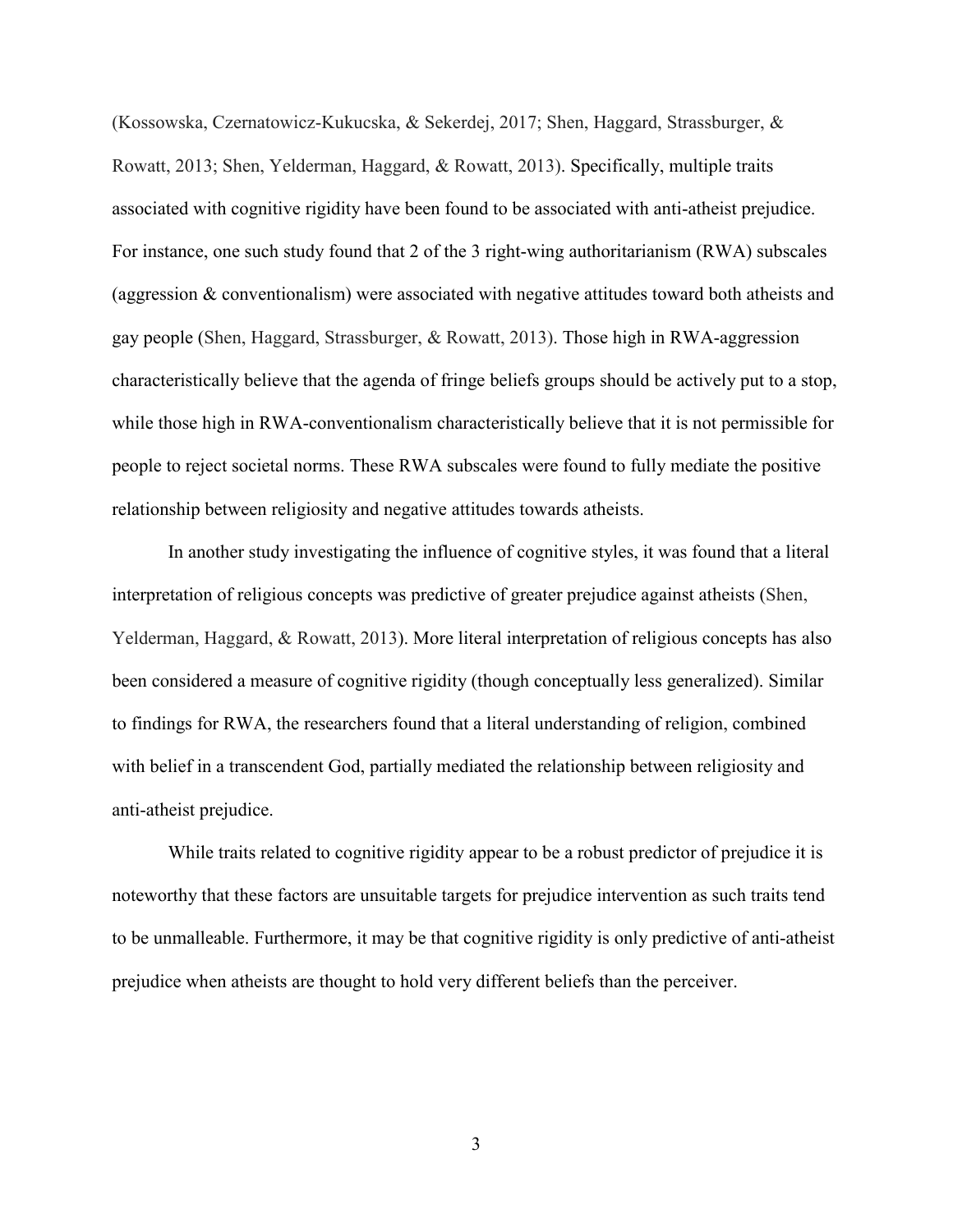(Kossowska, Czernatowicz-Kukucska, & Sekerdej, 2017; Shen, Haggard, Strassburger, & Rowatt, 2013; Shen, Yelderman, Haggard, & Rowatt, 2013). Specifically, multiple traits associated with cognitive rigidity have been found to be associated with anti-atheist prejudice. For instance, one such study found that 2 of the 3 right-wing authoritarianism (RWA) subscales (aggression & conventionalism) were associated with negative attitudes toward both atheists and gay people (Shen, Haggard, Strassburger, & Rowatt, 2013). Those high in RWA-aggression characteristically believe that the agenda of fringe beliefs groups should be actively put to a stop, while those high in RWA-conventionalism characteristically believe that it is not permissible for people to reject societal norms. These RWA subscales were found to fully mediate the positive relationship between religiosity and negative attitudes towards atheists.

In another study investigating the influence of cognitive styles, it was found that a literal interpretation of religious concepts was predictive of greater prejudice against atheists (Shen, Yelderman, Haggard, & Rowatt, 2013). More literal interpretation of religious concepts has also been considered a measure of cognitive rigidity (though conceptually less generalized). Similar to findings for RWA, the researchers found that a literal understanding of religion, combined with belief in a transcendent God, partially mediated the relationship between religiosity and anti-atheist prejudice.

While traits related to cognitive rigidity appear to be a robust predictor of prejudice it is noteworthy that these factors are unsuitable targets for prejudice intervention as such traits tend to be unmalleable. Furthermore, it may be that cognitive rigidity is only predictive of anti-atheist prejudice when atheists are thought to hold very different beliefs than the perceiver.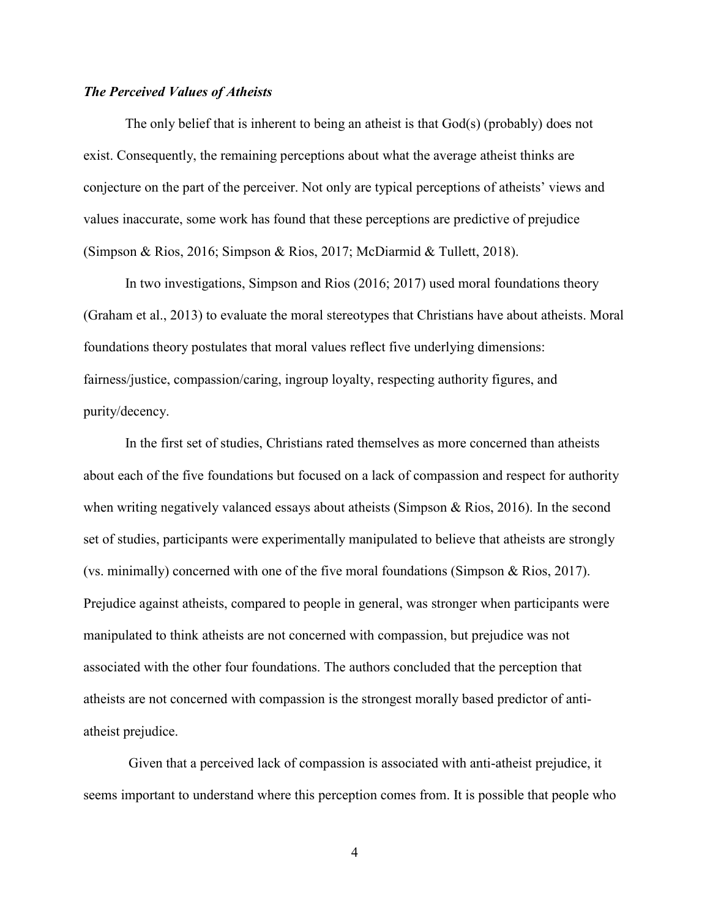### *The Perceived Values of Atheists*

The only belief that is inherent to being an atheist is that God(s) (probably) does not exist. Consequently, the remaining perceptions about what the average atheist thinks are conjecture on the part of the perceiver. Not only are typical perceptions of atheists' views and values inaccurate, some work has found that these perceptions are predictive of prejudice (Simpson & Rios, 2016; Simpson & Rios, 2017; McDiarmid & Tullett, 2018).

In two investigations, Simpson and Rios (2016; 2017) used moral foundations theory (Graham et al., 2013) to evaluate the moral stereotypes that Christians have about atheists. Moral foundations theory postulates that moral values reflect five underlying dimensions: fairness/justice, compassion/caring, ingroup loyalty, respecting authority figures, and purity/decency.

In the first set of studies, Christians rated themselves as more concerned than atheists about each of the five foundations but focused on a lack of compassion and respect for authority when writing negatively valanced essays about atheists (Simpson & Rios, 2016). In the second set of studies, participants were experimentally manipulated to believe that atheists are strongly (vs. minimally) concerned with one of the five moral foundations (Simpson & Rios, 2017). Prejudice against atheists, compared to people in general, was stronger when participants were manipulated to think atheists are not concerned with compassion, but prejudice was not associated with the other four foundations. The authors concluded that the perception that atheists are not concerned with compassion is the strongest morally based predictor of anti-atheist prejudice.

Given that a perceived lack of compassion is associated with anti-atheist prejudice, it seems important to understand where this perception comes from. It is possible that people who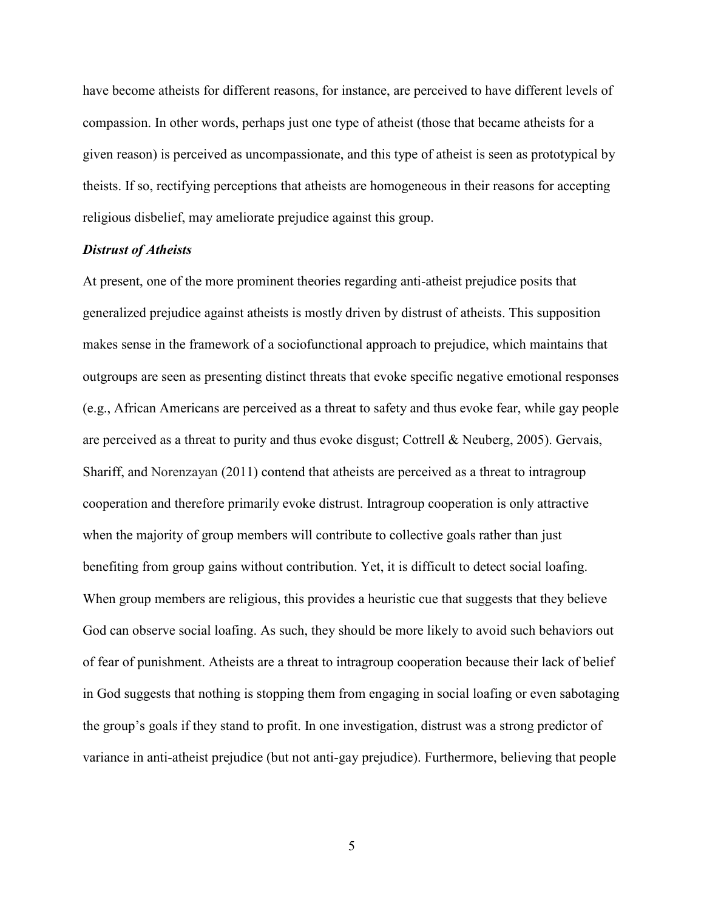have become atheists for different reasons, for instance, are perceived to have different levels of compassion. In other words, perhaps just one type of atheist (those that became atheists for a given reason) is perceived as uncompassionate, and this type of atheist is seen as prototypical by theists. If so, rectifying perceptions that atheists are homogeneous in their reasons for accepting religious disbelief, may ameliorate prejudice against this group.

### *Distrust of Atheists*

At present, one of the more prominent theories regarding anti-atheist prejudice posits that generalized prejudice against atheists is mostly driven by distrust of atheists. This supposition makes sense in the framework of a sociofunctional approach to prejudice, which maintains that outgroups are seen as presenting distinct threats that evoke specific negative emotional responses (e.g., African Americans are perceived as a threat to safety and thus evoke fear, while gay people are perceived as a threat to purity and thus evoke disgust; Cottrell & Neuberg, 2005). Gervais, Shariff, and Norenzayan (2011) contend that atheists are perceived as a threat to intragroup cooperation and therefore primarily evoke distrust. Intragroup cooperation is only attractive when the majority of group members will contribute to collective goals rather than just benefiting from group gains without contribution. Yet, it is difficult to detect social loafing. When group members are religious, this provides a heuristic cue that suggests that they believe God can observe social loafing. As such, they should be more likely to avoid such behaviors out of fear of punishment. Atheists are a threat to intragroup cooperation because their lack of belief in God suggests that nothing is stopping them from engaging in social loafing or even sabotaging the group's goals if they stand to profit. In one investigation, distrust was a strong predictor of variance in anti-atheist prejudice (but not anti-gay prejudice). Furthermore, believing that people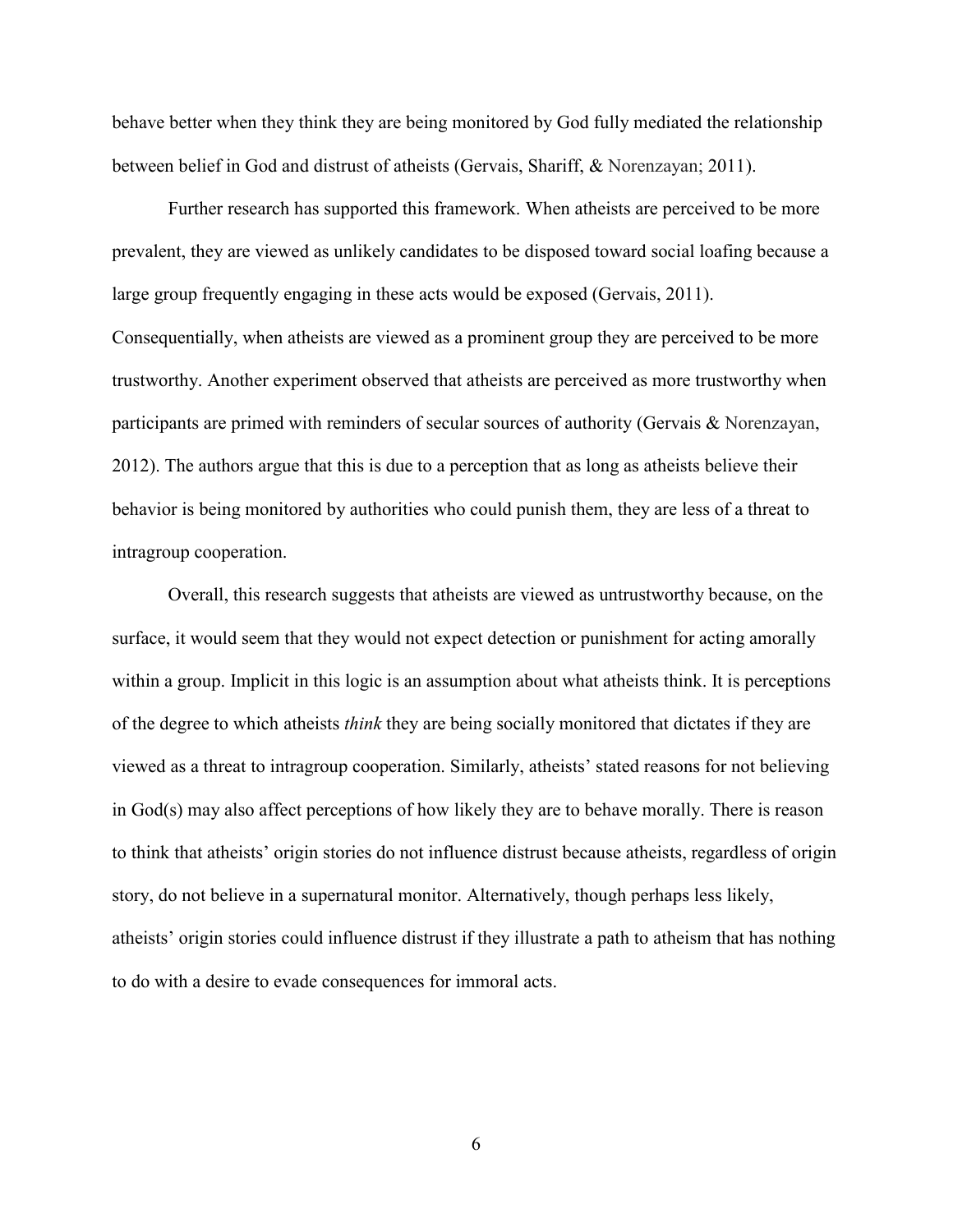behave better when they think they are being monitored by God fully mediated the relationship between belief in God and distrust of atheists (Gervais, Shariff, & Norenzayan; 2011).

Further research has supported this framework. When atheists are perceived to be more prevalent, they are viewed as unlikely candidates to be disposed toward social loafing because a large group frequently engaging in these acts would be exposed (Gervais, 2011). Consequentially, when atheists are viewed as a prominent group they are perceived to be more trustworthy. Another experiment observed that atheists are perceived as more trustworthy when participants are primed with reminders of secular sources of authority (Gervais & Norenzayan, 2012). The authors argue that this is due to a perception that as long as atheists believe their behavior is being monitored by authorities who could punish them, they are less of a threat to intragroup cooperation.

Overall, this research suggests that atheists are viewed as untrustworthy because, on the surface, it would seem that they would not expect detection or punishment for acting amorally within a group. Implicit in this logic is an assumption about what atheists think. It is perceptions of the degree to which atheists *think* they are being socially monitored that dictates if they are viewed as a threat to intragroup cooperation. Similarly, atheists' stated reasons for not believing in God(s) may also affect perceptions of how likely they are to behave morally. There is reason to think that atheists' origin stories do not influence distrust because atheists, regardless of origin story, do not believe in a supernatural monitor. Alternatively, though perhaps less likely, atheists' origin stories could influence distrust if they illustrate a path to atheism that has nothing to do with a desire to evade consequences for immoral acts.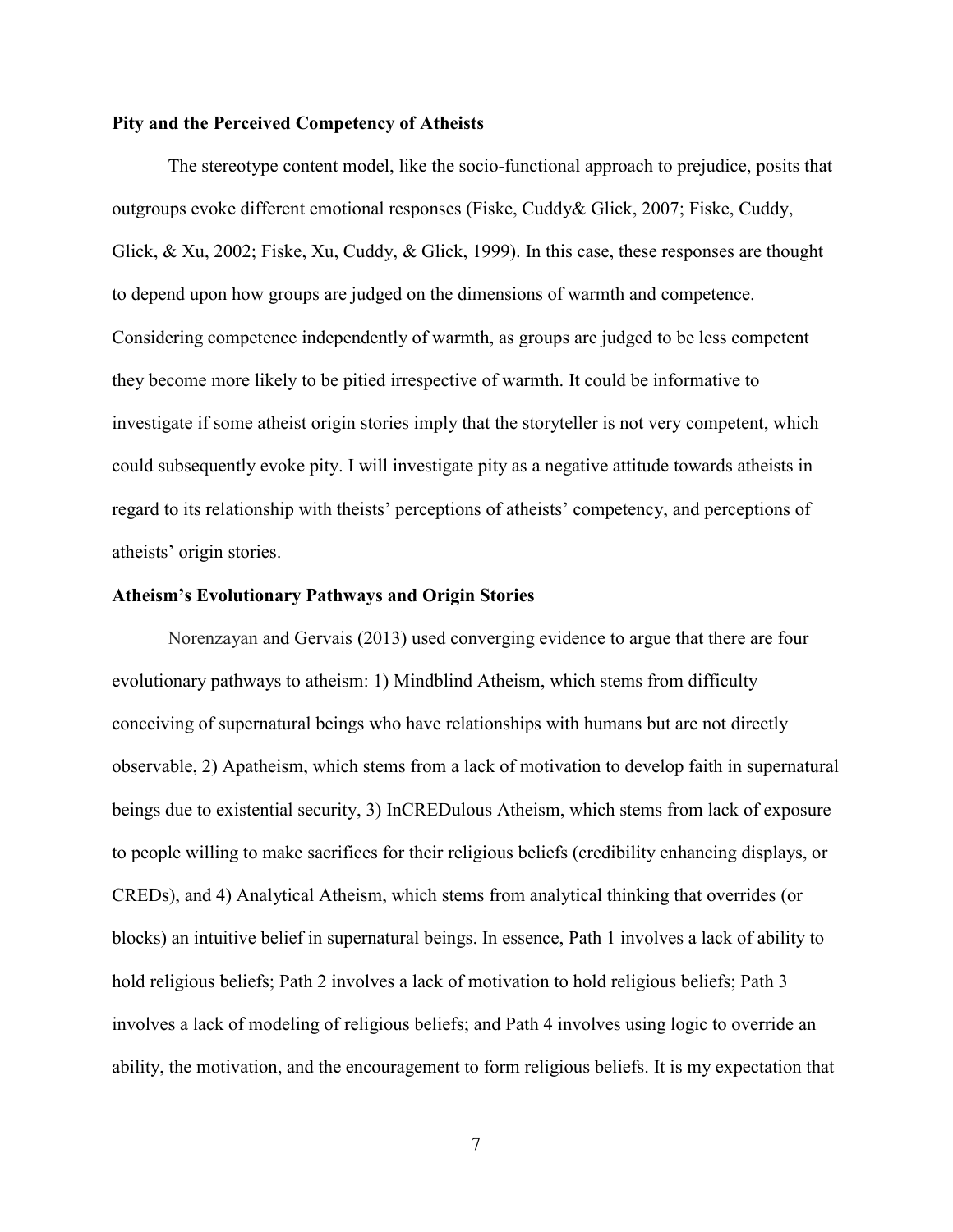### Pity and the Perceived Competency of Atheists

The stereotype content model, like the socio-functional approach to prejudice, posits that outgroups evoke different emotional responses (Fiske, Cuddy& Glick, 2007; Fiske, Cuddy, Glick, & Xu, 2002; Fiske, Xu, Cuddy, & Glick, 1999). In this case, these responses are thought to depend upon how groups are judged on the dimensions of warmth and competence. Considering competence independently of warmth, as groups are judged to be less competent they become more likely to be pitied irrespective of warmth. It could be informative to investigate if some atheist origin stories imply that the storyteller is not very competent, which could subsequently evoke pity. I will investigate pity as a negative attitude towards atheists in regard to its relationship with theists' perceptions of atheists' competency, and perceptions of atheists' origin stories.

### Atheism's Evolutionary Pathways and Origin Stories

Norenzayan and Gervais (2013) used converging evidence to argue that there are four evolutionary pathways to atheism: 1) Mindblind Atheism, which stems from difficulty conceiving of supernatural beings who have relationships with humans but are not directly observable, 2) Apatheism, which stems from a lack of motivation to develop faith in supernatural beings due to existential security, 3) InCREDulous Atheism, which stems from lack of exposure to people willing to make sacrifices for their religious beliefs (credibility enhancing displays, or CREDs), and 4) Analytical Atheism, which stems from analytical thinking that overrides (or blocks) an intuitive belief in supernatural beings. In essence, Path 1 involves a lack of ability to hold religious beliefs; Path 2 involves a lack of motivation to hold religious beliefs; Path 3 involves a lack of modeling of religious beliefs; and Path 4 involves using logic to override an ability, the motivation, and the encouragement to form religious beliefs. It is my expectation that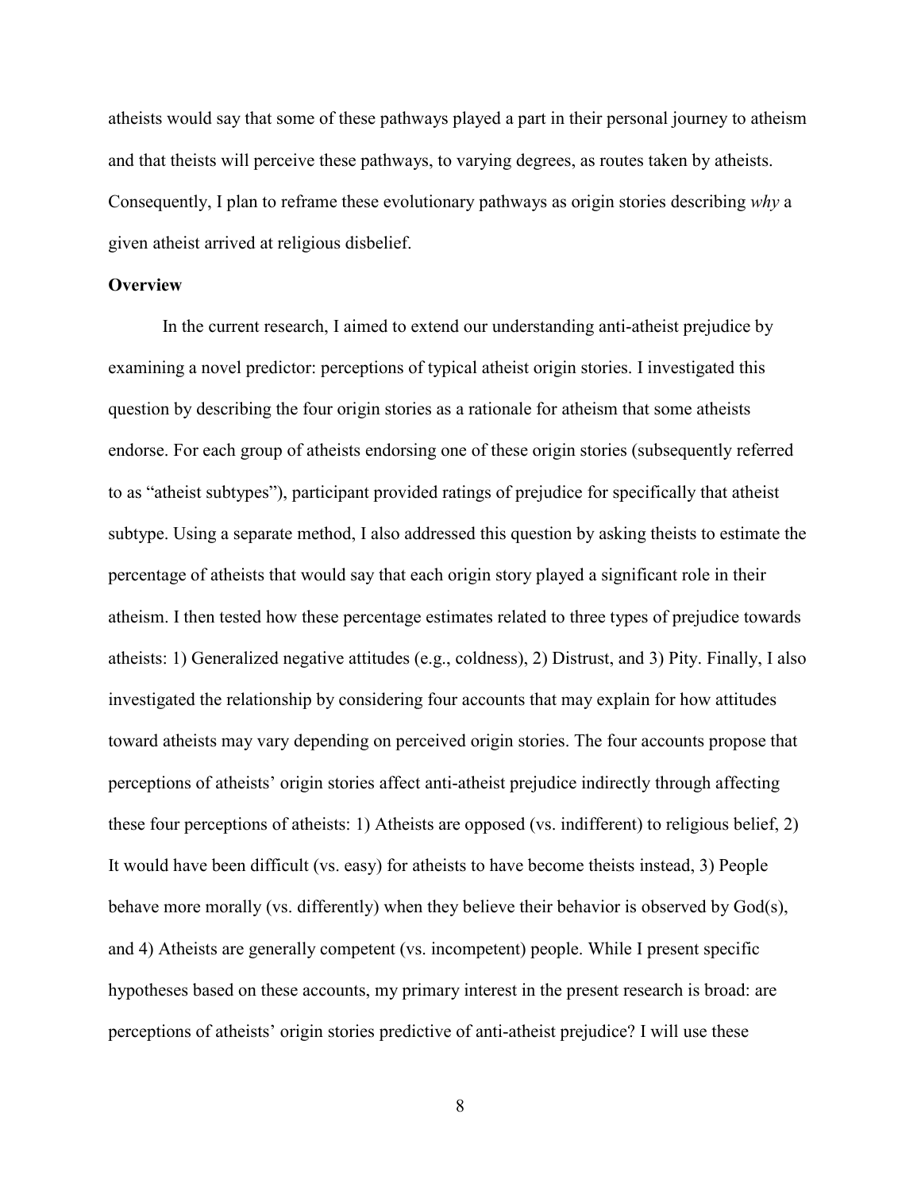atheists would say that some of these pathways played a part in their personal journey to atheism and that theists will perceive these pathways, to varying degrees, as routes taken by atheists. Consequently, I plan to reframe these evolutionary pathways as origin stories describing *why* a given atheist arrived at religious disbelief.

**Overview**

In the current research, I aimed to extend our understanding anti-atheist prejudice by examining a novel predictor: perceptions of typical atheist origin stories. I investigated this question by describing the four origin stories as a rationale for atheism that some atheists endorse. For each group of atheists endorsing one of these origin stories (subsequently referred to as "atheist subtypes"), participant provided ratings of prejudice for specifically that atheist subtype. Using a separate method, I also addressed this question by asking theists to estimate the percentage of atheists that would say that each origin story played a significant role in their atheism. I then tested how these percentage estimates related to three types of prejudice towards atheists: 1) Generalized negative attitudes (e.g., coldness), 2) Distrust, and 3) Pity. Finally, I also investigated the relationship by considering four accounts that may explain for how attitudes toward atheists may vary depending on perceived origin stories. The four accounts propose that perceptions of atheists' origin stories affect anti-atheist prejudice indirectly through affecting these four perceptions of atheists: 1) Atheists are opposed (vs. indifferent) to religious belief, 2) It would have been difficult (vs. easy) for atheists to have become theists instead, 3) People behave more morally (vs. differently) when they believe their behavior is observed by God(s), and 4) Atheists are generally competent (vs. incompetent) people. While I present specific hypotheses based on these accounts, my primary interest in the present research is broad: are perceptions of atheists' origin stories predictive of anti-atheist prejudice? I will use these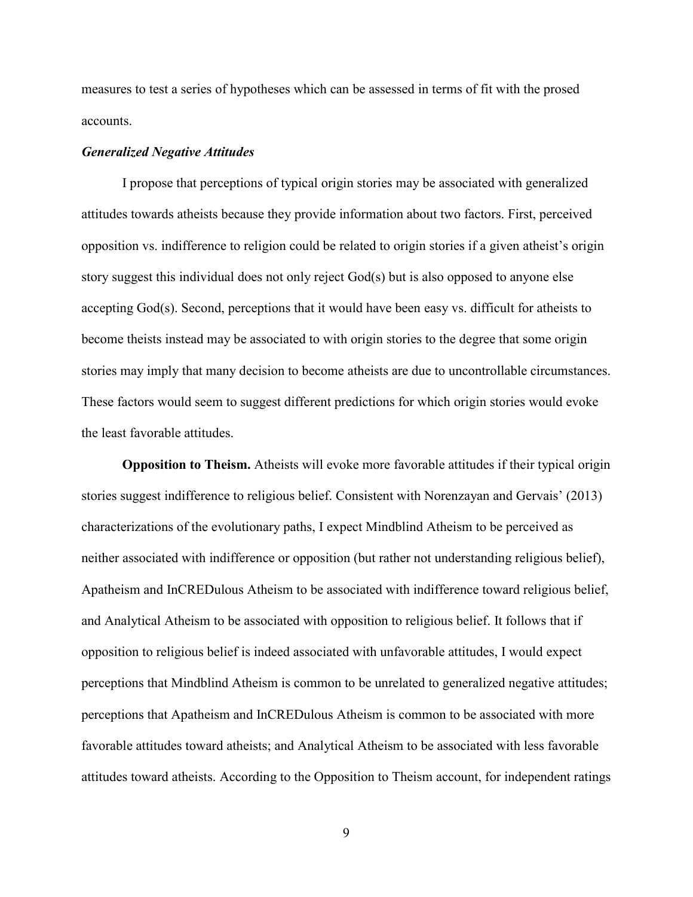measures to test a series of hypotheses which can be assessed in terms of fit with the prosed accounts.

### *Generalized Negative Attitudes*

I propose that perceptions of typical origin stories may be associated with generalized attitudes towards atheists because they provide information about two factors. First, perceived opposition vs. indifference to religion could be related to origin stories if a given atheist's origin story suggest this individual does not only reject God(s) but is also opposed to anyone else accepting God(s). Second, perceptions that it would have been easy vs. difficult for atheists to become theists instead may be associated to with origin stories to the degree that some origin stories may imply that many decision to become atheists are due to uncontrollable circumstances. These factors would seem to suggest different predictions for which origin stories would evoke the least favorable attitudes.

**Opposition to Theism.** Atheists will evoke more favorable attitudes if their typical origin stories suggest indifference to religious belief. Consistent with Norenzayan and Gervais' (2013) characterizations of the evolutionary paths, I expect Mindblind Atheism to be perceived as neither associated with indifference or opposition (but rather not understanding religious belief), Apatheism and InCREDulous Atheism to be associated with indifference toward religious belief, and Analytical Atheism to be associated with opposition to religious belief. It follows that if opposition to religious belief is indeed associated with unfavorable attitudes, I would expect perceptions that Mindblind Atheism is common to be unrelated to generalized negative attitudes; perceptions that Apatheism and InCREDulous Atheism is common to be associated with more favorable attitudes toward atheists; and Analytical Atheism to be associated with less favorable attitudes toward atheists. According to the Opposition to Theism account, for independent ratings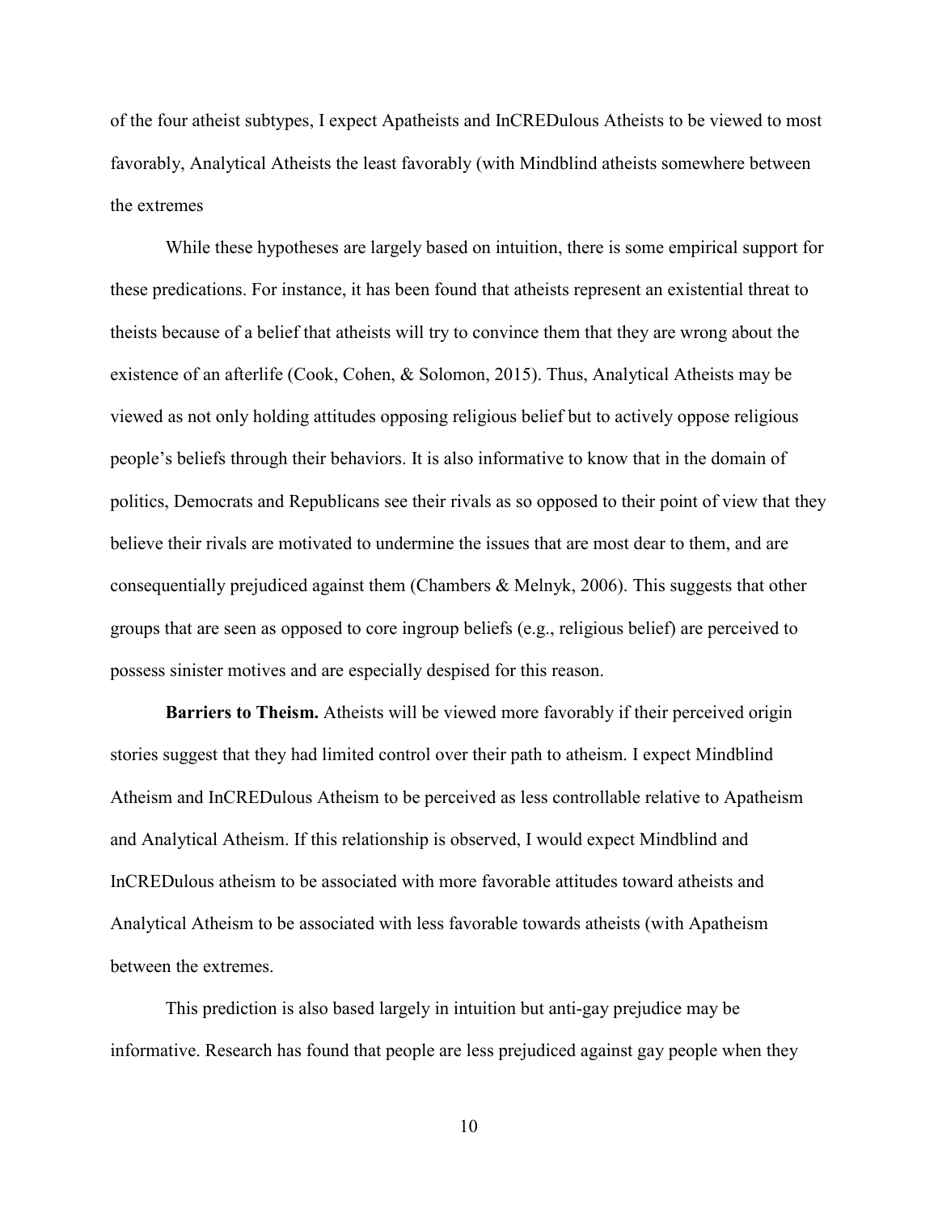of the four atheist subtypes, I expect Apatheists and InCREDulous Atheists to be viewed to most favorably, Analytical Atheists the least favorably (with Mindblind atheists somewhere between the extremes

While these hypotheses are largely based on intuition, there is some empirical support for these predications. For instance, it has been found that atheists represent an existential threat to theists because of a belief that atheists will try to convince them that they are wrong about the existence of an afterlife (Cook, Cohen, & Solomon, 2015). Thus, Analytical Atheists may be viewed as not only holding attitudes opposing religious belief but to actively oppose religious people's beliefs through their behaviors. It is also informative to know that in the domain of politics, Democrats and Republicans see their rivals as so opposed to their point of view that they believe their rivals are motivated to undermine the issues that are most dear to them, and are consequentially prejudiced against them (Chambers & Melnyk, 2006). This suggests that other groups that are seen as opposed to core ingroup beliefs (e.g., religious belief) are perceived to possess sinister motives and are especially despised for this reason.

**Barriers to Theism.** Atheists will be viewed more favorably if their perceived origin stories suggest that they had limited control over their path to atheism. I expect Mindblind Atheism and InCREDulous Atheism to be perceived as less controllable relative to Apatheism and Analytical Atheism. If this relationship is observed, I would expect Mindblind and InCREDulous atheism to be associated with more favorable attitudes toward atheists and Analytical Atheism to be associated with less favorable towards atheists (with Apatheism between the extremes.

This prediction is also based largely in intuition but anti-gay prejudice may be informative. Research has found that people are less prejudiced against gay people when they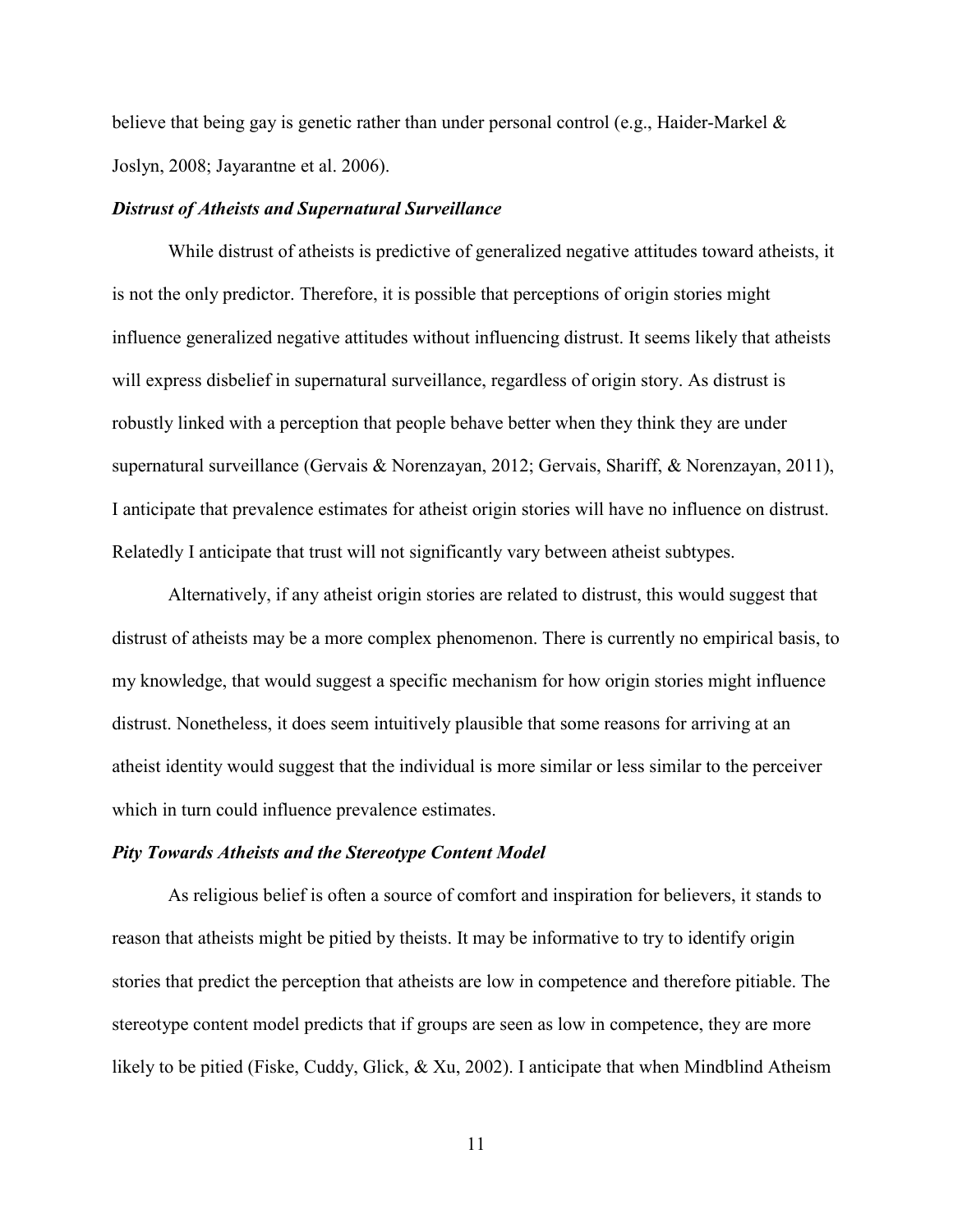believe that being gay is genetic rather than under personal control (e.g., Haider-Markel & Joslyn, 2008; Jayarantne et al. 2006).

### *Distrust of Atheists and Supernatural Surveillance*

While distrust of atheists is predictive of generalized negative attitudes toward atheists, it is not the only predictor. Therefore, it is possible that perceptions of origin stories might influence generalized negative attitudes without influencing distrust. It seems likely that atheists will express disbelief in supernatural surveillance, regardless of origin story. As distrust is robustly linked with a perception that people behave better when they think they are under supernatural surveillance (Gervais & Norenzayan, 2012; Gervais, Shariff, & Norenzayan, 2011), I anticipate that prevalence estimates for atheist origin stories will have no influence on distrust. Relatedly I anticipate that trust will not significantly vary between atheist subtypes.

Alternatively, if any atheist origin stories are related to distrust, this would suggest that distrust of atheists may be a more complex phenomenon. There is currently no empirical basis, to my knowledge, that would suggest a specific mechanism for how origin stories might influence distrust. Nonetheless, it does seem intuitively plausible that some reasons for arriving at an atheist identity would suggest that the individual is more similar or less similar to the perceiver which in turn could influence prevalence estimates.

### *Pity Towards Atheists and the Stereotype Content Model*

As religious belief is often a source of comfort and inspiration for believers, it stands to reason that atheists might be pitied by theists. It may be informative to try to identify origin stories that predict the perception that atheists are low in competence and therefore pitiable. The stereotype content model predicts that if groups are seen as low in competence, they are more likely to be pitied (Fiske, Cuddy, Glick, & Xu, 2002). I anticipate that when Mindblind Atheism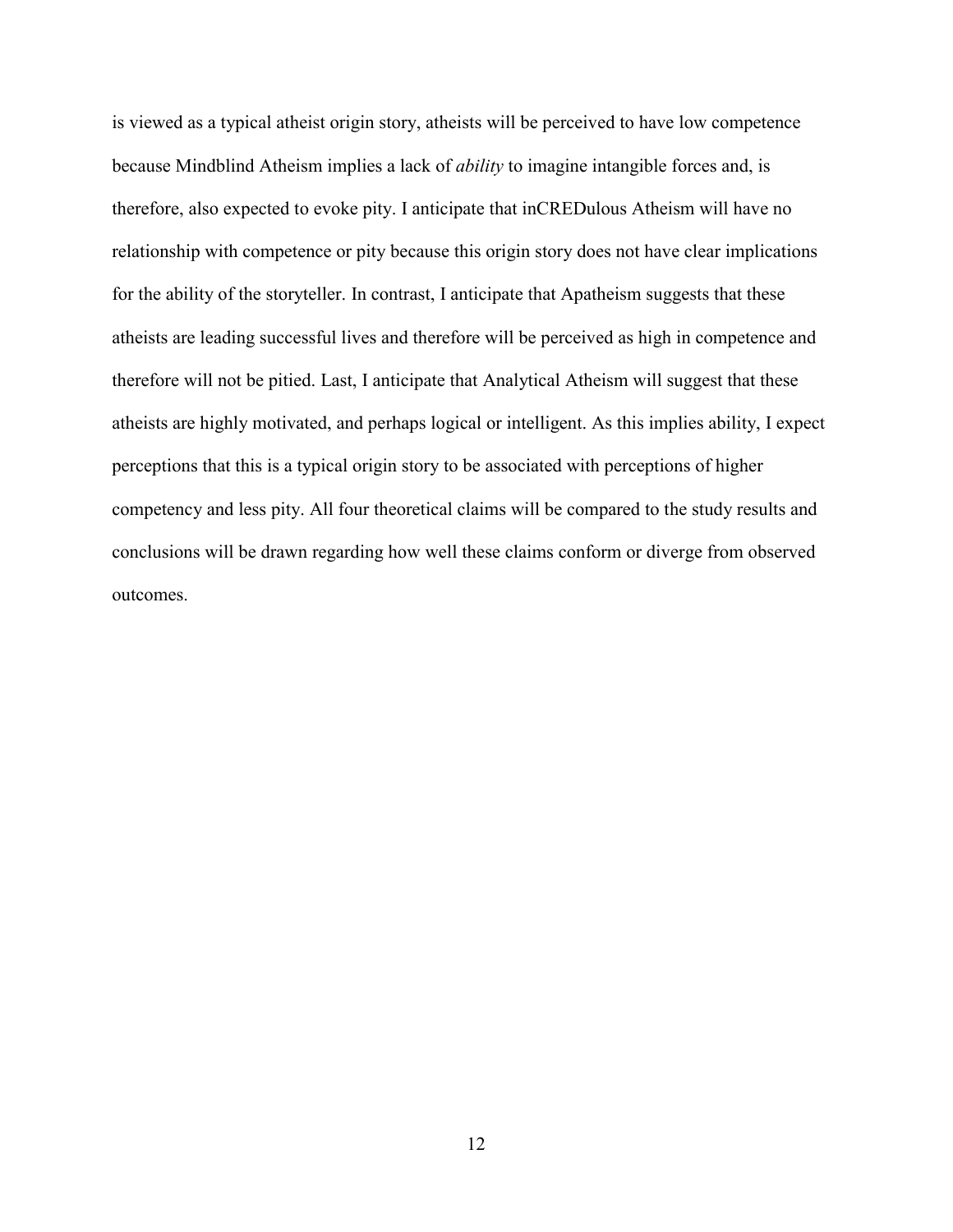is viewed as a typical atheist origin story, atheists will be perceived to have low competence because Mindblind Atheism implies a lack of *ability* to imagine intangible forces and, is therefore, also expected to evoke pity. I anticipate that inCREDulous Atheism will have no relationship with competence or pity because this origin story does not have clear implications for the ability of the storyteller. In contrast, I anticipate that Apatheism suggests that these atheists are leading successful lives and therefore will be perceived as high in competence and therefore will not be pitied. Last, I anticipate that Analytical Atheism will suggest that these atheists are highly motivated, and perhaps logical or intelligent. As this implies ability, I expect perceptions that this is a typical origin story to be associated with perceptions of higher competency and less pity. All four theoretical claims will be compared to the study results and conclusions will be drawn regarding how well these claims conform or diverge from observed outcomes.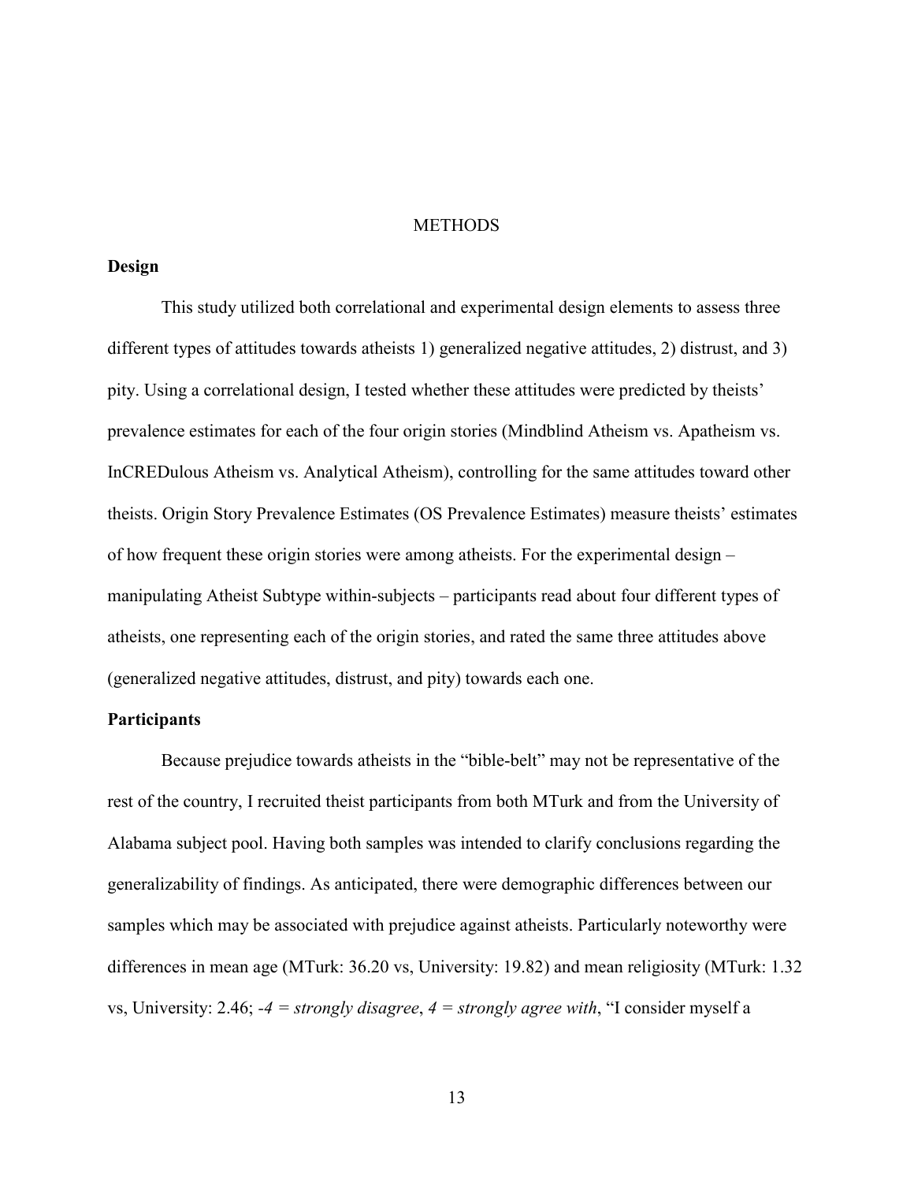# METHODS

## Design

This study utilized both correlational and experimental design elements to assess three different types of attitudes towards atheists 1) generalized negative attitudes, 2) distrust, and 3) pity. Using a correlational design, I tested whether these attitudes were predicted by theists' prevalence estimates for each of the four origin stories (Mindblind Atheism vs. Apatheism vs. InCREDulous Atheism vs. Analytical Atheism), controlling for the same attitudes toward other theists. Origin Story Prevalence Estimates (OS Prevalence Estimates) measure theists' estimates of how frequent these origin stories were among atheists. For the experimental design – manipulating Atheist Subtype within-subjects – participants read about four different types of atheists, one representing each of the origin stories, and rated the same three attitudes above (generalized negative attitudes, distrust, and pity) towards each one.

## Participants

Because prejudice towards atheists in the "bible-belt" may not be representative of the rest of the country, I recruited theist participants from both MTurk and from the University of Alabama subject pool. Having both samples was intended to clarify conclusions regarding the generalizability of findings. As anticipated, there were demographic differences between our samples which may be associated with prejudice against atheists. Particularly noteworthy were differences in mean age (MTurk: 36.20 vs, University: 19.82) and mean religiosity (MTurk: 1.32 vs, University: 2.46; *-4 = strongly disagree*, *4 = strongly agree with*, "I consider myself a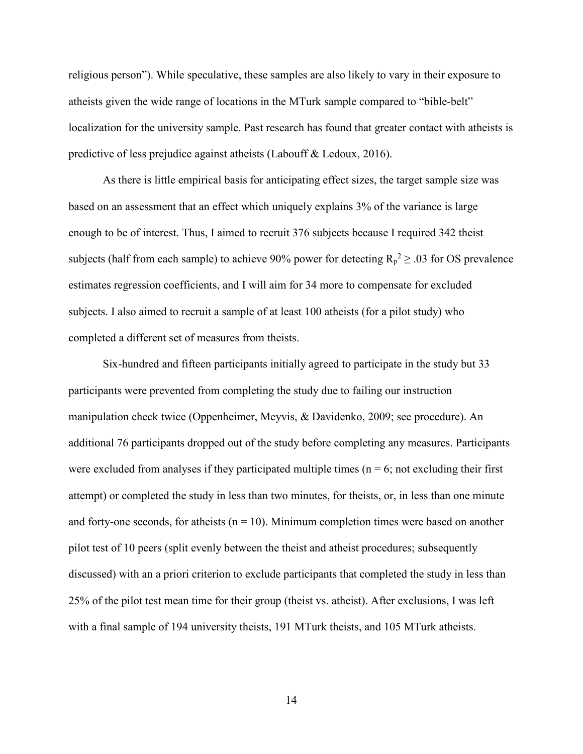religious person"). While speculative, these samples are also likely to vary in their exposure to atheists given the wide range of locations in the MTurk sample compared to "bible-belt" localization for the university sample. Past research has found that greater contact with atheists is predictive of less prejudice against atheists (Labouff & Ledoux, 2016).

As there is little empirical basis for anticipating effect sizes, the target sample size was based on an assessment that an effect which uniquely explains 3% of the variance is large enough to be of interest. Thus, I aimed to recruit 376 subjects because I required 342 theist subjects (half from each sample) to achieve 90% power for detecting $R_p^2 \geq .03$ for OS prevalence estimates regression coefficients, and I will aim for 34 more to compensate for excluded subjects. I also aimed to recruit a sample of at least 100 atheists (for a pilot study) who completed a different set of measures from theists.

Six-hundred and fifteen participants initially agreed to participate in the study but 33 participants were prevented from completing the study due to failing our instruction manipulation check twice (Oppenheimer, Meyvis, & Davidenko, 2009; see procedure). An additional 76 participants dropped out of the study before completing any measures. Participants were excluded from analyses if they participated multiple times ($n = 6$; not excluding their first attempt) or completed the study in less than two minutes, for theists, or, in less than one minute and forty-one seconds, for atheists ($n = 10$). Minimum completion times were based on another pilot test of 10 peers (split evenly between the theist and atheist procedures; subsequently discussed) with an a priori criterion to exclude participants that completed the study in less than 25% of the pilot test mean time for their group (theist vs. atheist). After exclusions, I was left with a final sample of 194 university theists, 191 MTurk theists, and 105 MTurk atheists.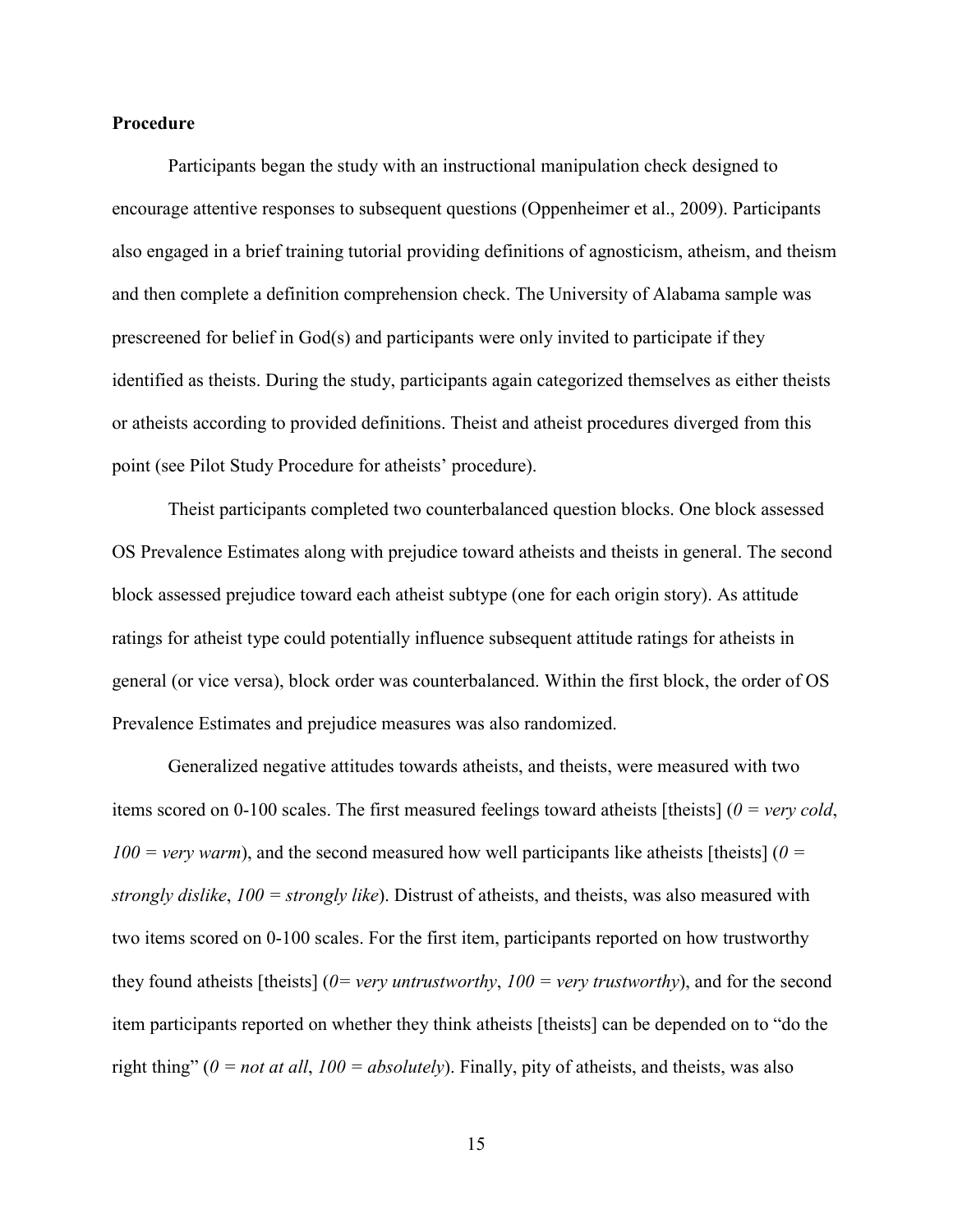**Procedure**

Participants began the study with an instructional manipulation check designed to encourage attentive responses to subsequent questions (Oppenheimer et al., 2009). Participants also engaged in a brief training tutorial providing definitions of agnosticism, atheism, and theism and then complete a definition comprehension check. The University of Alabama sample was prescreened for belief in God(s) and participants were only invited to participate if they identified as theists. During the study, participants again categorized themselves as either theists or atheists according to provided definitions. Theist and atheist procedures diverged from this point (see Pilot Study Procedure for atheists' procedure).

Theist participants completed two counterbalanced question blocks. One block assessed OS Prevalence Estimates along with prejudice toward atheists and theists in general. The second block assessed prejudice toward each atheist subtype (one for each origin story). As attitude ratings for atheist type could potentially influence subsequent attitude ratings for atheists in general (or vice versa), block order was counterbalanced. Within the first block, the order of OS Prevalence Estimates and prejudice measures was also randomized.

Generalized negative attitudes towards atheists, and theists, were measured with two items scored on 0-100 scales. The first measured feelings toward atheists [theists] (*0 = very cold*, *100 = very warm*), and the second measured how well participants like atheists [theists] (*0 = strongly dislike*, *100 = strongly like*). Distrust of atheists, and theists, was also measured with two items scored on 0-100 scales. For the first item, participants reported on how trustworthy they found atheists [theists] (*0= very untrustworthy*, *100 = very trustworthy*), and for the second item participants reported on whether they think atheists [theists] can be depended on to "do the right thing" (*0 = not at all*, *100 = absolutely*). Finally, pity of atheists, and theists, was also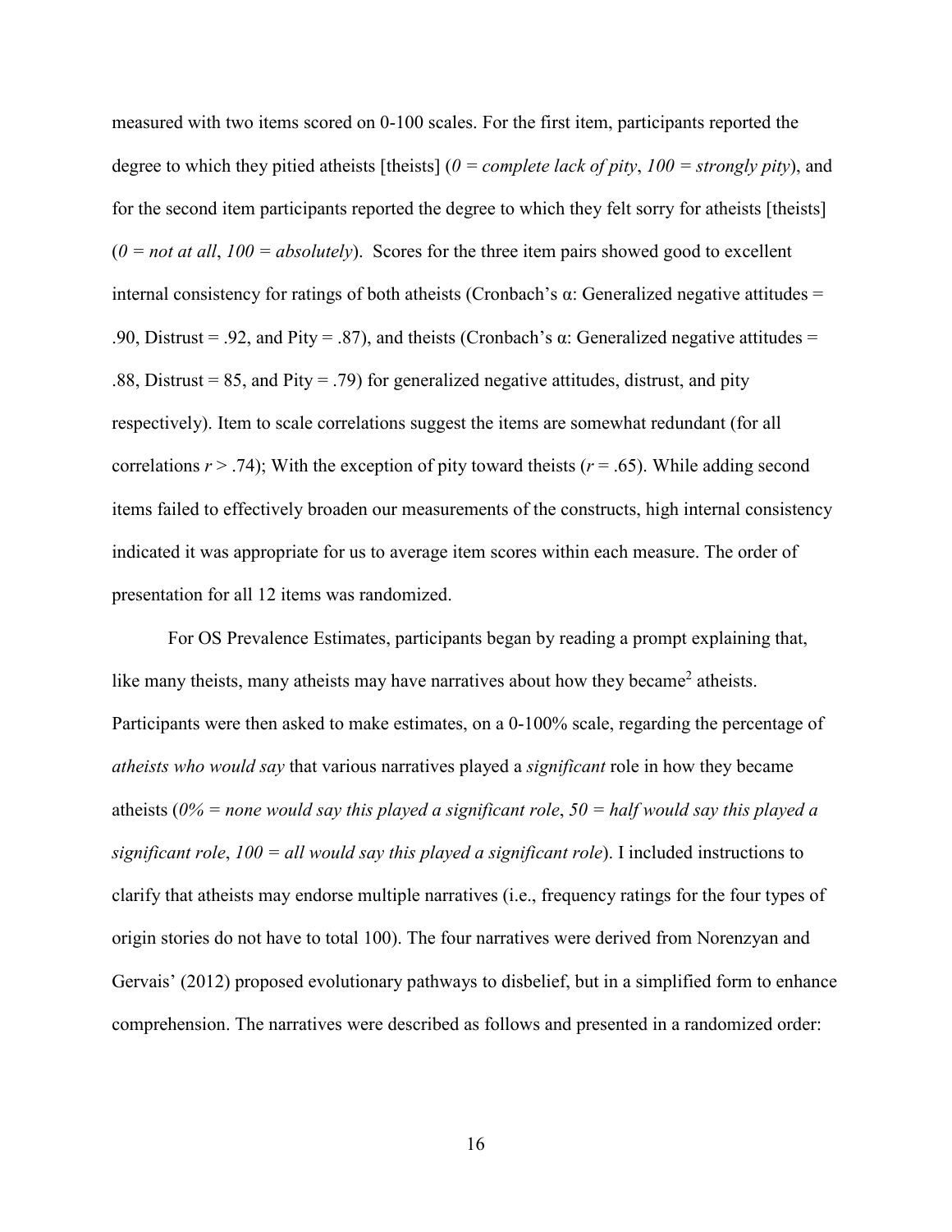measured with two items scored on 0-100 scales. For the first item, participants reported the degree to which they pitied atheists [theists] (*0 = complete lack of pity*, *100 = strongly pity*), and for the second item participants reported the degree to which they felt sorry for atheists [theists] (*0 = not at all*, *100 = absolutely*). Scores for the three item pairs showed good to excellent internal consistency for ratings of both atheists (Cronbach's α: Generalized negative attitudes = .90, Distrust = .92, and Pity = .87), and theists (Cronbach's α: Generalized negative attitudes = .88, Distrust = 85, and Pity = .79) for generalized negative attitudes, distrust, and pity respectively). Item to scale correlations suggest the items are somewhat redundant (for all correlations $r > .74$); With the exception of pity toward theists ($r = .65$). While adding second items failed to effectively broaden our measurements of the constructs, high internal consistency indicated it was appropriate for us to average item scores within each measure. The order of presentation for all 12 items was randomized.

For OS Prevalence Estimates, participants began by reading a prompt explaining that, like many theists, many atheists may have narratives about how they became[2] atheists. Participants were then asked to make estimates, on a 0-100% scale, regarding the percentage of *atheists who would say* that various narratives played a *significant* role in how they became atheists (*0% = none would say this played a significant role*, *50 = half would say this played a significant role*, *100 = all would say this played a significant role*). I included instructions to clarify that atheists may endorse multiple narratives (i.e., frequency ratings for the four types of origin stories do not have to total 100). The four narratives were derived from Norenzyan and Gervais' (2012) proposed evolutionary pathways to disbelief, but in a simplified form to enhance comprehension. The narratives were described as follows and presented in a randomized order: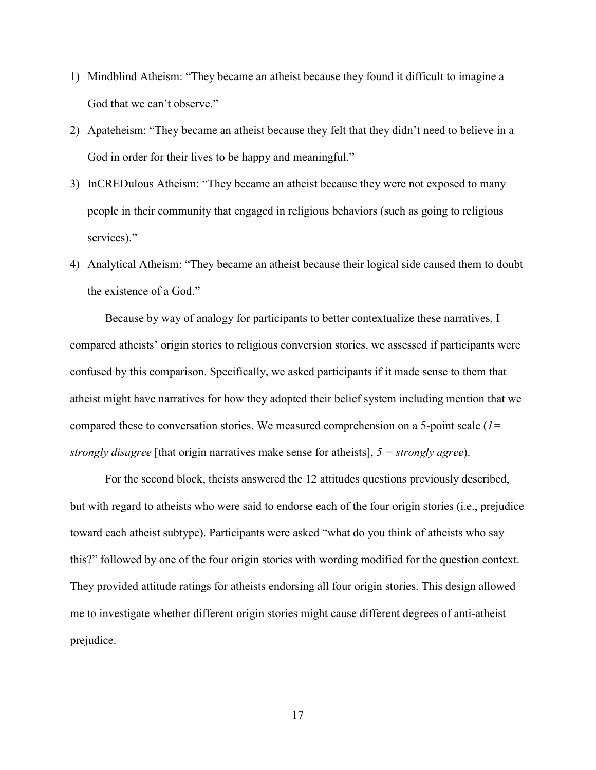1) Mindblind Atheism: "They became an atheist because they found it difficult to imagine a God that we can't observe."
2) Apateheism: "They became an atheist because they felt that they didn't need to believe in a God in order for their lives to be happy and meaningful."
3) InCREDulous Atheism: "They became an atheist because they were not exposed to many people in their community that engaged in religious behaviors (such as going to religious services)."
4) Analytical Atheism: "They became an atheist because their logical side caused them to doubt the existence of a God."

Because by way of analogy for participants to better contextualize these narratives, I compared atheists' origin stories to religious conversion stories, we assessed if participants were confused by this comparison. Specifically, we asked participants if it made sense to them that atheist might have narratives for how they adopted their belief system including mention that we compared these to conversation stories. We measured comprehension on a 5-point scale (*1 = strongly disagree* [that origin narratives make sense for atheists], *5 = strongly agree*).

For the second block, theists answered the 12 attitudes questions previously described, but with regard to atheists who were said to endorse each of the four origin stories (i.e., prejudice toward each atheist subtype). Participants were asked "what do you think of atheists who say this?" followed by one of the four origin stories with wording modified for the question context. They provided attitude ratings for atheists endorsing all four origin stories. This design allowed me to investigate whether different origin stories might cause different degrees of anti-atheist prejudice.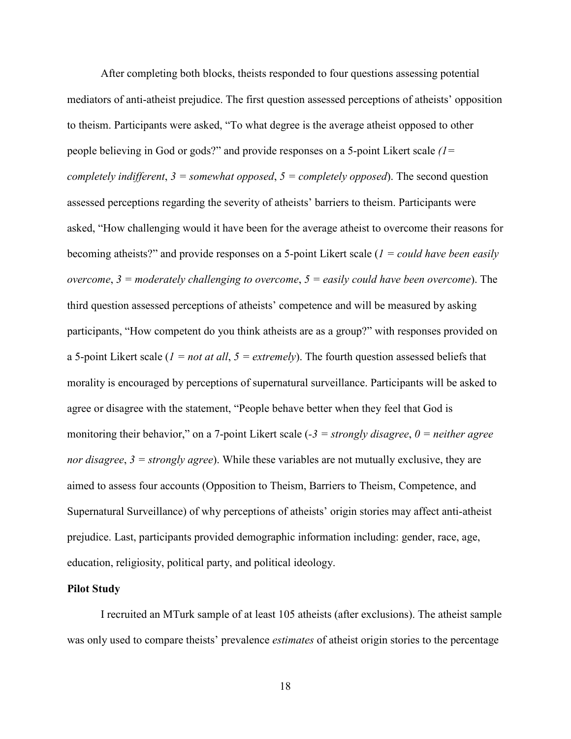After completing both blocks, theists responded to four questions assessing potential mediators of anti-atheist prejudice. The first question assessed perceptions of atheists' opposition to theism. Participants were asked, "To what degree is the average atheist opposed to other people believing in God or gods?" and provide responses on a 5-point Likert scale *(1= completely indifferent*, *3 = somewhat opposed*, *5 = completely opposed*). The second question assessed perceptions regarding the severity of atheists' barriers to theism. Participants were asked, "How challenging would it have been for the average atheist to overcome their reasons for becoming atheists?" and provide responses on a 5-point Likert scale (*1 = could have been easily overcome*, *3 = moderately challenging to overcome*, *5 = easily could have been overcome*). The third question assessed perceptions of atheists' competence and will be measured by asking participants, "How competent do you think atheists are as a group?" with responses provided on a 5-point Likert scale (*1 = not at all*, *5 = extremely*). The fourth question assessed beliefs that morality is encouraged by perceptions of supernatural surveillance. Participants will be asked to agree or disagree with the statement, "People behave better when they feel that God is monitoring their behavior," on a 7-point Likert scale (*-3 = strongly disagree*, *0 = neither agree nor disagree*, *3 = strongly agree*). While these variables are not mutually exclusive, they are aimed to assess four accounts (Opposition to Theism, Barriers to Theism, Competence, and Supernatural Surveillance) of why perceptions of atheists' origin stories may affect anti-atheist prejudice. Last, participants provided demographic information including: gender, race, age, education, religiosity, political party, and political ideology.

**Pilot Study**

I recruited an MTurk sample of at least 105 atheists (after exclusions). The atheist sample was only used to compare theists' prevalence *estimates* of atheist origin stories to the percentage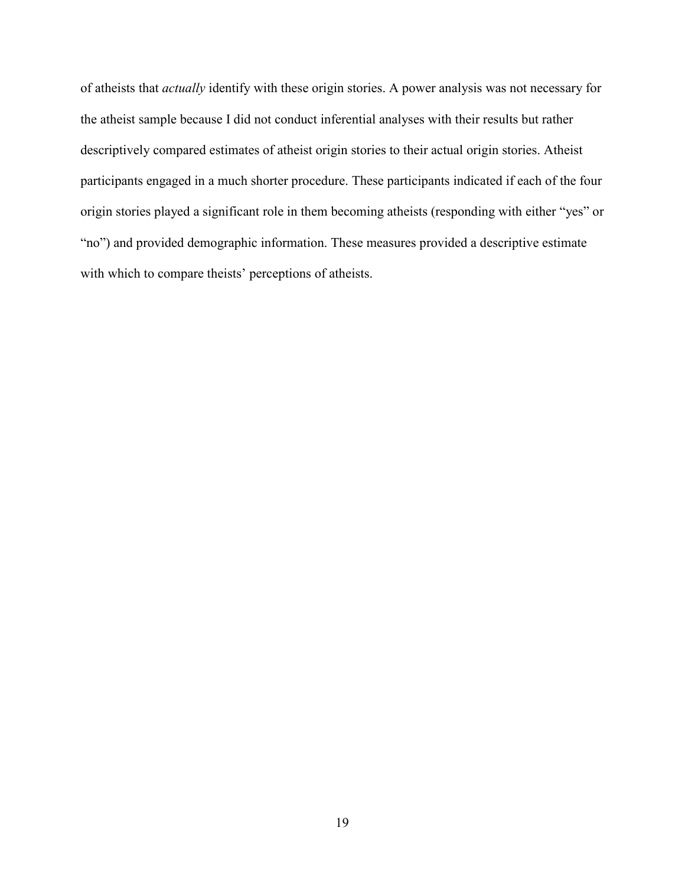of atheists that *actually* identify with these origin stories. A power analysis was not necessary for the atheist sample because I did not conduct inferential analyses with their results but rather descriptively compared estimates of atheist origin stories to their actual origin stories. Atheist participants engaged in a much shorter procedure. These participants indicated if each of the four origin stories played a significant role in them becoming atheists (responding with either "yes" or "no") and provided demographic information. These measures provided a descriptive estimate with which to compare theists' perceptions of atheists.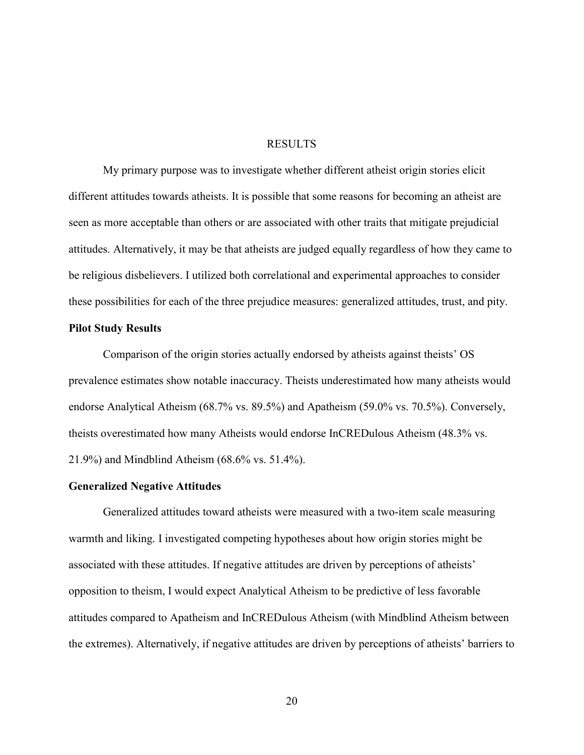# RESULTS

My primary purpose was to investigate whether different atheist origin stories elicit different attitudes towards atheists. It is possible that some reasons for becoming an atheist are seen as more acceptable than others or are associated with other traits that mitigate prejudicial attitudes. Alternatively, it may be that atheists are judged equally regardless of how they came to be religious disbelievers. I utilized both correlational and experimental approaches to consider these possibilities for each of the three prejudice measures: generalized attitudes, trust, and pity.

**Pilot Study Results**

Comparison of the origin stories actually endorsed by atheists against theists' OS prevalence estimates show notable inaccuracy. Theists underestimated how many atheists would endorse Analytical Atheism (68.7% vs. 89.5%) and Apatheism (59.0% vs. 70.5%). Conversely, theists overestimated how many Atheists would endorse InCREDulous Atheism (48.3% vs. 21.9%) and Mindblind Atheism (68.6% vs. 51.4%).

**Generalized Negative Attitudes**

Generalized attitudes toward atheists were measured with a two-item scale measuring warmth and liking. I investigated competing hypotheses about how origin stories might be associated with these attitudes. If negative attitudes are driven by perceptions of atheists' opposition to theism, I would expect Analytical Atheism to be predictive of less favorable attitudes compared to Apatheism and InCREDulous Atheism (with Mindblind Atheism between the extremes). Alternatively, if negative attitudes are driven by perceptions of atheists' barriers to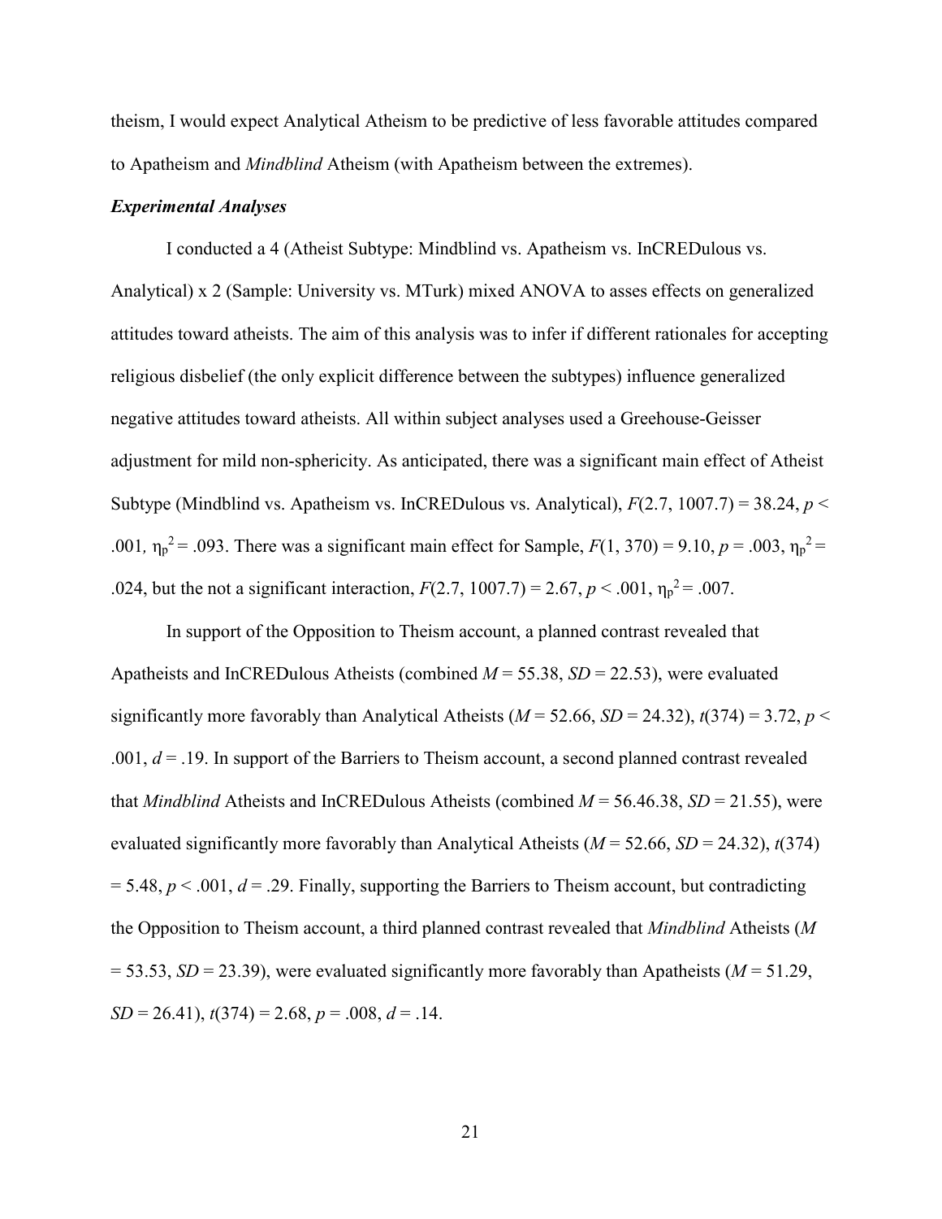theism, I would expect Analytical Atheism to be predictive of less favorable attitudes compared to Apatheism and *Mindblind* Atheism (with Apatheism between the extremes).

***Experimental Analyses***

I conducted a 4 (Atheist Subtype: Mindblind vs. Apatheism vs. InCREDulous vs. Analytical) x 2 (Sample: University vs. MTurk) mixed ANOVA to asses effects on generalized attitudes toward atheists. The aim of this analysis was to infer if different rationales for accepting religious disbelief (the only explicit difference between the subtypes) influence generalized negative attitudes toward atheists. All within subject analyses used a Greehouse-Geisser adjustment for mild non-sphericity. As anticipated, there was a significant main effect of Atheist Subtype (Mindblind vs. Apatheism vs. InCREDulous vs. Analytical), $F(2.7, 1007.7) = 38.24$, $p < .001$, $\eta_p^2 = .093$. There was a significant main effect for Sample, $F(1, 370) = 9.10$, $p = .003$, $\eta_p^2 = .024$, but the not a significant interaction, $F(2.7, 1007.7) = 2.67$, $p < .001$, $\eta_p^2 = .007$.

In support of the Opposition to Theism account, a planned contrast revealed that Apatheists and InCREDulous Atheists (combined $M = 55.38$, $SD = 22.53$), were evaluated significantly more favorably than Analytical Atheists ($M = 52.66$, $SD = 24.32$), $t(374) = 3.72$, $p < .001$, $d = .19$. In support of the Barriers to Theism account, a second planned contrast revealed that *Mindblind* Atheists and InCREDulous Atheists (combined $M = 56.46.38$, $SD = 21.55$), were evaluated significantly more favorably than Analytical Atheists ($M = 52.66$, $SD = 24.32$), $t(374) = 5.48$, $p < .001$, $d = .29$. Finally, supporting the Barriers to Theism account, but contradicting the Opposition to Theism account, a third planned contrast revealed that *Mindblind* Atheists ($M = 53.53$, $SD = 23.39$), were evaluated significantly more favorably than Apatheists ($M = 51.29$, $SD = 26.41$), $t(374) = 2.68$, $p = .008$, $d = .14$.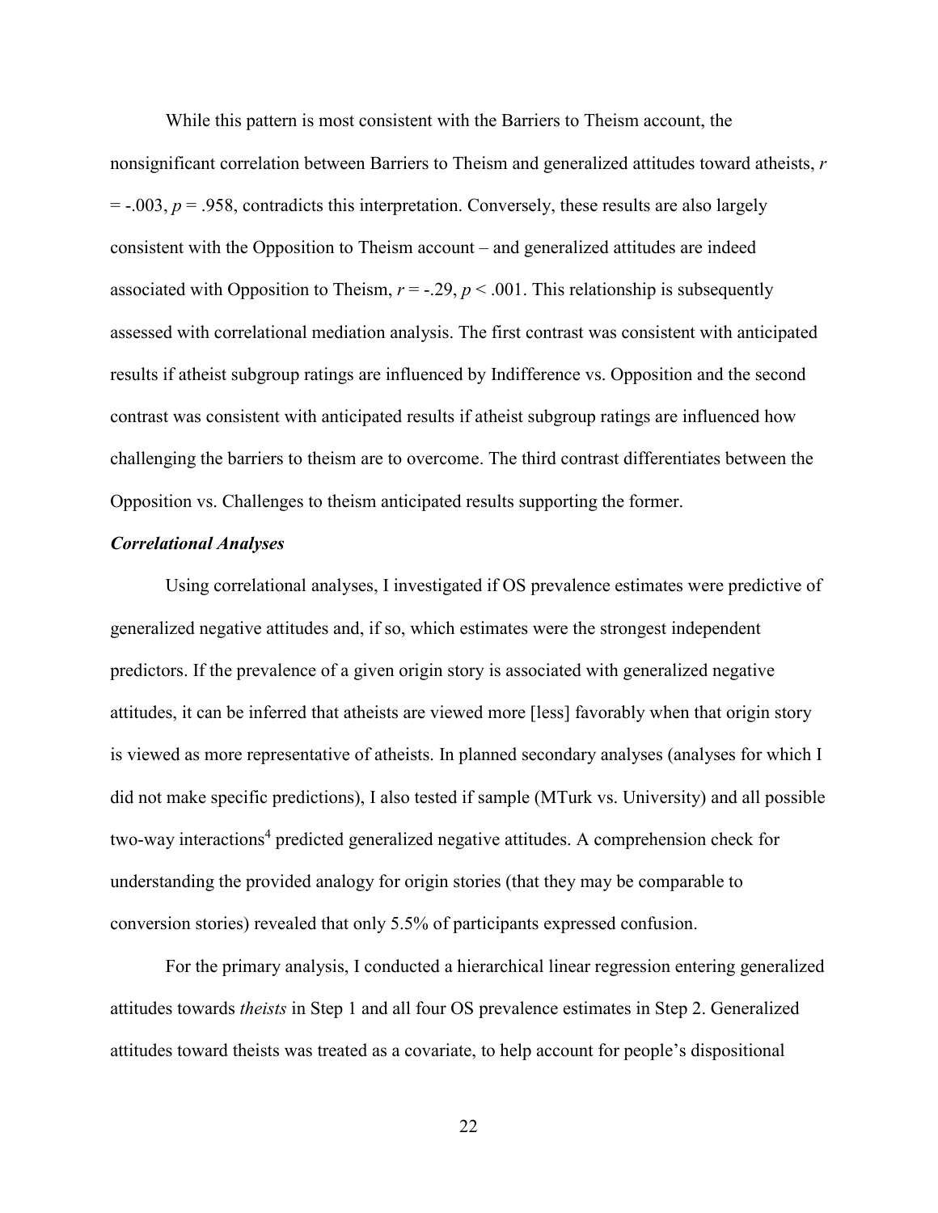While this pattern is most consistent with the Barriers to Theism account, the nonsignificant correlation between Barriers to Theism and generalized attitudes toward atheists, $r = -.003$, $p = .958$, contradicts this interpretation. Conversely, these results are also largely consistent with the Opposition to Theism account – and generalized attitudes are indeed associated with Opposition to Theism, $r = -.29$, $p < .001$. This relationship is subsequently assessed with correlational mediation analysis. The first contrast was consistent with anticipated results if atheist subgroup ratings are influenced by Indifference vs. Opposition and the second contrast was consistent with anticipated results if atheist subgroup ratings are influenced how challenging the barriers to theism are to overcome. The third contrast differentiates between the Opposition vs. Challenges to theism anticipated results supporting the former.

### ***Correlational Analyses***

Using correlational analyses, I investigated if OS prevalence estimates were predictive of generalized negative attitudes and, if so, which estimates were the strongest independent predictors. If the prevalence of a given origin story is associated with generalized negative attitudes, it can be inferred that atheists are viewed more [less] favorably when that origin story is viewed as more representative of atheists. In planned secondary analyses (analyses for which I did not make specific predictions), I also tested if sample (MTurk vs. University) and all possible two-way interactions[4] predicted generalized negative attitudes. A comprehension check for understanding the provided analogy for origin stories (that they may be comparable to conversion stories) revealed that only 5.5% of participants expressed confusion.

For the primary analysis, I conducted a hierarchical linear regression entering generalized attitudes towards *theists* in Step 1 and all four OS prevalence estimates in Step 2. Generalized attitudes toward theists was treated as a covariate, to help account for people's dispositional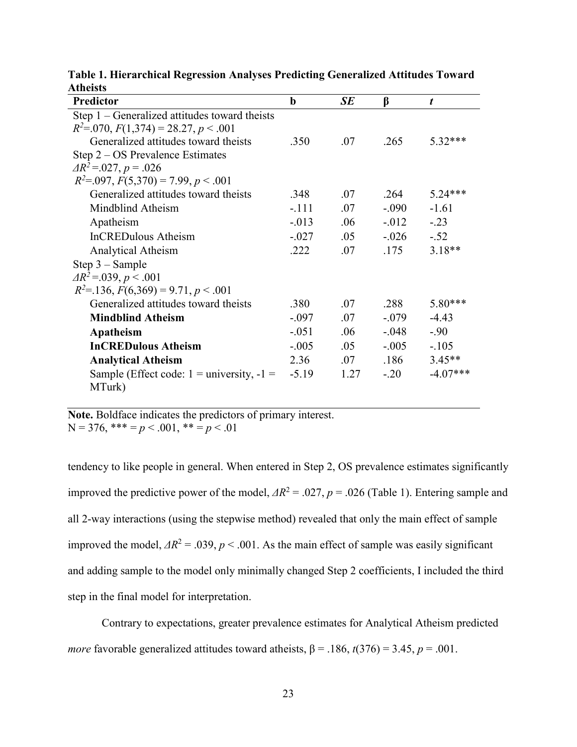**Table 1. Hierarchical Regression Analyses Predicting Generalized Attitudes Toward Atheists**

| Predictor | b | *SE* | β | *t* |
|---|---|---|---|---|
| Step 1 – Generalized attitudes toward theists | | | | |
| $R^2$=.070, $F(1,374)$ = 28.27, $p$ < .001 | | | | |
| Generalized attitudes toward theists | .350 | .07 | .265 | 5.32*** |
| Step 2 – OS Prevalence Estimates | | | | |
| $\Delta R^2$ =.027, $p$ = .026 | | | | |
| $R^2$=.097, $F(5,370)$ = 7.99, $p$ < .001 | | | | |
| Generalized attitudes toward theists | .348 | .07 | .264 | 5.24*** |
| Mindblind Atheism | -.111 | .07 | -.090 | -1.61 |
| Apatheism | -.013 | .06 | -.012 | -.23 |
| InCREDulous Atheism | -.027 | .05 | -.026 | -.52 |
| Analytical Atheism | .222 | .07 | .175 | 3.18** |
| Step 3 – Sample | | | | |
| $\Delta R^2$ =.039, $p$ < .001 | | | | |
| $R^2$=.136, $F(6,369)$ = 9.71, $p$ < .001 | | | | |
| Generalized attitudes toward theists | .380 | .07 | .288 | 5.80*** |
| **Mindblind Atheism** | -.097 | .07 | -.079 | -4.43 |
| **Apatheism** | -.051 | .06 | -.048 | -.90 |
| **InCREDulous Atheism** | -.005 | .05 | -.005 | -.105 |
| **Analytical Atheism** | 2.36 | .07 | .186 | 3.45** |
| Sample (Effect code: 1 = university, -1 = MTurk) | -5.19 | 1.27 | -.20 | -4.07*** |

**Note.** Boldface indicates the predictors of primary interest.
N = 376, *** = $p$ < .001, ** = $p$ < .01

tendency to like people in general. When entered in Step 2, OS prevalence estimates significantly improved the predictive power of the model, $\Delta R^2$ = .027, $p$ = .026 (Table 1). Entering sample and all 2-way interactions (using the stepwise method) revealed that only the main effect of sample improved the model, $\Delta R^2$ = .039, $p$ < .001. As the main effect of sample was easily significant and adding sample to the model only minimally changed Step 2 coefficients, I included the third step in the final model for interpretation.

Contrary to expectations, greater prevalence estimates for Analytical Atheism predicted *more* favorable generalized attitudes toward atheists, β = .186, $t(376)$ = 3.45, $p$ = .001.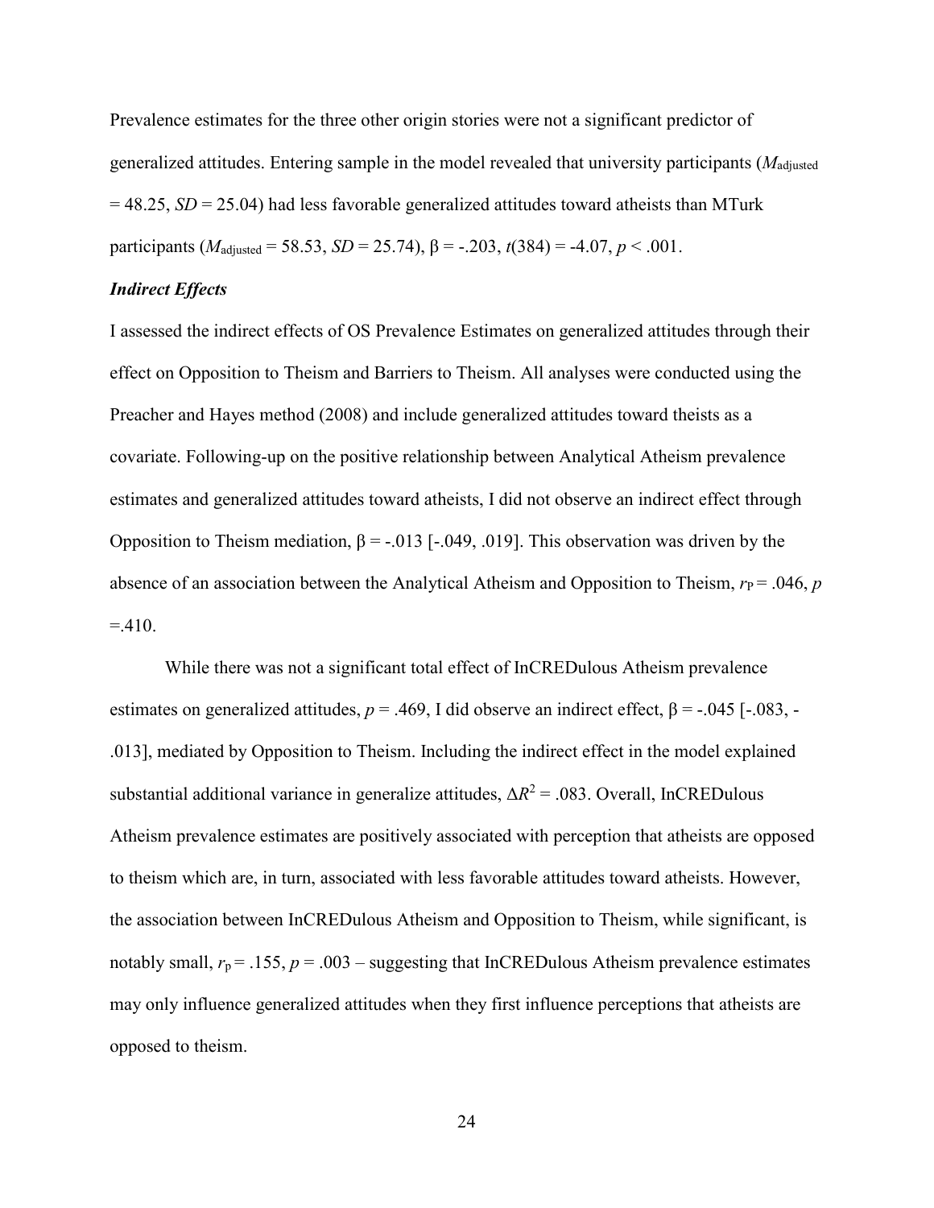Prevalence estimates for the three other origin stories were not a significant predictor of generalized attitudes. Entering sample in the model revealed that university participants ($M_{\text{adjusted}} = 48.25$, $SD = 25.04$) had less favorable generalized attitudes toward atheists than MTurk participants ($M_{\text{adjusted}} = 58.53$, $SD = 25.74$), $\beta = -.203$, $t(384) = -4.07$, $p < .001$.

### *Indirect Effects*

I assessed the indirect effects of OS Prevalence Estimates on generalized attitudes through their effect on Opposition to Theism and Barriers to Theism. All analyses were conducted using the Preacher and Hayes method (2008) and include generalized attitudes toward theists as a covariate. Following-up on the positive relationship between Analytical Atheism prevalence estimates and generalized attitudes toward atheists, I did not observe an indirect effect through Opposition to Theism mediation, $\beta = -.013$ [-.049, .019]. This observation was driven by the absence of an association between the Analytical Atheism and Opposition to Theism, $r_P = .046$, $p = .410$.

While there was not a significant total effect of InCREDulous Atheism prevalence estimates on generalized attitudes, $p = .469$, I did observe an indirect effect, $\beta = -.045$ [-.083, -.013], mediated by Opposition to Theism. Including the indirect effect in the model explained substantial additional variance in generalize attitudes, $\Delta R^2 = .083$. Overall, InCREDulous Atheism prevalence estimates are positively associated with perception that atheists are opposed to theism which are, in turn, associated with less favorable attitudes toward atheists. However, the association between InCREDulous Atheism and Opposition to Theism, while significant, is notably small, $r_p = .155$, $p = .003$ – suggesting that InCREDulous Atheism prevalence estimates may only influence generalized attitudes when they first influence perceptions that atheists are opposed to theism.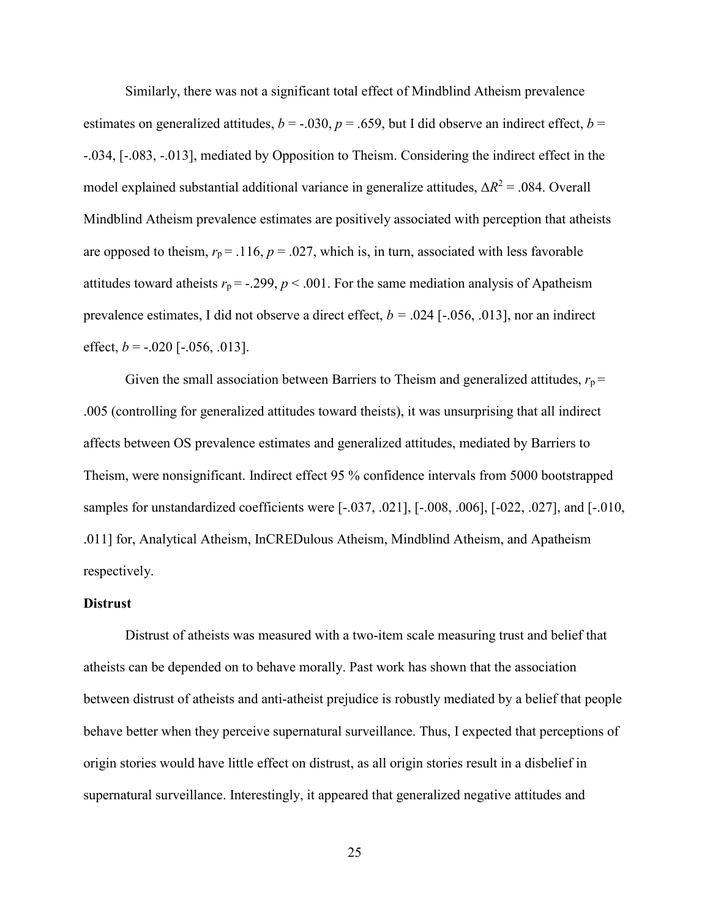Similarly, there was not a significant total effect of Mindblind Atheism prevalence estimates on generalized attitudes, $b$ = -.030, $p$ = .659, but I did observe an indirect effect, $b$ = -.034, [-.083, -.013], mediated by Opposition to Theism. Considering the indirect effect in the model explained substantial additional variance in generalize attitudes, $\Delta R^2$ = .084. Overall Mindblind Atheism prevalence estimates are positively associated with perception that atheists are opposed to theism, $r_p$ = .116, $p$ = .027, which is, in turn, associated with less favorable attitudes toward atheists $r_p$ = -.299, $p$ < .001. For the same mediation analysis of Apatheism prevalence estimates, I did not observe a direct effect, $b$ = .024 [-.056, .013], nor an indirect effect, $b$ = -.020 [-.056, .013].

Given the small association between Barriers to Theism and generalized attitudes, $r_p$ = .005 (controlling for generalized attitudes toward theists), it was unsurprising that all indirect affects between OS prevalence estimates and generalized attitudes, mediated by Barriers to Theism, were nonsignificant. Indirect effect 95 % confidence intervals from 5000 bootstrapped samples for unstandardized coefficients were [-.037, .021], [-.008, .006], [-022, .027], and [-.010, .011] for, Analytical Atheism, InCREDulous Atheism, Mindblind Atheism, and Apatheism respectively.

**Distrust**

Distrust of atheists was measured with a two-item scale measuring trust and belief that atheists can be depended on to behave morally. Past work has shown that the association between distrust of atheists and anti-atheist prejudice is robustly mediated by a belief that people behave better when they perceive supernatural surveillance. Thus, I expected that perceptions of origin stories would have little effect on distrust, as all origin stories result in a disbelief in supernatural surveillance. Interestingly, it appeared that generalized negative attitudes and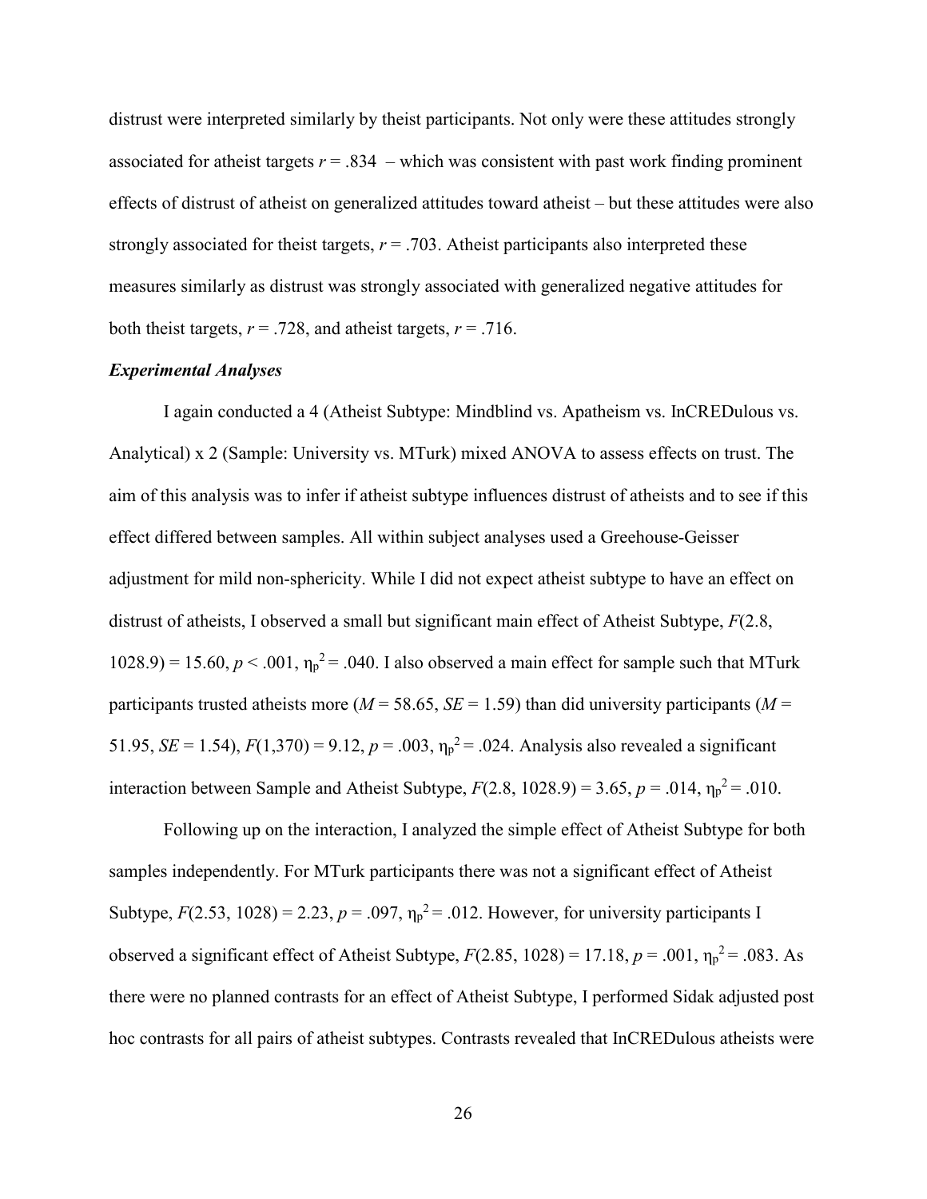distrust were interpreted similarly by theist participants. Not only were these attitudes strongly associated for atheist targets $r = .834$ – which was consistent with past work finding prominent effects of distrust of atheist on generalized attitudes toward atheist – but these attitudes were also strongly associated for theist targets, $r = .703$. Atheist participants also interpreted these measures similarly as distrust was strongly associated with generalized negative attitudes for both theist targets, $r = .728$, and atheist targets, $r = .716$.

### ***Experimental Analyses***

I again conducted a 4 (Atheist Subtype: Mindblind vs. Apatheism vs. InCREDulous vs. Analytical) x 2 (Sample: University vs. MTurk) mixed ANOVA to assess effects on trust. The aim of this analysis was to infer if atheist subtype influences distrust of atheists and to see if this effect differed between samples. All within subject analyses used a Greehouse-Geisser adjustment for mild non-sphericity. While I did not expect atheist subtype to have an effect on distrust of atheists, I observed a small but significant main effect of Atheist Subtype, $F(2.8, 1028.9) = 15.60$, $p < .001$, $\eta_p^2 = .040$. I also observed a main effect for sample such that MTurk participants trusted atheists more ($M = 58.65$, $SE = 1.59$) than did university participants ($M = 51.95$, $SE = 1.54$), $F(1,370) = 9.12$, $p = .003$, $\eta_p^2 = .024$. Analysis also revealed a significant interaction between Sample and Atheist Subtype, $F(2.8, 1028.9) = 3.65$, $p = .014$, $\eta_p^2 = .010$.

Following up on the interaction, I analyzed the simple effect of Atheist Subtype for both samples independently. For MTurk participants there was not a significant effect of Atheist Subtype, $F(2.53, 1028) = 2.23$, $p = .097$, $\eta_p^2 = .012$. However, for university participants I observed a significant effect of Atheist Subtype, $F(2.85, 1028) = 17.18$, $p = .001$, $\eta_p^2 = .083$. As there were no planned contrasts for an effect of Atheist Subtype, I performed Sidak adjusted post hoc contrasts for all pairs of atheist subtypes. Contrasts revealed that InCREDulous atheists were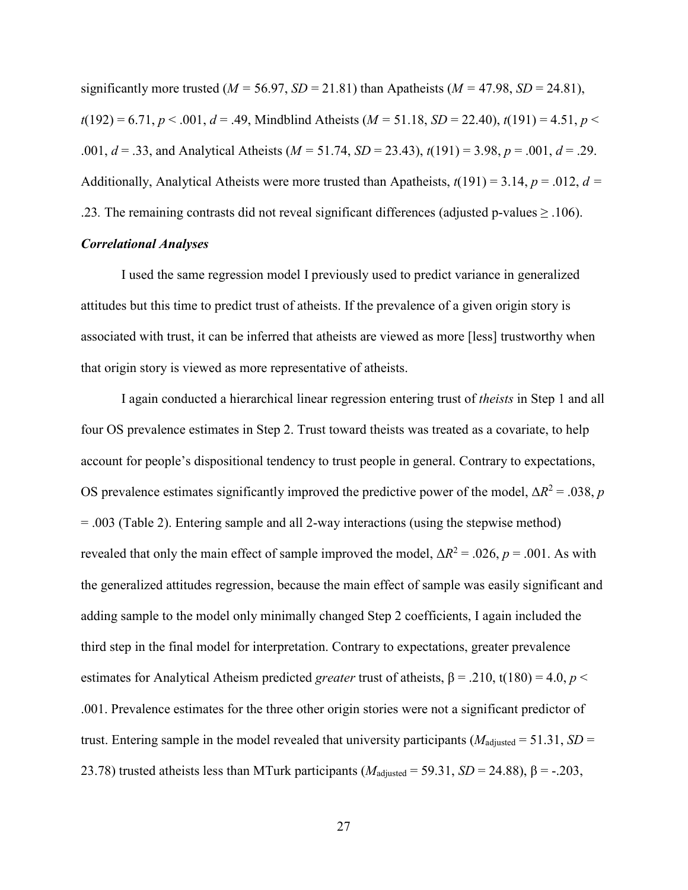significantly more trusted ($M$ = 56.97, $SD$ = 21.81) than Apatheists ($M$ = 47.98, $SD$ = 24.81), $t(192)$ = 6.71, $p$ < .001, $d$ = .49, Mindblind Atheists ($M$ = 51.18, $SD$ = 22.40), $t(191)$ = 4.51, $p$ < .001, $d$ = .33, and Analytical Atheists ($M$ = 51.74, $SD$ = 23.43), $t(191)$ = 3.98, $p$ = .001, $d$ = .29. Additionally, Analytical Atheists were more trusted than Apatheists, $t(191)$ = 3.14, $p$ = .012, $d$ = .23. The remaining contrasts did not reveal significant differences (adjusted p-values ≥ .106).

### *Correlational Analyses*

I used the same regression model I previously used to predict variance in generalized attitudes but this time to predict trust of atheists. If the prevalence of a given origin story is associated with trust, it can be inferred that atheists are viewed as more [less] trustworthy when that origin story is viewed as more representative of atheists.

I again conducted a hierarchical linear regression entering trust of *theists* in Step 1 and all four OS prevalence estimates in Step 2. Trust toward theists was treated as a covariate, to help account for people's dispositional tendency to trust people in general. Contrary to expectations, OS prevalence estimates significantly improved the predictive power of the model, $\Delta R^2$ = .038, $p$ = .003 (Table 2). Entering sample and all 2-way interactions (using the stepwise method) revealed that only the main effect of sample improved the model, $\Delta R^2$ = .026, $p$ = .001. As with the generalized attitudes regression, because the main effect of sample was easily significant and adding sample to the model only minimally changed Step 2 coefficients, I again included the third step in the final model for interpretation. Contrary to expectations, greater prevalence estimates for Analytical Atheism predicted *greater* trust of atheists, β = .210, $t(180)$ = 4.0, $p$ < .001. Prevalence estimates for the three other origin stories were not a significant predictor of trust. Entering sample in the model revealed that university participants ($M_{adjusted}$ = 51.31, $SD$ = 23.78) trusted atheists less than MTurk participants ($M_{adjusted}$ = 59.31, $SD$ = 24.88), β = -.203,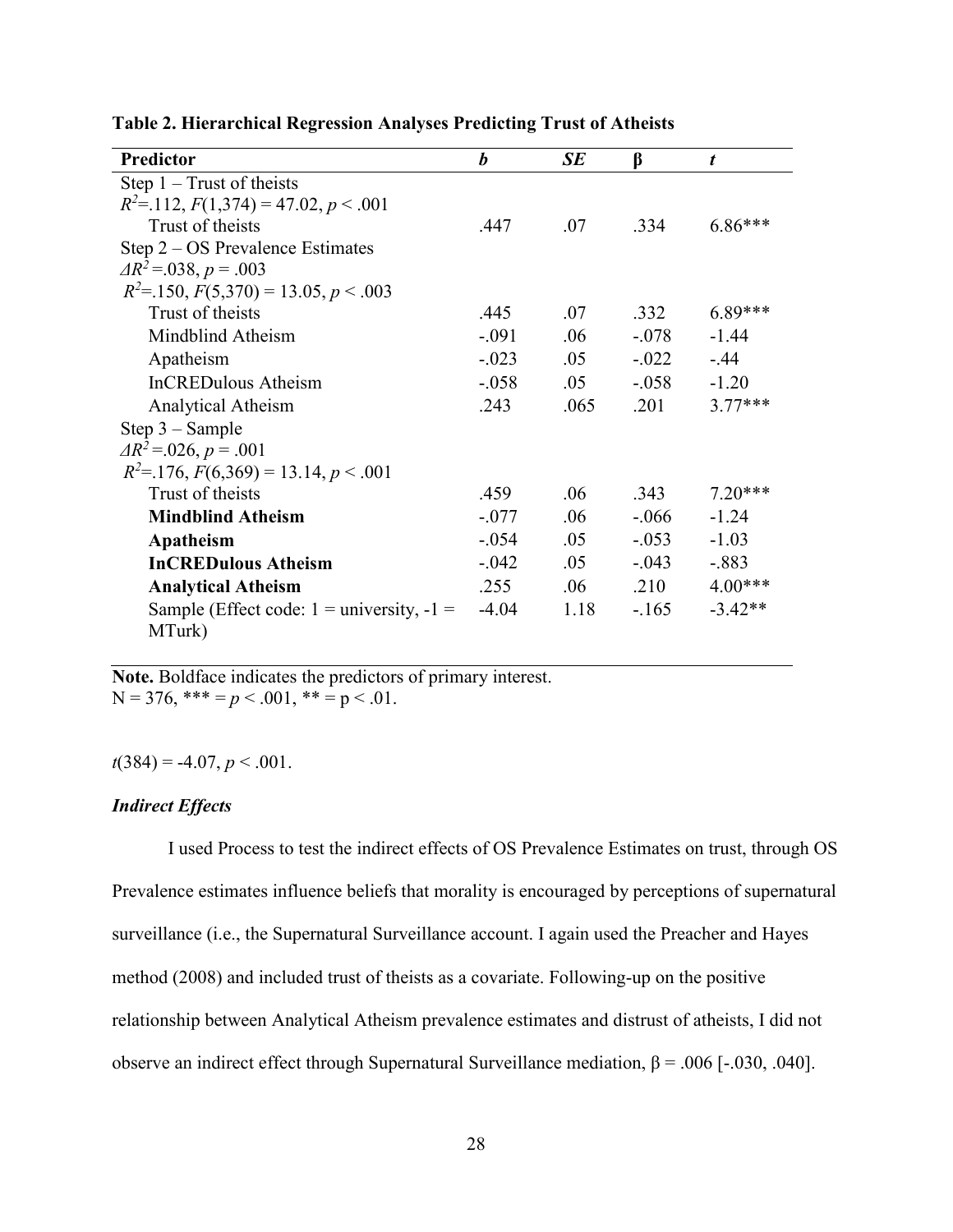**Table 2. Hierarchical Regression Analyses Predicting Trust of Atheists**

| Predictor | *b* | *SE* | β | *t* |
|---|---|---|---|---|
| Step 1 – Trust of theists | | | | |
| $R^2$=.112, $F(1,374)$ = 47.02, $p$ < .001 | | | | |
| Trust of theists | .447 | .07 | .334 | 6.86*** |
| Step 2 – OS Prevalence Estimates | | | | |
| $\Delta R^2$ =.038, $p$ = .003 | | | | |
| $R^2$=.150, $F(5,370)$ = 13.05, $p$ < .003 | | | | |
| Trust of theists | .445 | .07 | .332 | 6.89*** |
| Mindblind Atheism | -.091 | .06 | -.078 | -1.44 |
| Apatheism | -.023 | .05 | -.022 | -.44 |
| InCREDulous Atheism | -.058 | .05 | -.058 | -1.20 |
| Analytical Atheism | .243 | .065 | .201 | 3.77*** |
| Step 3 – Sample | | | | |
| $\Delta R^2$ =.026, $p$ = .001 | | | | |
| $R^2$=.176, $F(6,369)$ = 13.14, $p$ < .001 | | | | |
| Trust of theists | .459 | .06 | .343 | 7.20*** |
| **Mindblind Atheism** | -.077 | .06 | -.066 | -1.24 |
| **Apatheism** | -.054 | .05 | -.053 | -1.03 |
| **InCREDulous Atheism** | -.042 | .05 | -.043 | -.883 |
| **Analytical Atheism** | .255 | .06 | .210 | 4.00*** |
| Sample (Effect code: 1 = university, -1 = MTurk) | -4.04 | 1.18 | -.165 | -3.42** |

**Note.** Boldface indicates the predictors of primary interest.
N = 376, *** = $p$ < .001, ** = p < .01.

$t(384)$ = -4.07, $p$ < .001.

### *Indirect Effects*

I used Process to test the indirect effects of OS Prevalence Estimates on trust, through OS Prevalence estimates influence beliefs that morality is encouraged by perceptions of supernatural surveillance (i.e., the Supernatural Surveillance account. I again used the Preacher and Hayes method (2008) and included trust of theists as a covariate. Following-up on the positive relationship between Analytical Atheism prevalence estimates and distrust of atheists, I did not observe an indirect effect through Supernatural Surveillance mediation, β = .006 [-.030, .040].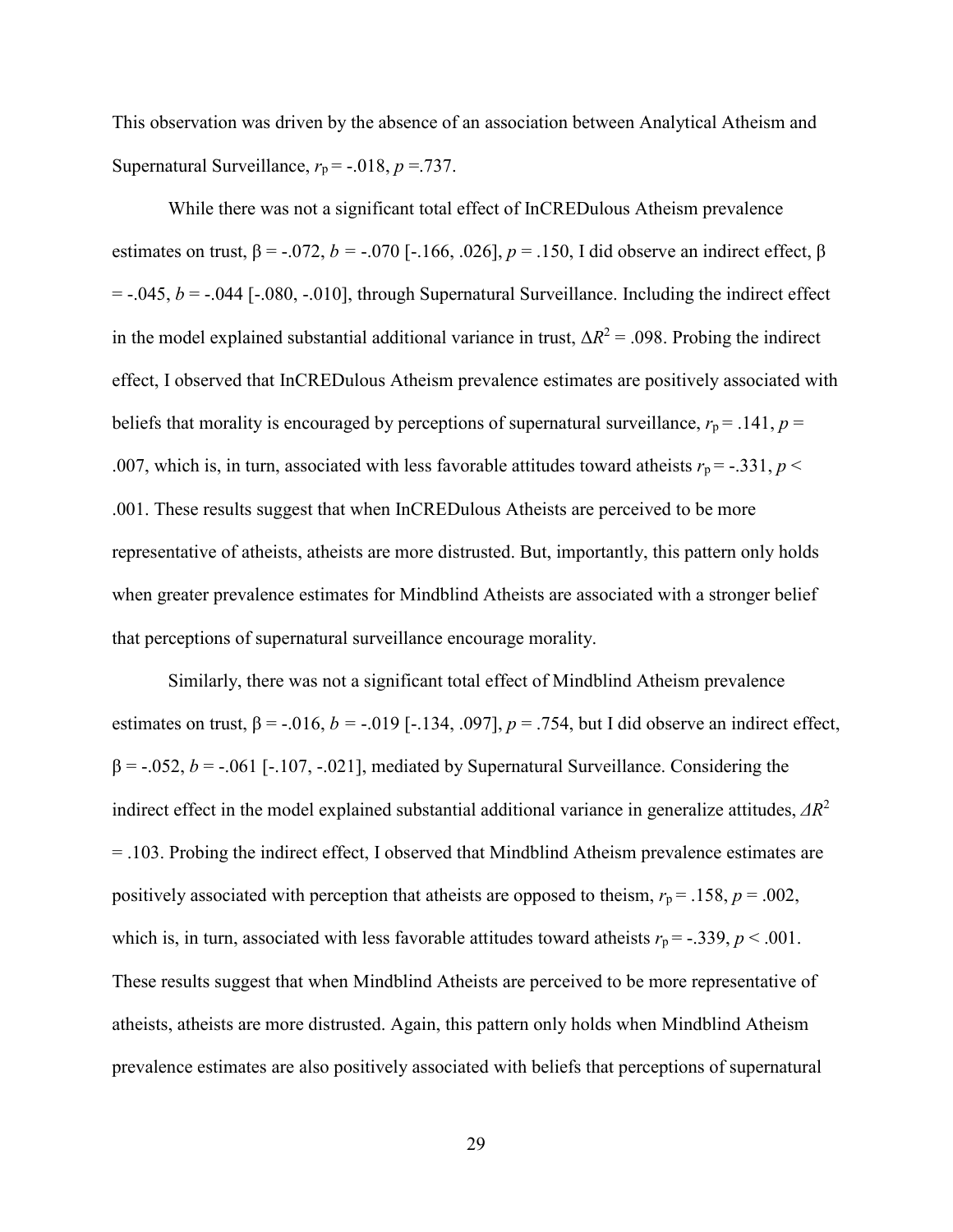This observation was driven by the absence of an association between Analytical Atheism and Supernatural Surveillance, $r_p = -.018$, $p = .737$.

While there was not a significant total effect of InCREDulous Atheism prevalence estimates on trust, $\beta = -.072$, $b = -.070$ [-.166, .026], $p = .150$, I did observe an indirect effect, $\beta = -.045$, $b = -.044$ [-.080, -.010], through Supernatural Surveillance. Including the indirect effect in the model explained substantial additional variance in trust, $\Delta R^2 = .098$. Probing the indirect effect, I observed that InCREDulous Atheism prevalence estimates are positively associated with beliefs that morality is encouraged by perceptions of supernatural surveillance, $r_p = .141$, $p = .007$, which is, in turn, associated with less favorable attitudes toward atheists $r_p = -.331$, $p < .001$. These results suggest that when InCREDulous Atheists are perceived to be more representative of atheists, atheists are more distrusted. But, importantly, this pattern only holds when greater prevalence estimates for Mindblind Atheists are associated with a stronger belief that perceptions of supernatural surveillance encourage morality.

Similarly, there was not a significant total effect of Mindblind Atheism prevalence estimates on trust, $\beta = -.016$, $b = -.019$ [-.134, .097], $p = .754$, but I did observe an indirect effect, $\beta = -.052$, $b = -.061$ [-.107, -.021], mediated by Supernatural Surveillance. Considering the indirect effect in the model explained substantial additional variance in generalize attitudes, $\Delta R^2 = .103$. Probing the indirect effect, I observed that Mindblind Atheism prevalence estimates are positively associated with perception that atheists are opposed to theism, $r_p = .158$, $p = .002$, which is, in turn, associated with less favorable attitudes toward atheists $r_p = -.339$, $p < .001$. These results suggest that when Mindblind Atheists are perceived to be more representative of atheists, atheists are more distrusted. Again, this pattern only holds when Mindblind Atheism prevalence estimates are also positively associated with beliefs that perceptions of supernatural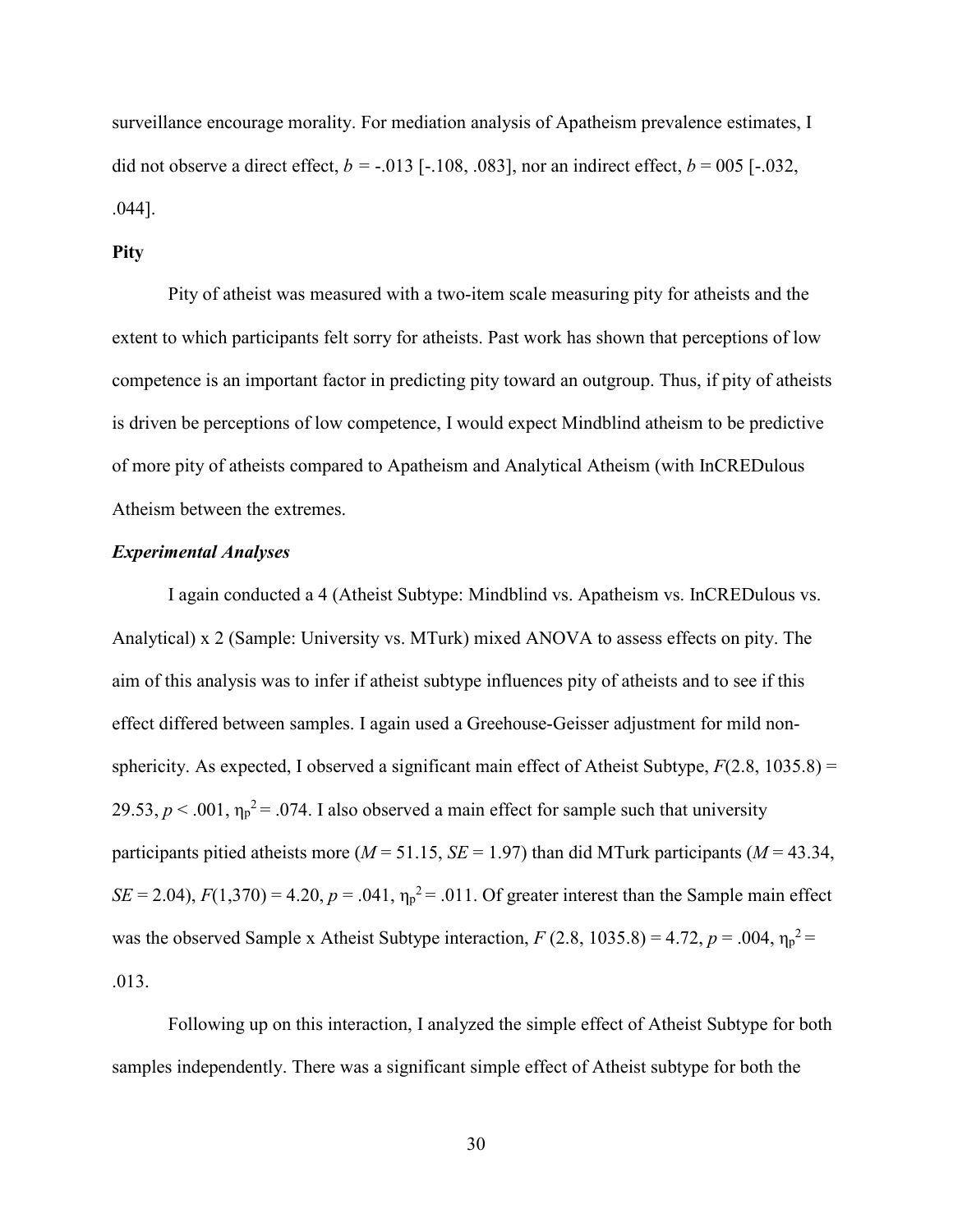surveillance encourage morality. For mediation analysis of Apatheism prevalence estimates, I did not observe a direct effect, $b$ = -.013 [-.108, .083], nor an indirect effect, $b$ = 005 [-.032, .044].

**Pity**

Pity of atheist was measured with a two-item scale measuring pity for atheists and the extent to which participants felt sorry for atheists. Past work has shown that perceptions of low competence is an important factor in predicting pity toward an outgroup. Thus, if pity of atheists is driven be perceptions of low competence, I would expect Mindblind atheism to be predictive of more pity of atheists compared to Apatheism and Analytical Atheism (with InCREDulous Atheism between the extremes.

***Experimental Analyses***

I again conducted a 4 (Atheist Subtype: Mindblind vs. Apatheism vs. InCREDulous vs. Analytical) x 2 (Sample: University vs. MTurk) mixed ANOVA to assess effects on pity. The aim of this analysis was to infer if atheist subtype influences pity of atheists and to see if this effect differed between samples. I again used a Greehouse-Geisser adjustment for mild non-sphericity. As expected, I observed a significant main effect of Atheist Subtype, $F(2.8, 1035.8)$ = 29.53, $p < .001$, $\eta_p^2 = .074$. I also observed a main effect for sample such that university participants pitied atheists more ($M$ = 51.15, $SE$ = 1.97) than did MTurk participants ($M$ = 43.34, $SE$ = 2.04), $F(1,370)$ = 4.20, $p$ = .041, $\eta_p^2 = .011$. Of greater interest than the Sample main effect was the observed Sample x Atheist Subtype interaction, $F$ (2.8, 1035.8) = 4.72, $p$ = .004, $\eta_p^2 =$ .013.

Following up on this interaction, I analyzed the simple effect of Atheist Subtype for both samples independently. There was a significant simple effect of Atheist subtype for both the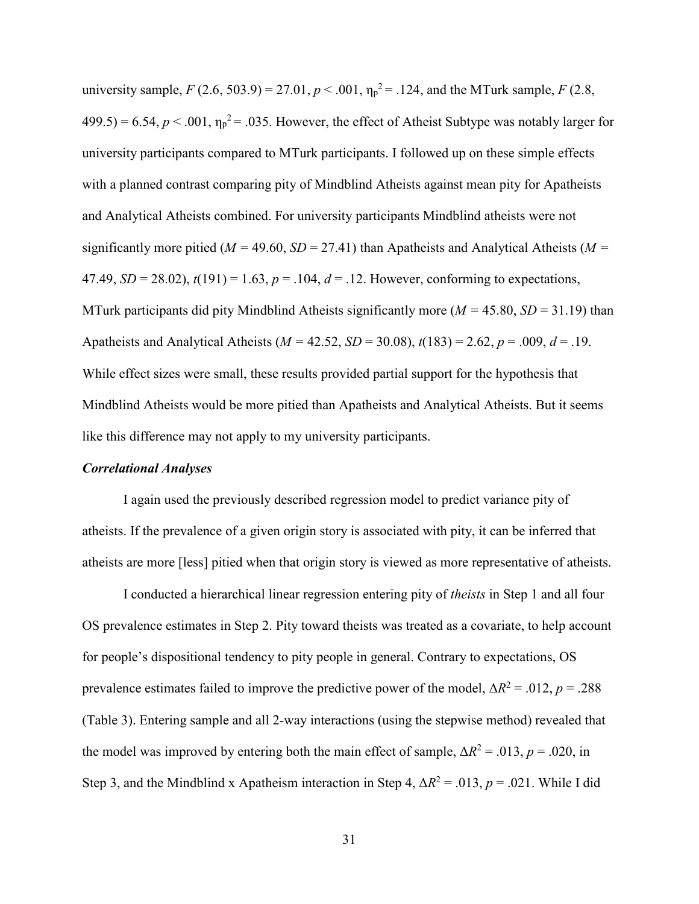university sample, $F$ (2.6, 503.9) = 27.01, $p < .001$, $\eta_p^2 = .124$, and the MTurk sample, $F$ (2.8, 499.5) = 6.54, $p < .001$, $\eta_p^2 = .035$. However, the effect of Atheist Subtype was notably larger for university participants compared to MTurk participants. I followed up on these simple effects with a planned contrast comparing pity of Mindblind Atheists against mean pity for Apatheists and Analytical Atheists combined. For university participants Mindblind atheists were not significantly more pitied ($M$ = 49.60, $SD$ = 27.41) than Apatheists and Analytical Atheists ($M$ = 47.49, $SD$ = 28.02), $t$(191) = 1.63, $p$ = .104, $d$ = .12. However, conforming to expectations, MTurk participants did pity Mindblind Atheists significantly more ($M$ = 45.80, $SD$ = 31.19) than Apatheists and Analytical Atheists ($M$ = 42.52, $SD$ = 30.08), $t$(183) = 2.62, $p$ = .009, $d$ = .19. While effect sizes were small, these results provided partial support for the hypothesis that Mindblind Atheists would be more pitied than Apatheists and Analytical Atheists. But it seems like this difference may not apply to my university participants.

***Correlational Analyses***

I again used the previously described regression model to predict variance pity of atheists. If the prevalence of a given origin story is associated with pity, it can be inferred that atheists are more [less] pitied when that origin story is viewed as more representative of atheists.

I conducted a hierarchical linear regression entering pity of *theists* in Step 1 and all four OS prevalence estimates in Step 2. Pity toward theists was treated as a covariate, to help account for people's dispositional tendency to pity people in general. Contrary to expectations, OS prevalence estimates failed to improve the predictive power of the model, $\Delta R^2 = .012$, $p = .288$ (Table 3). Entering sample and all 2-way interactions (using the stepwise method) revealed that the model was improved by entering both the main effect of sample, $\Delta R^2 = .013$, $p = .020$, in Step 3, and the Mindblind x Apatheism interaction in Step 4, $\Delta R^2 = .013$, $p = .021$. While I did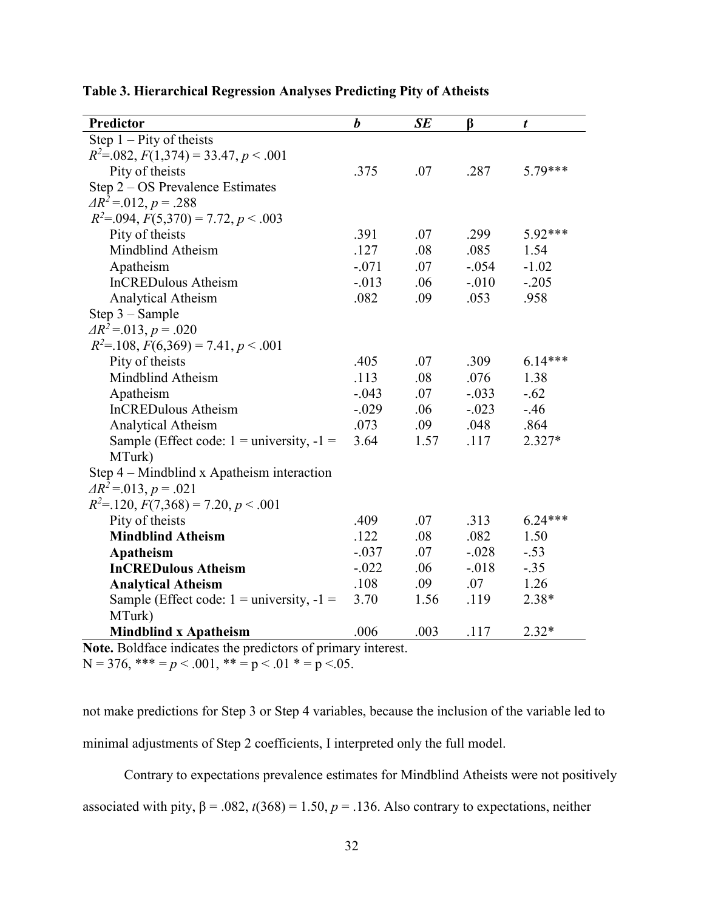**Table 3. Hierarchical Regression Analyses Predicting Pity of Atheists**

| **Predictor** | ***b*** | ***SE*** | **β** | ***t*** |
|---|---|---|---|---|
| Step 1 – Pity of theists | | | | |
| $R^2$=.082, $F$(1,374) = 33.47, $p$ < .001 | | | | |
| Pity of theists | .375 | .07 | .287 | 5.79*** |
| Step 2 – OS Prevalence Estimates | | | | |
| $\Delta R^2$=.012, $p$ = .288 | | | | |
| $R^2$=.094, $F$(5,370) = 7.72, $p$ < .003 | | | | |
| Pity of theists | .391 | .07 | .299 | 5.92*** |
| Mindblind Atheism | .127 | .08 | .085 | 1.54 |
| Apatheism | -.071 | .07 | -.054 | -1.02 |
| InCREDulous Atheism | -.013 | .06 | -.010 | -.205 |
| Analytical Atheism | .082 | .09 | .053 | .958 |
| Step 3 – Sample | | | | |
| $\Delta R^2$=.013, $p$ = .020 | | | | |
| $R^2$=.108, $F$(6,369) = 7.41, $p$ < .001 | | | | |
| Pity of theists | .405 | .07 | .309 | 6.14*** |
| Mindblind Atheism | .113 | .08 | .076 | 1.38 |
| Apatheism | -.043 | .07 | -.033 | -.62 |
| InCREDulous Atheism | -.029 | .06 | -.023 | -.46 |
| Analytical Atheism | .073 | .09 | .048 | .864 |
| Sample (Effect code: 1 = university, -1 = MTurk) | 3.64 | 1.57 | .117 | 2.327* |
| Step 4 – Mindblind x Apatheism interaction | | | | |
| $\Delta R^2$=.013, $p$ = .021 | | | | |
| $R^2$=.120, $F$(7,368) = 7.20, $p$ < .001 | | | | |
| Pity of theists | .409 | .07 | .313 | 6.24*** |
| **Mindblind Atheism** | .122 | .08 | .082 | 1.50 |
| **Apatheism** | -.037 | .07 | -.028 | -.53 |
| **InCREDulous Atheism** | -.022 | .06 | -.018 | -.35 |
| **Analytical Atheism** | .108 | .09 | .07 | 1.26 |
| Sample (Effect code: 1 = university, -1 = MTurk) | 3.70 | 1.56 | .119 | 2.38* |
| **Mindblind x Apatheism** | .006 | .003 | .117 | 2.32* |

**Note.** Boldface indicates the predictors of primary interest.
N = 376, *** = $p$ < .001, ** = p < .01 * = p <.05.

not make predictions for Step 3 or Step 4 variables, because the inclusion of the variable led to minimal adjustments of Step 2 coefficients, I interpreted only the full model.

Contrary to expectations prevalence estimates for Mindblind Atheists were not positively associated with pity, β = .082, $t$(368) = 1.50, $p$ = .136. Also contrary to expectations, neither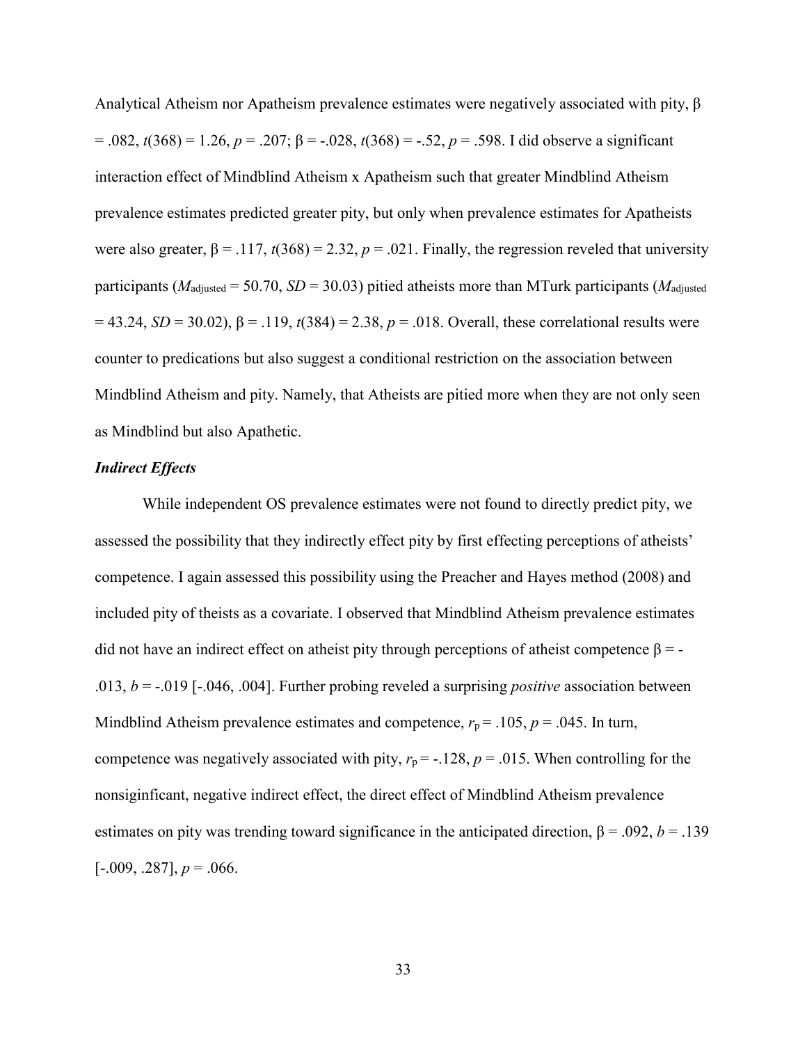Analytical Atheism nor Apatheism prevalence estimates were negatively associated with pity, $\beta = .082$, $t(368) = 1.26$, $p = .207$; $\beta = -.028$, $t(368) = -.52$, $p = .598$. I did observe a significant interaction effect of Mindblind Atheism x Apatheism such that greater Mindblind Atheism prevalence estimates predicted greater pity, but only when prevalence estimates for Apatheists were also greater, $\beta = .117$, $t(368) = 2.32$, $p = .021$. Finally, the regression reveled that university participants ($M_{\text{adjusted}} = 50.70$, $SD = 30.03$) pitied atheists more than MTurk participants ($M_{\text{adjusted}} = 43.24$, $SD = 30.02$), $\beta = .119$, $t(384) = 2.38$, $p = .018$. Overall, these correlational results were counter to predications but also suggest a conditional restriction on the association between Mindblind Atheism and pity. Namely, that Atheists are pitied more when they are not only seen as Mindblind but also Apathetic.

### *Indirect Effects*

While independent OS prevalence estimates were not found to directly predict pity, we assessed the possibility that they indirectly effect pity by first effecting perceptions of atheists' competence. I again assessed this possibility using the Preacher and Hayes method (2008) and included pity of theists as a covariate. I observed that Mindblind Atheism prevalence estimates did not have an indirect effect on atheist pity through perceptions of atheist competence $\beta = -.013$, $b = -.019$ [-.046, .004]. Further probing reveled a surprising *positive* association between Mindblind Atheism prevalence estimates and competence, $r_p = .105$, $p = .045$. In turn, competence was negatively associated with pity, $r_p = -.128$, $p = .015$. When controlling for the nonsiginficant, negative indirect effect, the direct effect of Mindblind Atheism prevalence estimates on pity was trending toward significance in the anticipated direction, $\beta = .092$, $b = .139$ [-.009, .287], $p = .066$.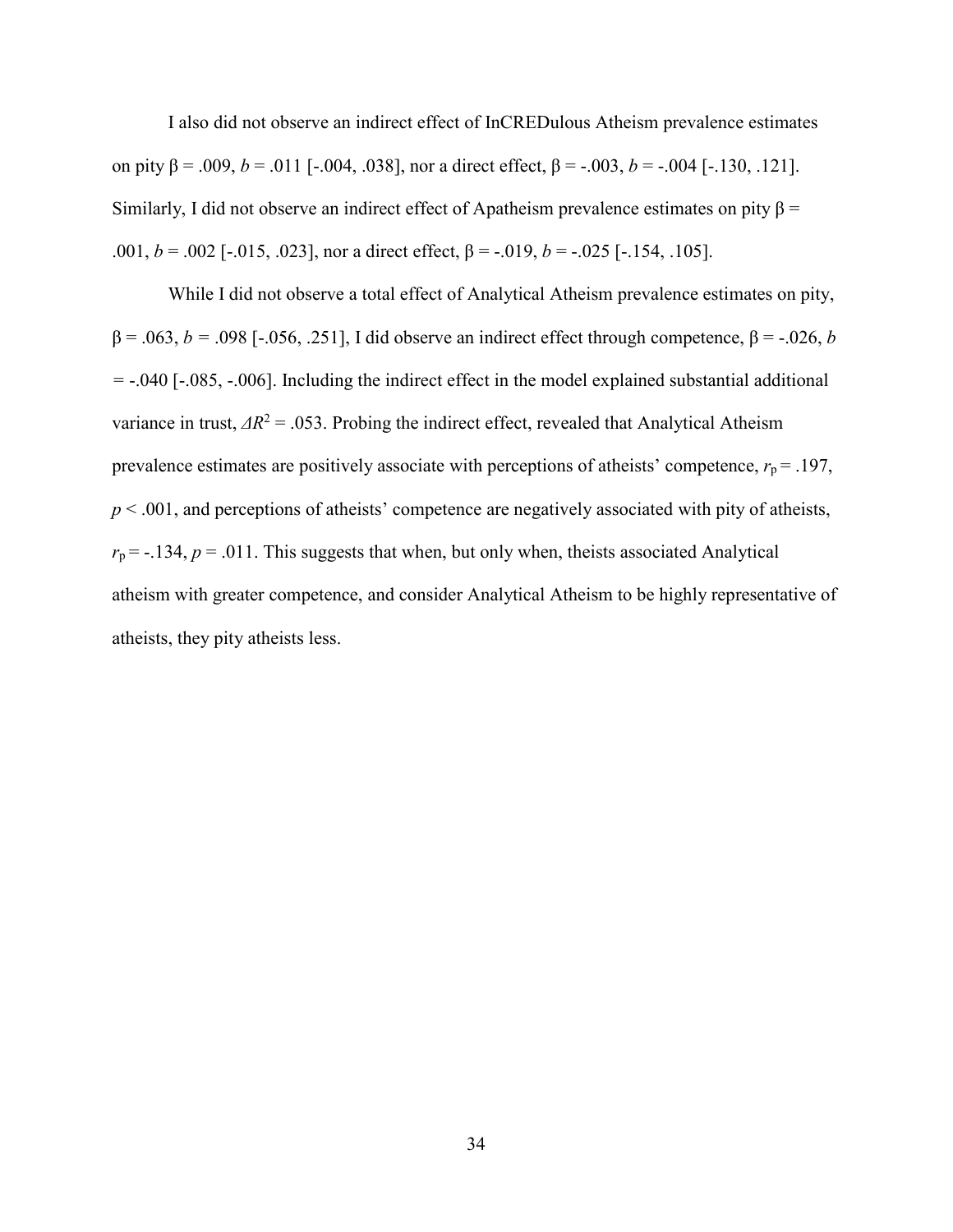I also did not observe an indirect effect of InCREDulous Atheism prevalence estimates on pity $\beta = .009$, $b = .011$ [-.004, .038], nor a direct effect, $\beta = -.003$, $b = -.004$ [-.130, .121]. Similarly, I did not observe an indirect effect of Apatheism prevalence estimates on pity $\beta = .001$, $b = .002$ [-.015, .023], nor a direct effect, $\beta = -.019$, $b = -.025$ [-.154, .105].

While I did not observe a total effect of Analytical Atheism prevalence estimates on pity, $\beta = .063$, $b = .098$ [-.056, .251], I did observe an indirect effect through competence, $\beta = -.026$, $b = -.040$ [-.085, -.006]. Including the indirect effect in the model explained substantial additional variance in trust, $\Delta R^2 = .053$. Probing the indirect effect, revealed that Analytical Atheism prevalence estimates are positively associate with perceptions of atheists' competence, $r_p = .197$, $p < .001$, and perceptions of atheists' competence are negatively associated with pity of atheists, $r_p = -.134$, $p = .011$. This suggests that when, but only when, theists associated Analytical atheism with greater competence, and consider Analytical Atheism to be highly representative of atheists, they pity atheists less.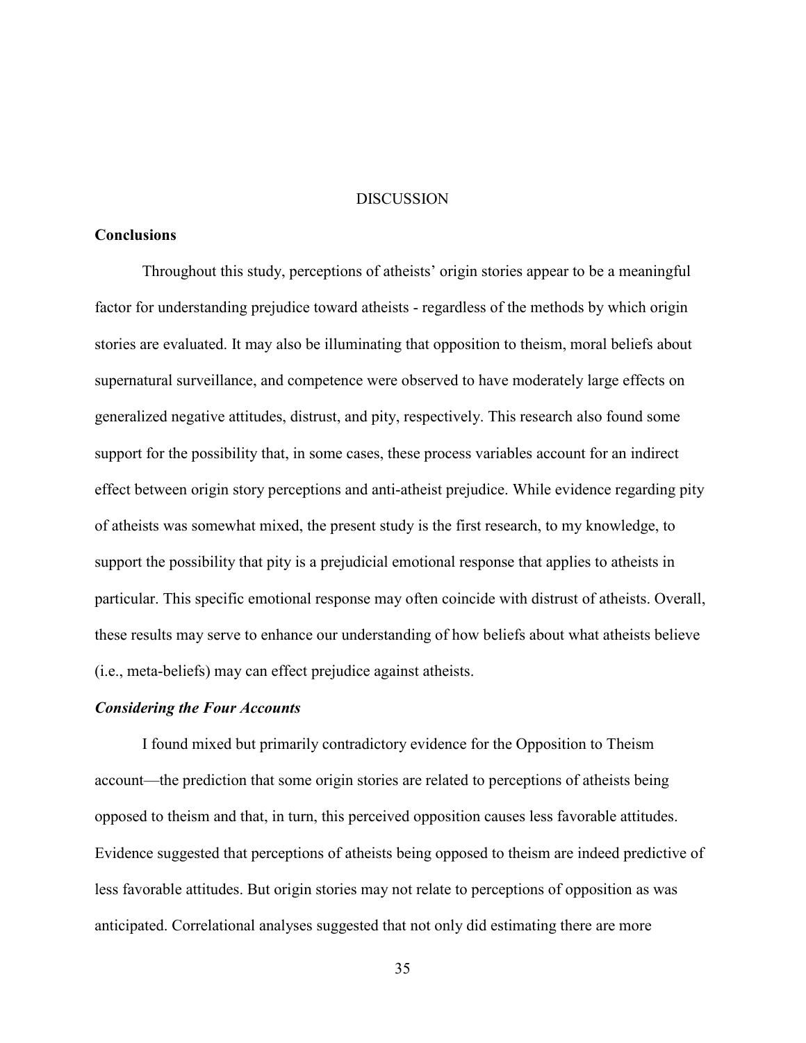# DISCUSSION

## Conclusions

Throughout this study, perceptions of atheists' origin stories appear to be a meaningful factor for understanding prejudice toward atheists - regardless of the methods by which origin stories are evaluated. It may also be illuminating that opposition to theism, moral beliefs about supernatural surveillance, and competence were observed to have moderately large effects on generalized negative attitudes, distrust, and pity, respectively. This research also found some support for the possibility that, in some cases, these process variables account for an indirect effect between origin story perceptions and anti-atheist prejudice. While evidence regarding pity of atheists was somewhat mixed, the present study is the first research, to my knowledge, to support the possibility that pity is a prejudicial emotional response that applies to atheists in particular. This specific emotional response may often coincide with distrust of atheists. Overall, these results may serve to enhance our understanding of how beliefs about what atheists believe (i.e., meta-beliefs) may can effect prejudice against atheists.

### *Considering the Four Accounts*

I found mixed but primarily contradictory evidence for the Opposition to Theism account—the prediction that some origin stories are related to perceptions of atheists being opposed to theism and that, in turn, this perceived opposition causes less favorable attitudes. Evidence suggested that perceptions of atheists being opposed to theism are indeed predictive of less favorable attitudes. But origin stories may not relate to perceptions of opposition as was anticipated. Correlational analyses suggested that not only did estimating there are more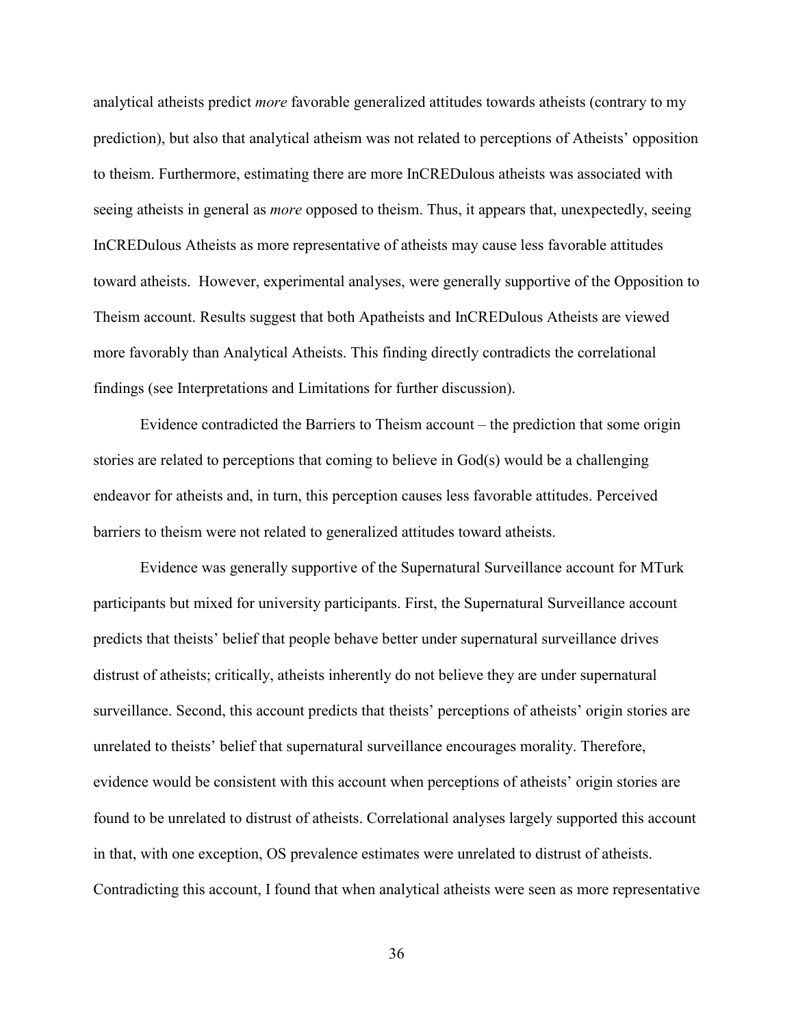analytical atheists predict *more* favorable generalized attitudes towards atheists (contrary to my prediction), but also that analytical atheism was not related to perceptions of Atheists' opposition to theism. Furthermore, estimating there are more InCREDulous atheists was associated with seeing atheists in general as *more* opposed to theism. Thus, it appears that, unexpectedly, seeing InCREDulous Atheists as more representative of atheists may cause less favorable attitudes toward atheists.  However, experimental analyses, were generally supportive of the Opposition to Theism account. Results suggest that both Apatheists and InCREDulous Atheists are viewed more favorably than Analytical Atheists. This finding directly contradicts the correlational findings (see Interpretations and Limitations for further discussion).

Evidence contradicted the Barriers to Theism account – the prediction that some origin stories are related to perceptions that coming to believe in God(s) would be a challenging endeavor for atheists and, in turn, this perception causes less favorable attitudes. Perceived barriers to theism were not related to generalized attitudes toward atheists.

Evidence was generally supportive of the Supernatural Surveillance account for MTurk participants but mixed for university participants. First, the Supernatural Surveillance account predicts that theists' belief that people behave better under supernatural surveillance drives distrust of atheists; critically, atheists inherently do not believe they are under supernatural surveillance. Second, this account predicts that theists' perceptions of atheists' origin stories are unrelated to theists' belief that supernatural surveillance encourages morality. Therefore, evidence would be consistent with this account when perceptions of atheists' origin stories are found to be unrelated to distrust of atheists. Correlational analyses largely supported this account in that, with one exception, OS prevalence estimates were unrelated to distrust of atheists. Contradicting this account, I found that when analytical atheists were seen as more representative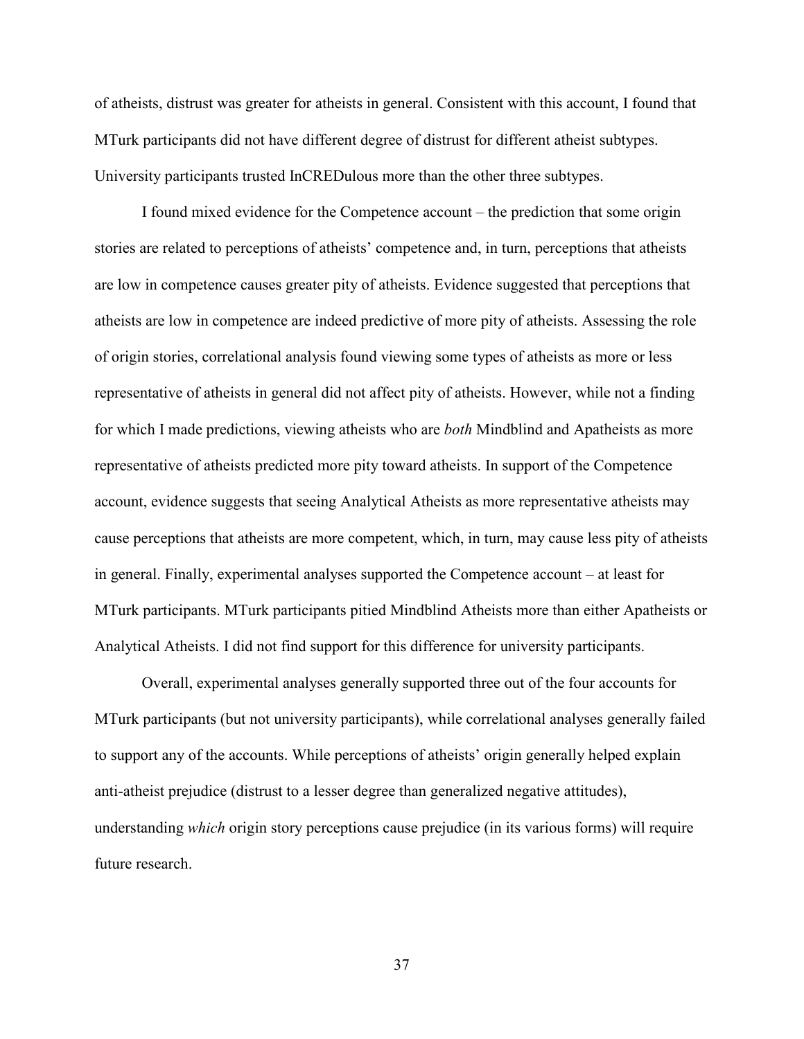of atheists, distrust was greater for atheists in general. Consistent with this account, I found that MTurk participants did not have different degree of distrust for different atheist subtypes. University participants trusted InCREDulous more than the other three subtypes.

I found mixed evidence for the Competence account – the prediction that some origin stories are related to perceptions of atheists' competence and, in turn, perceptions that atheists are low in competence causes greater pity of atheists. Evidence suggested that perceptions that atheists are low in competence are indeed predictive of more pity of atheists. Assessing the role of origin stories, correlational analysis found viewing some types of atheists as more or less representative of atheists in general did not affect pity of atheists. However, while not a finding for which I made predictions, viewing atheists who are *both* Mindblind and Apatheists as more representative of atheists predicted more pity toward atheists. In support of the Competence account, evidence suggests that seeing Analytical Atheists as more representative atheists may cause perceptions that atheists are more competent, which, in turn, may cause less pity of atheists in general. Finally, experimental analyses supported the Competence account – at least for MTurk participants. MTurk participants pitied Mindblind Atheists more than either Apatheists or Analytical Atheists. I did not find support for this difference for university participants.

Overall, experimental analyses generally supported three out of the four accounts for MTurk participants (but not university participants), while correlational analyses generally failed to support any of the accounts. While perceptions of atheists' origin generally helped explain anti-atheist prejudice (distrust to a lesser degree than generalized negative attitudes), understanding *which* origin story perceptions cause prejudice (in its various forms) will require future research.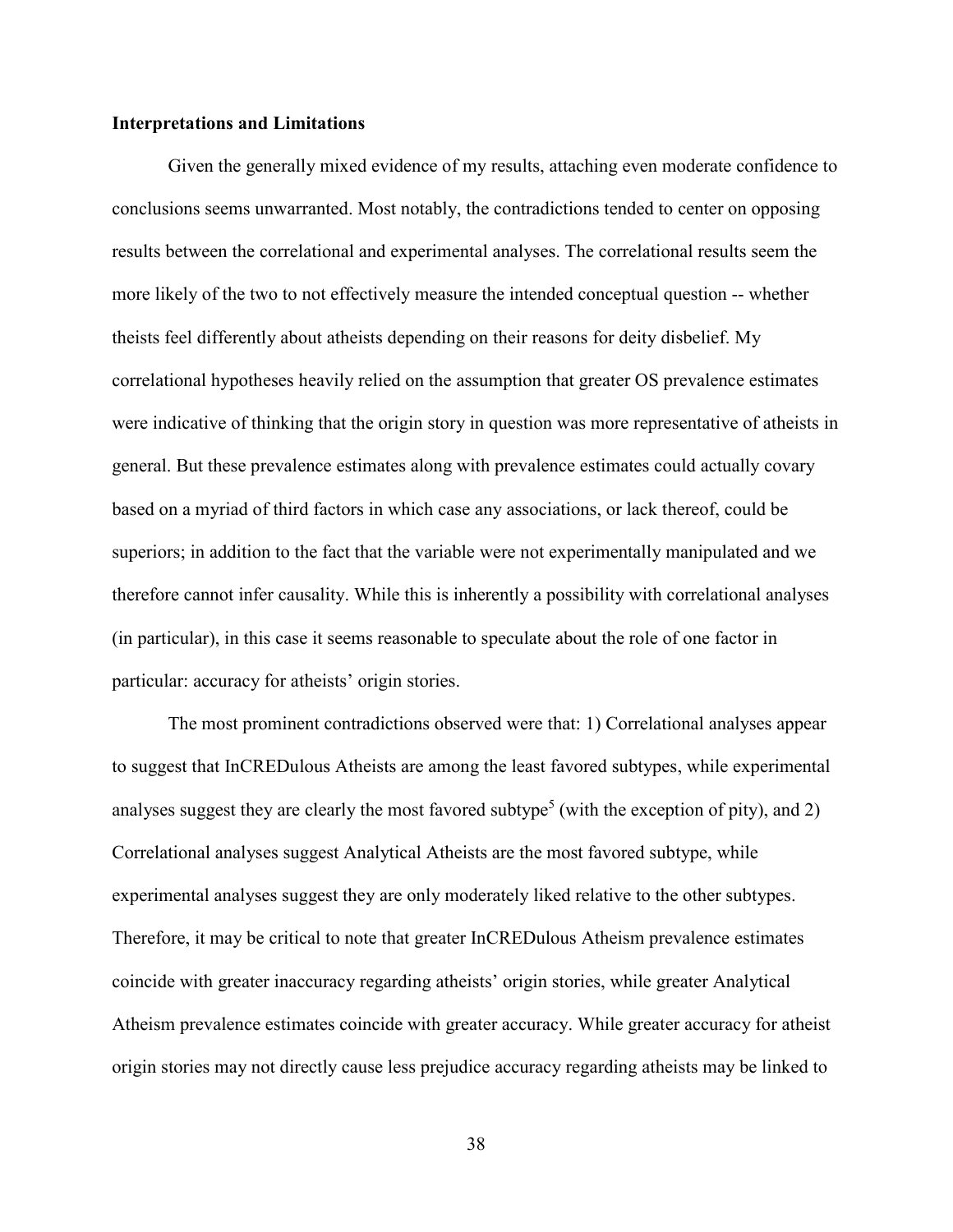**Interpretations and Limitations**

Given the generally mixed evidence of my results, attaching even moderate confidence to conclusions seems unwarranted. Most notably, the contradictions tended to center on opposing results between the correlational and experimental analyses. The correlational results seem the more likely of the two to not effectively measure the intended conceptual question -- whether theists feel differently about atheists depending on their reasons for deity disbelief. My correlational hypotheses heavily relied on the assumption that greater OS prevalence estimates were indicative of thinking that the origin story in question was more representative of atheists in general. But these prevalence estimates along with prevalence estimates could actually covary based on a myriad of third factors in which case any associations, or lack thereof, could be superiors; in addition to the fact that the variable were not experimentally manipulated and we therefore cannot infer causality. While this is inherently a possibility with correlational analyses (in particular), in this case it seems reasonable to speculate about the role of one factor in particular: accuracy for atheists' origin stories.

The most prominent contradictions observed were that: 1) Correlational analyses appear to suggest that InCREDulous Atheists are among the least favored subtypes, while experimental analyses suggest they are clearly the most favored subtype[5] (with the exception of pity), and 2) Correlational analyses suggest Analytical Atheists are the most favored subtype, while experimental analyses suggest they are only moderately liked relative to the other subtypes. Therefore, it may be critical to note that greater InCREDulous Atheism prevalence estimates coincide with greater inaccuracy regarding atheists' origin stories, while greater Analytical Atheism prevalence estimates coincide with greater accuracy. While greater accuracy for atheist origin stories may not directly cause less prejudice accuracy regarding atheists may be linked to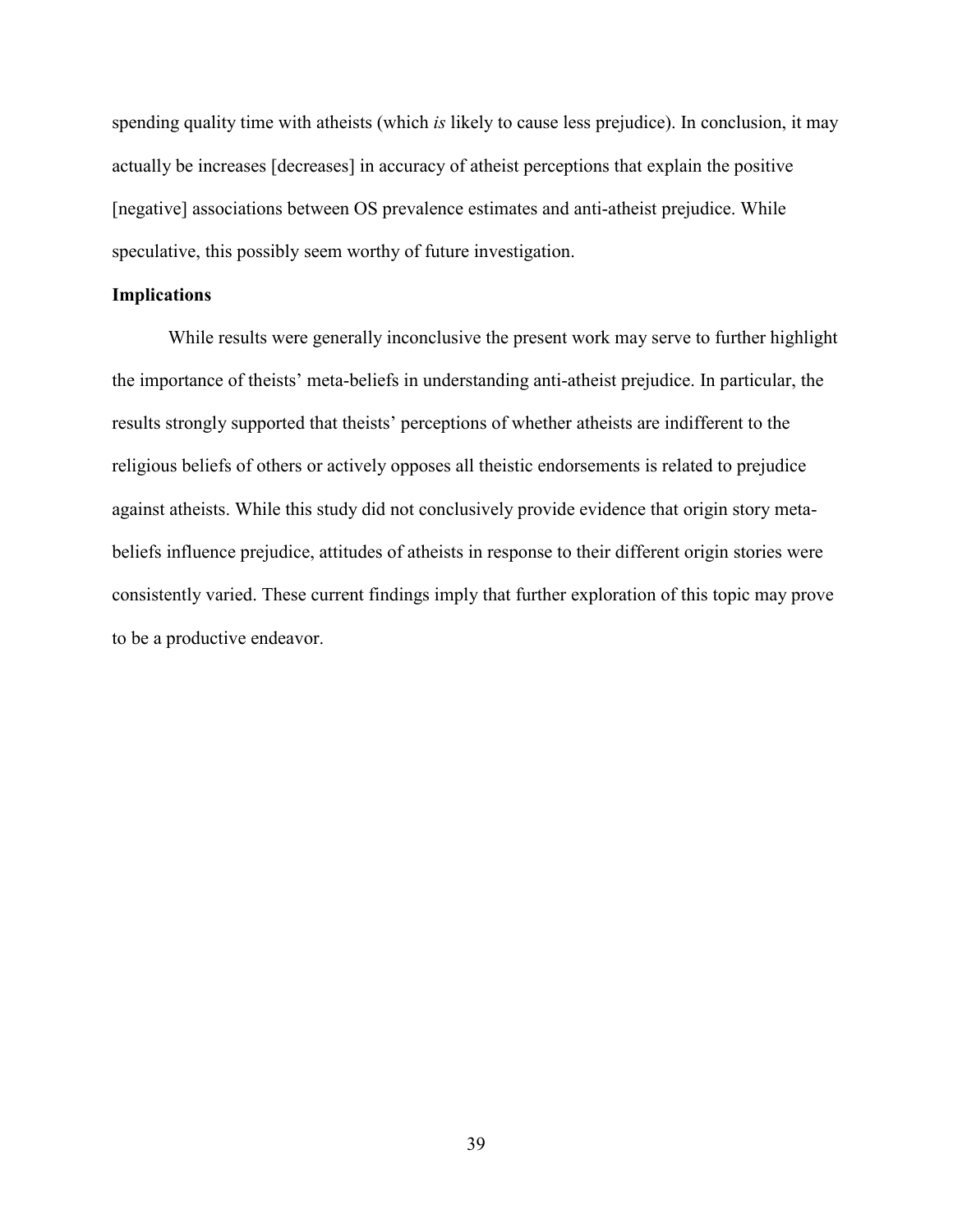spending quality time with atheists (which *is* likely to cause less prejudice). In conclusion, it may actually be increases [decreases] in accuracy of atheist perceptions that explain the positive [negative] associations between OS prevalence estimates and anti-atheist prejudice. While speculative, this possibly seem worthy of future investigation.

**Implications**

While results were generally inconclusive the present work may serve to further highlight the importance of theists' meta-beliefs in understanding anti-atheist prejudice. In particular, the results strongly supported that theists' perceptions of whether atheists are indifferent to the religious beliefs of others or actively opposes all theistic endorsements is related to prejudice against atheists. While this study did not conclusively provide evidence that origin story meta-beliefs influence prejudice, attitudes of atheists in response to their different origin stories were consistently varied. These current findings imply that further exploration of this topic may prove to be a productive endeavor.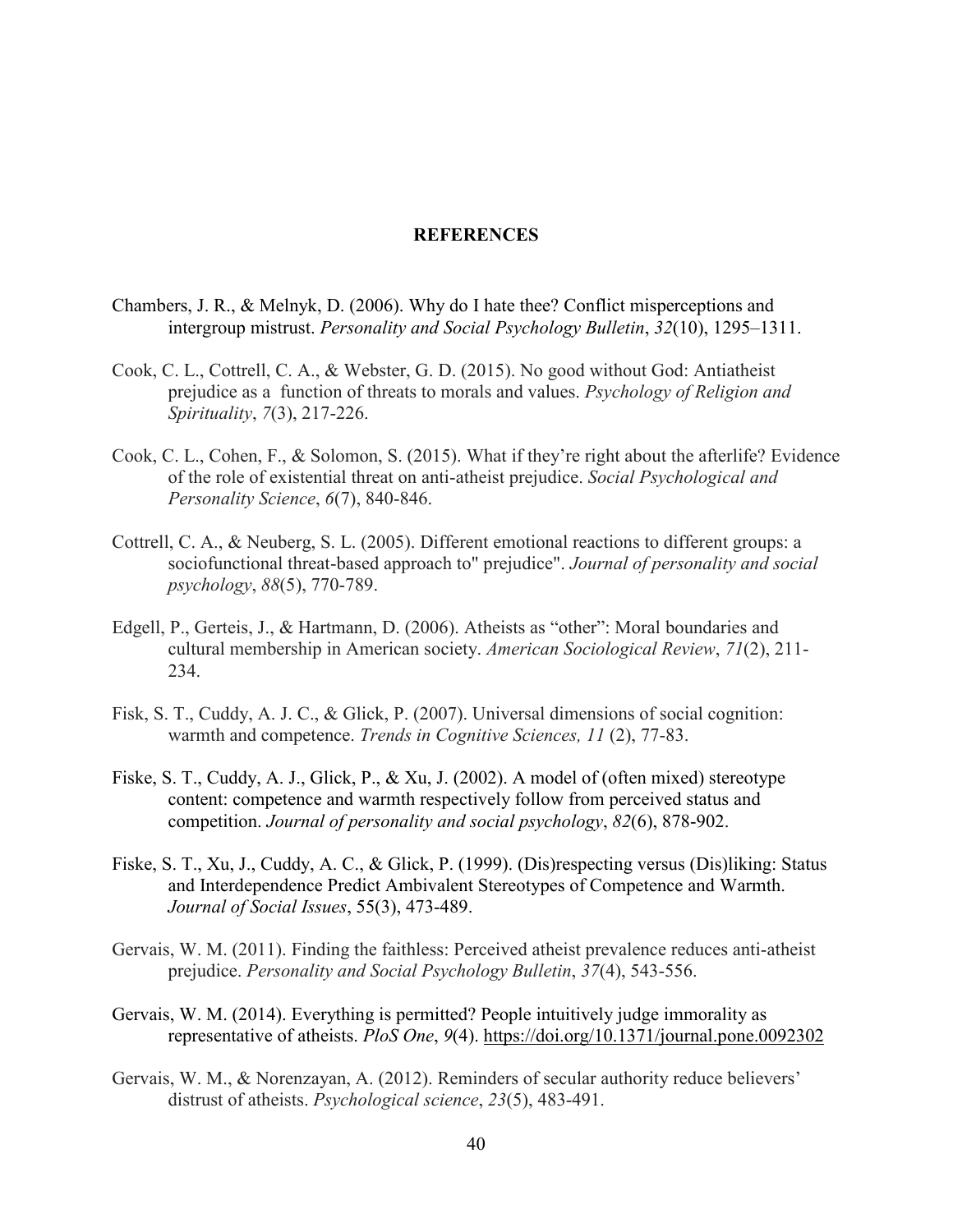# REFERENCES

Chambers, J. R., & Melnyk, D. (2006). Why do I hate thee? Conflict misperceptions and intergroup mistrust. *Personality and Social Psychology Bulletin*, *32*(10), 1295–1311.

Cook, C. L., Cottrell, C. A., & Webster, G. D. (2015). No good without God: Antiatheist prejudice as a function of threats to morals and values. *Psychology of Religion and Spirituality*, *7*(3), 217-226.

Cook, C. L., Cohen, F., & Solomon, S. (2015). What if they're right about the afterlife? Evidence of the role of existential threat on anti-atheist prejudice. *Social Psychological and Personality Science*, *6*(7), 840-846.

Cottrell, C. A., & Neuberg, S. L. (2005). Different emotional reactions to different groups: a sociofunctional threat-based approach to" prejudice". *Journal of personality and social psychology*, *88*(5), 770-789.

Edgell, P., Gerteis, J., & Hartmann, D. (2006). Atheists as "other": Moral boundaries and cultural membership in American society. *American Sociological Review*, *71*(2), 211-234.

Fisk, S. T., Cuddy, A. J. C., & Glick, P. (2007). Universal dimensions of social cognition: warmth and competence. *Trends in Cognitive Sciences, 11* (2), 77-83.

Fiske, S. T., Cuddy, A. J., Glick, P., & Xu, J. (2002). A model of (often mixed) stereotype content: competence and warmth respectively follow from perceived status and competition. *Journal of personality and social psychology*, *82*(6), 878-902.

Fiske, S. T., Xu, J., Cuddy, A. C., & Glick, P. (1999). (Dis)respecting versus (Dis)liking: Status and Interdependence Predict Ambivalent Stereotypes of Competence and Warmth. *Journal of Social Issues*, 55(3), 473-489.

Gervais, W. M. (2011). Finding the faithless: Perceived atheist prevalence reduces anti-atheist prejudice. *Personality and Social Psychology Bulletin*, *37*(4), 543-556.

Gervais, W. M. (2014). Everything is permitted? People intuitively judge immorality as representative of atheists. *PloS One*, *9*(4). https://doi.org/10.1371/journal.pone.0092302

Gervais, W. M., & Norenzayan, A. (2012). Reminders of secular authority reduce believers' distrust of atheists. *Psychological science*, *23*(5), 483-491.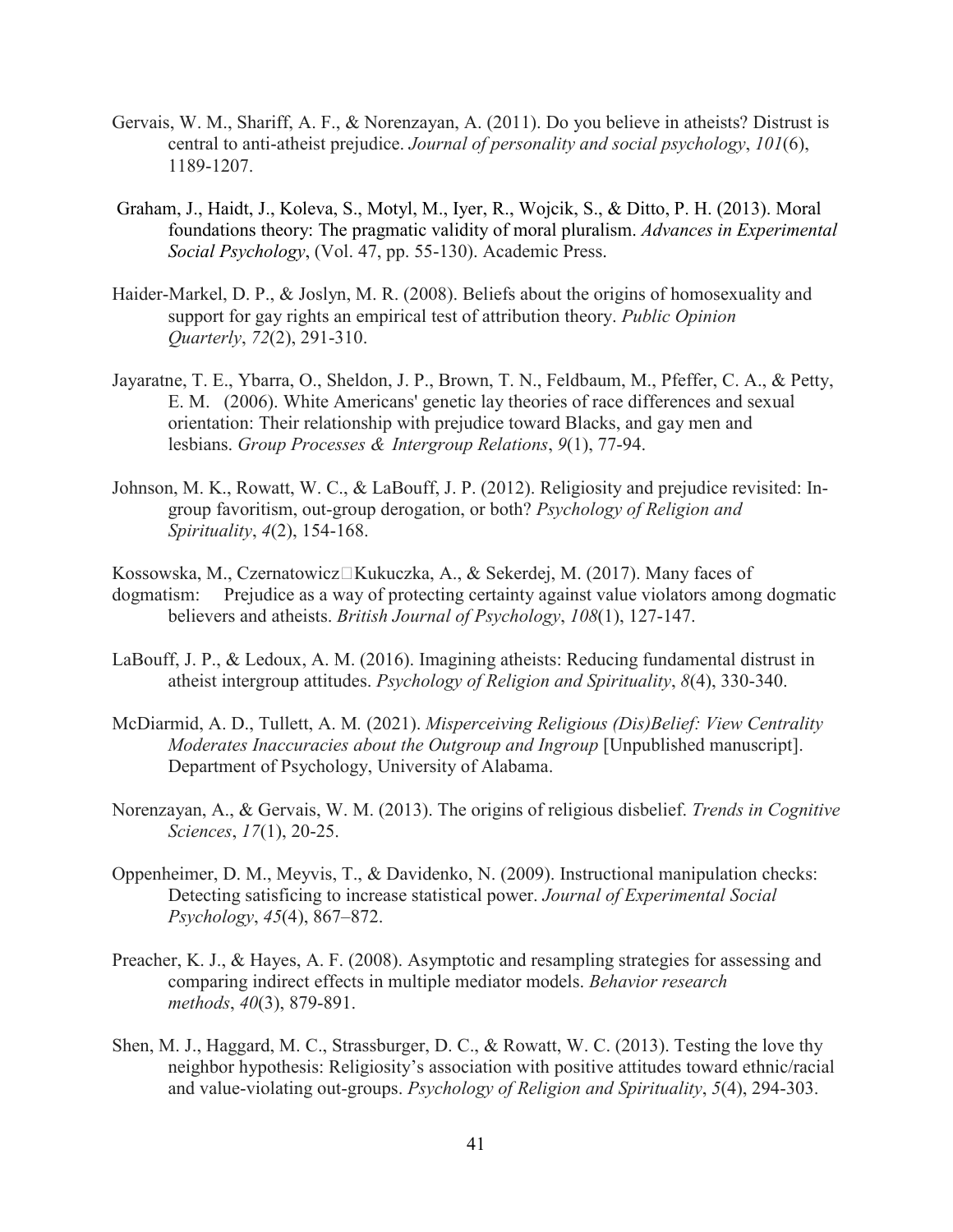Gervais, W. M., Shariff, A. F., & Norenzayan, A. (2011). Do you believe in atheists? Distrust is central to anti-atheist prejudice. *Journal of personality and social psychology*, *101*(6), 1189-1207.

Graham, J., Haidt, J., Koleva, S., Motyl, M., Iyer, R., Wojcik, S., & Ditto, P. H. (2013). Moral foundations theory: The pragmatic validity of moral pluralism. *Advances in Experimental Social Psychology*, (Vol. 47, pp. 55-130). Academic Press.

Haider-Markel, D. P., & Joslyn, M. R. (2008). Beliefs about the origins of homosexuality and support for gay rights an empirical test of attribution theory. *Public Opinion Quarterly*, *72*(2), 291-310.

Jayaratne, T. E., Ybarra, O., Sheldon, J. P., Brown, T. N., Feldbaum, M., Pfeffer, C. A., & Petty, E. M. (2006). White Americans' genetic lay theories of race differences and sexual orientation: Their relationship with prejudice toward Blacks, and gay men and lesbians. *Group Processes & Intergroup Relations*, *9*(1), 77-94.

Johnson, M. K., Rowatt, W. C., & LaBouff, J. P. (2012). Religiosity and prejudice revisited: In-group favoritism, out-group derogation, or both? *Psychology of Religion and Spirituality*, *4*(2), 154-168.

Kossowska, M., Czernatowicz□Kukuczka, A., & Sekerdej, M. (2017). Many faces of dogmatism: Prejudice as a way of protecting certainty against value violators among dogmatic believers and atheists. *British Journal of Psychology*, *108*(1), 127-147.

LaBouff, J. P., & Ledoux, A. M. (2016). Imagining atheists: Reducing fundamental distrust in atheist intergroup attitudes. *Psychology of Religion and Spirituality*, *8*(4), 330-340.

McDiarmid, A. D., Tullett, A. M. (2021). *Misperceiving Religious (Dis)Belief: View Centrality Moderates Inaccuracies about the Outgroup and Ingroup* [Unpublished manuscript]. Department of Psychology, University of Alabama.

Norenzayan, A., & Gervais, W. M. (2013). The origins of religious disbelief. *Trends in Cognitive Sciences*, *17*(1), 20-25.

Oppenheimer, D. M., Meyvis, T., & Davidenko, N. (2009). Instructional manipulation checks: Detecting satisficing to increase statistical power. *Journal of Experimental Social Psychology*, *45*(4), 867–872.

Preacher, K. J., & Hayes, A. F. (2008). Asymptotic and resampling strategies for assessing and comparing indirect effects in multiple mediator models. *Behavior research methods*, *40*(3), 879-891.

Shen, M. J., Haggard, M. C., Strassburger, D. C., & Rowatt, W. C. (2013). Testing the love thy neighbor hypothesis: Religiosity's association with positive attitudes toward ethnic/racial and value-violating out-groups. *Psychology of Religion and Spirituality*, *5*(4), 294-303.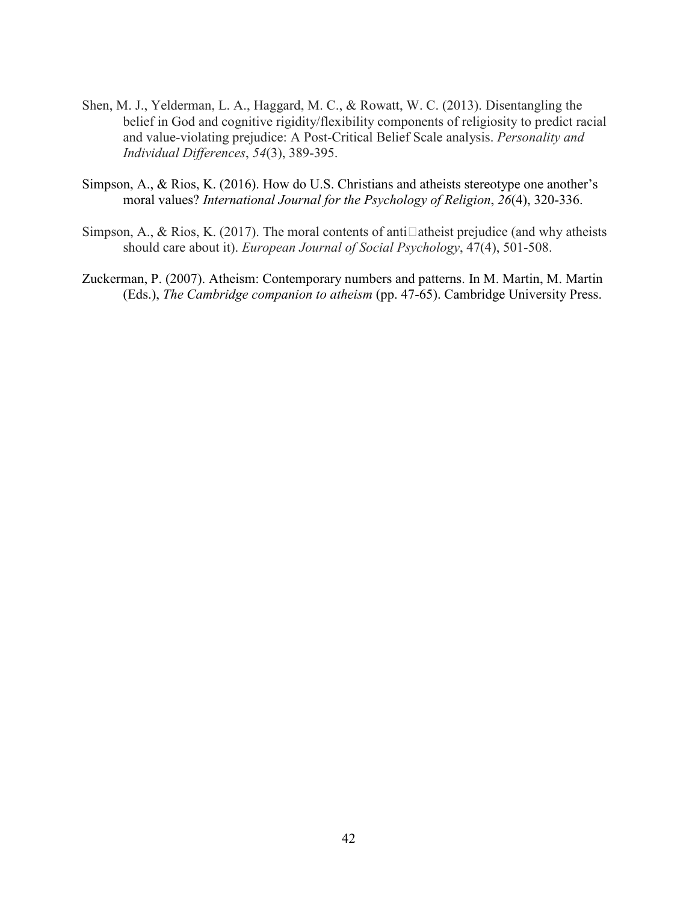Shen, M. J., Yelderman, L. A., Haggard, M. C., & Rowatt, W. C. (2013). Disentangling the belief in God and cognitive rigidity/flexibility components of religiosity to predict racial and value-violating prejudice: A Post-Critical Belief Scale analysis. *Personality and Individual Differences*, *54*(3), 389-395.

Simpson, A., & Rios, K. (2016). How do U.S. Christians and atheists stereotype one another's moral values? *International Journal for the Psychology of Religion*, *26*(4), 320-336.

Simpson, A., & Rios, K. (2017). The moral contents of anti□atheist prejudice (and why atheists should care about it). *European Journal of Social Psychology*, 47(4), 501-508.

Zuckerman, P. (2007). Atheism: Contemporary numbers and patterns. In M. Martin, M. Martin (Eds.), *The Cambridge companion to atheism* (pp. 47-65). Cambridge University Press.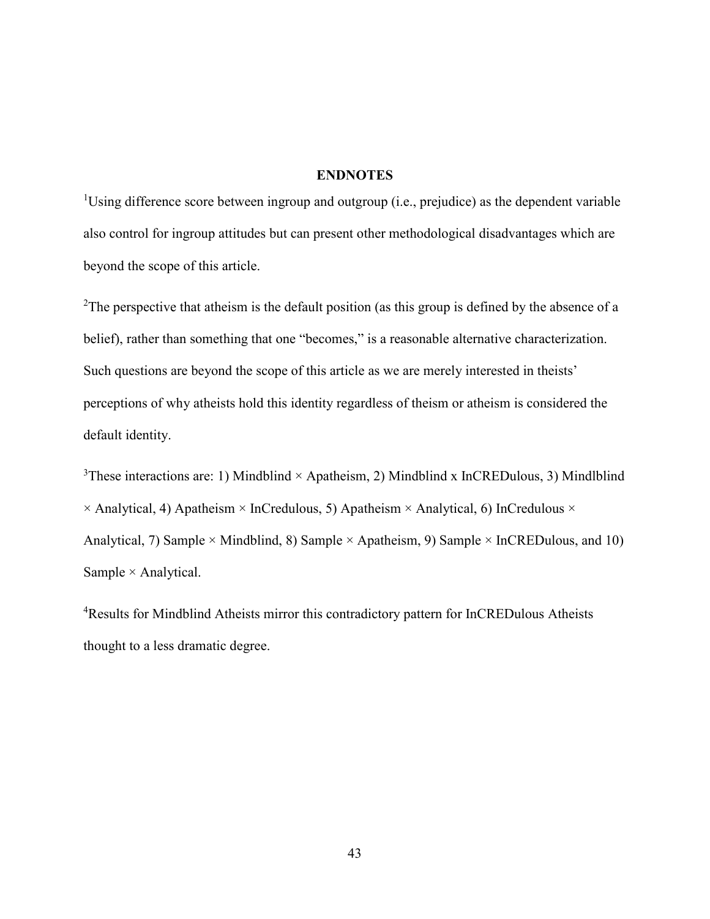## ENDNOTES

[1]Using difference score between ingroup and outgroup (i.e., prejudice) as the dependent variable also control for ingroup attitudes but can present other methodological disadvantages which are beyond the scope of this article.

[2]The perspective that atheism is the default position (as this group is defined by the absence of a belief), rather than something that one "becomes," is a reasonable alternative characterization. Such questions are beyond the scope of this article as we are merely interested in theists' perceptions of why atheists hold this identity regardless of theism or atheism is considered the default identity.

[3]These interactions are: 1) Mindblind × Apatheism, 2) Mindblind x InCREDulous, 3) Mindlblind × Analytical, 4) Apatheism × InCredulous, 5) Apatheism × Analytical, 6) InCredulous × Analytical, 7) Sample × Mindblind, 8) Sample × Apatheism, 9) Sample × InCREDulous, and 10) Sample × Analytical.

[4]Results for Mindblind Atheists mirror this contradictory pattern for InCREDulous Atheists thought to a less dramatic degree.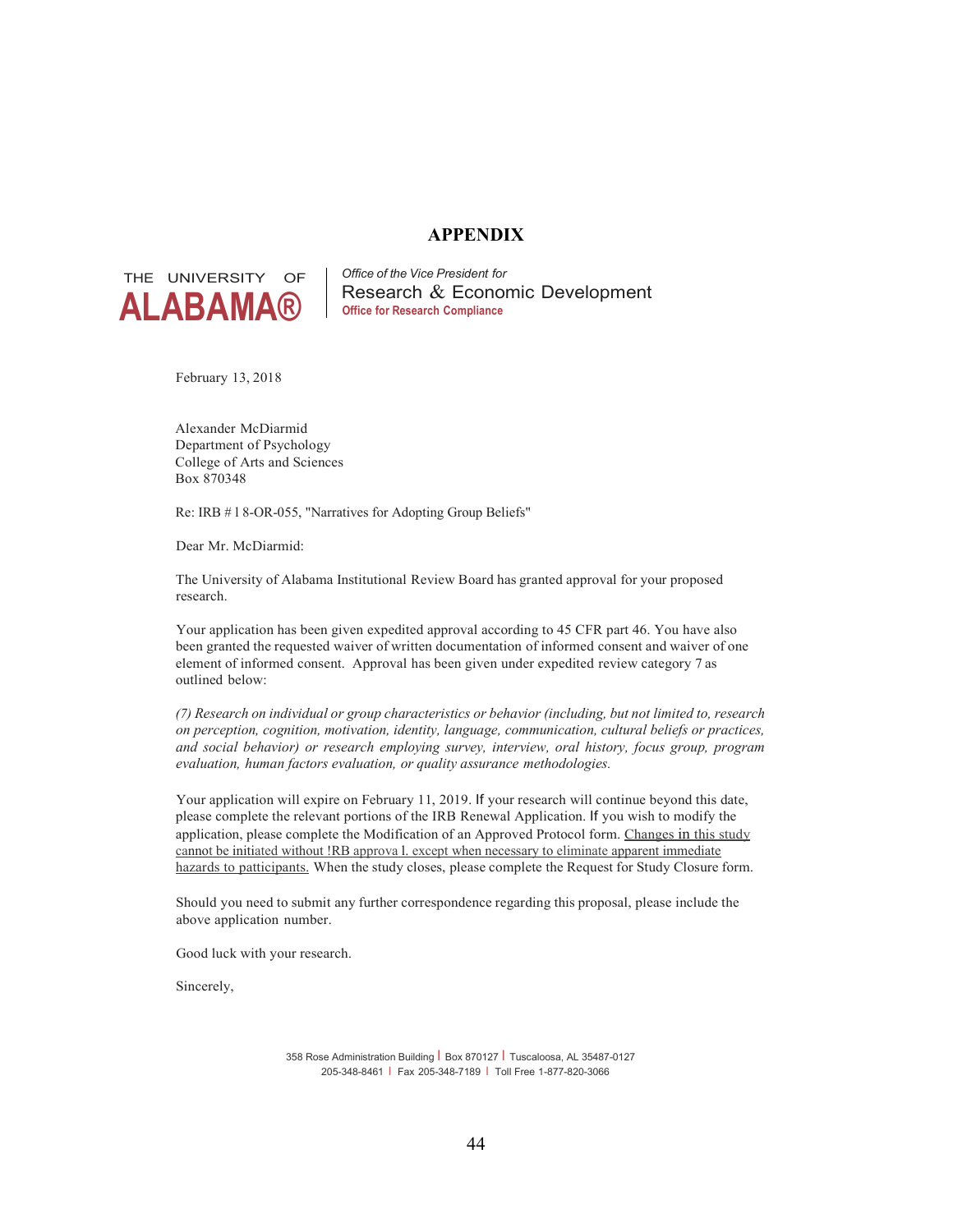# APPENDIX

THE UNIVERSITY OF **ALABAMA®**

*Office of the Vice President for*
Research & Economic Development
**Office for Research Compliance**

February 13, 2018

Alexander McDiarmid
Department of Psychology
College of Arts and Sciences
Box 870348

Re: IRB # l 8-OR-055, "Narratives for Adopting Group Beliefs"

Dear Mr. McDiarmid:

The University of Alabama Institutional Review Board has granted approval for your proposed research.

Your application has been given expedited approval according to 45 CFR part 46. You have also been granted the requested waiver of written documentation of informed consent and waiver of one element of informed consent. Approval has been given under expedited review category 7 as outlined below:

*(7) Research on individual or group characteristics or behavior (including, but not limited to, research on perception, cognition, motivation, identity, language, communication, cultural beliefs or practices, and social behavior) or research employing survey, interview, oral history, focus group, program evaluation, human factors evaluation, or quality assurance methodologies.*

Your application will expire on February 11, 2019. If your research will continue beyond this date, please complete the relevant portions of the IRB Renewal Application. If you wish to modify the application, please complete the Modification of an Approved Protocol form. Changes in this study cannot be initiated without !RB approva l. except when necessary to eliminate apparent immediate hazards to patticipants. When the study closes, please complete the Request for Study Closure form.

Should you need to submit any further correspondence regarding this proposal, please include the above application number.

Good luck with your research.

Sincerely,

358 Rose Administration Building | Box 870127 | Tuscaloosa, AL 35487-0127
205-348-8461 | Fax 205-348-7189 | Toll Free 1-877-820-3066